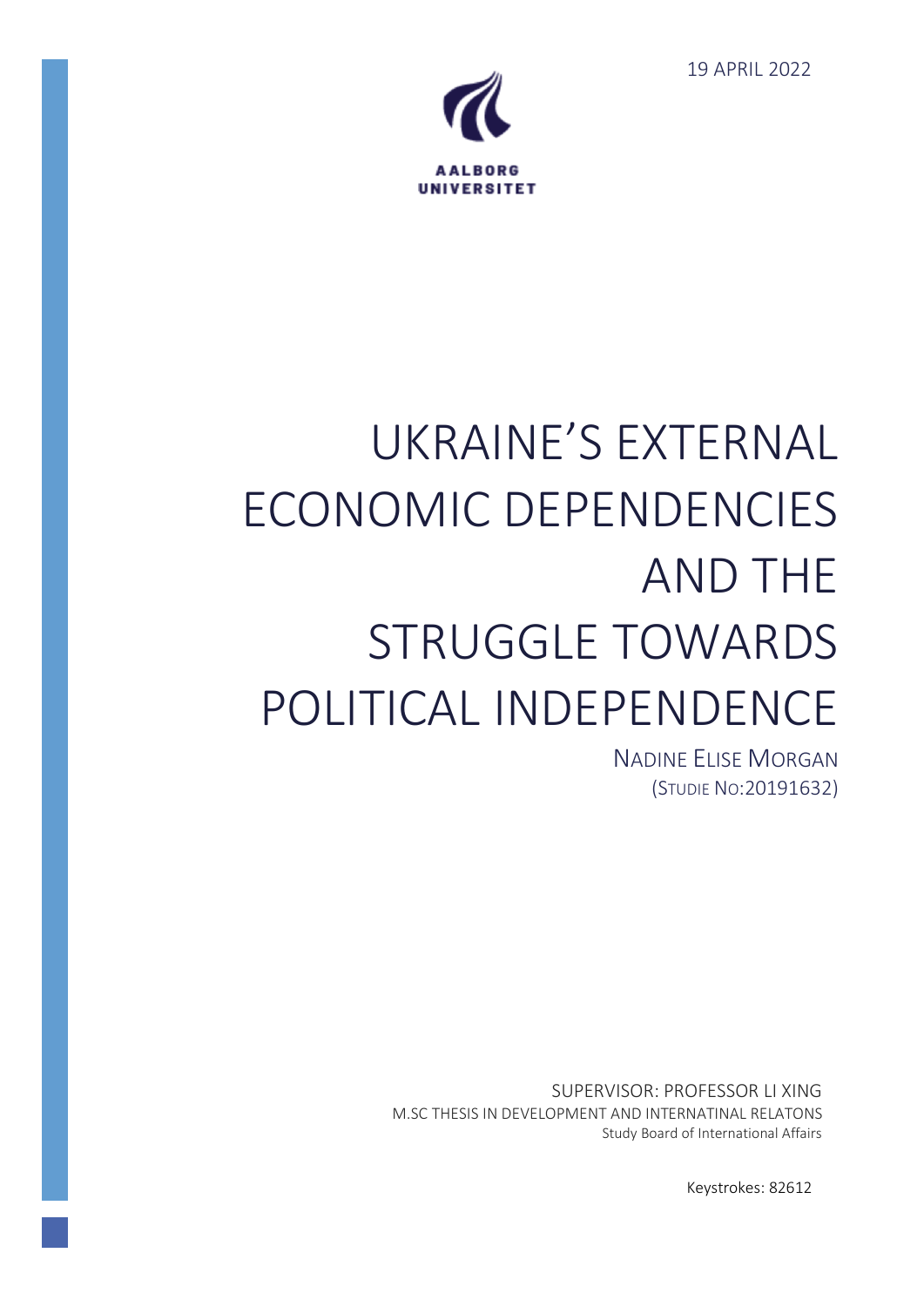19 APRIL 2022

AALBORG UNIVERSITET

# UKRAINE'S EXTERNAL ECONOMIC DEPENDENCIES AND THE STRUGGLE TOWARDS POLITICAL INDEPENDENCE

NADINE ELISE MORGAN
(STUDIE NO:20191632)

SUPERVISOR: PROFESSOR LI XING
M.SC THESIS IN DEVELOPMENT AND INTERNATINAL RELATONS
Study Board of International Affairs

Keystrokes: 82612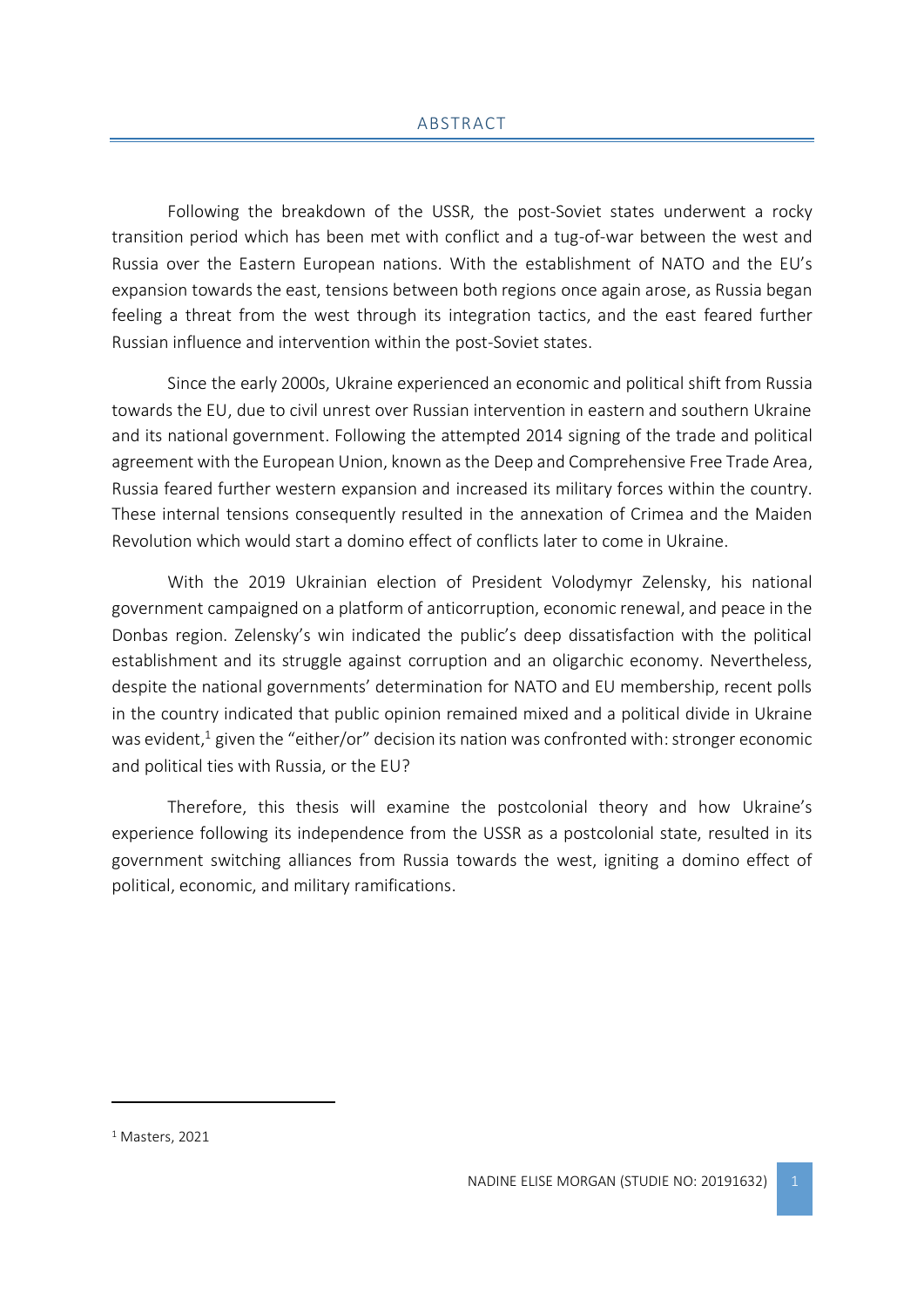## ABSTRACT

Following the breakdown of the USSR, the post-Soviet states underwent a rocky transition period which has been met with conflict and a tug-of-war between the west and Russia over the Eastern European nations. With the establishment of NATO and the EU's expansion towards the east, tensions between both regions once again arose, as Russia began feeling a threat from the west through its integration tactics, and the east feared further Russian influence and intervention within the post-Soviet states.

Since the early 2000s, Ukraine experienced an economic and political shift from Russia towards the EU, due to civil unrest over Russian intervention in eastern and southern Ukraine and its national government. Following the attempted 2014 signing of the trade and political agreement with the European Union, known as the Deep and Comprehensive Free Trade Area, Russia feared further western expansion and increased its military forces within the country. These internal tensions consequently resulted in the annexation of Crimea and the Maiden Revolution which would start a domino effect of conflicts later to come in Ukraine.

With the 2019 Ukrainian election of President Volodymyr Zelensky, his national government campaigned on a platform of anticorruption, economic renewal, and peace in the Donbas region. Zelensky's win indicated the public's deep dissatisfaction with the political establishment and its struggle against corruption and an oligarchic economy. Nevertheless, despite the national governments' determination for NATO and EU membership, recent polls in the country indicated that public opinion remained mixed and a political divide in Ukraine was evident,[1] given the "either/or" decision its nation was confronted with: stronger economic and political ties with Russia, or the EU?

Therefore, this thesis will examine the postcolonial theory and how Ukraine's experience following its independence from the USSR as a postcolonial state, resulted in its government switching alliances from Russia towards the west, igniting a domino effect of political, economic, and military ramifications.

---

[1] Masters, 2021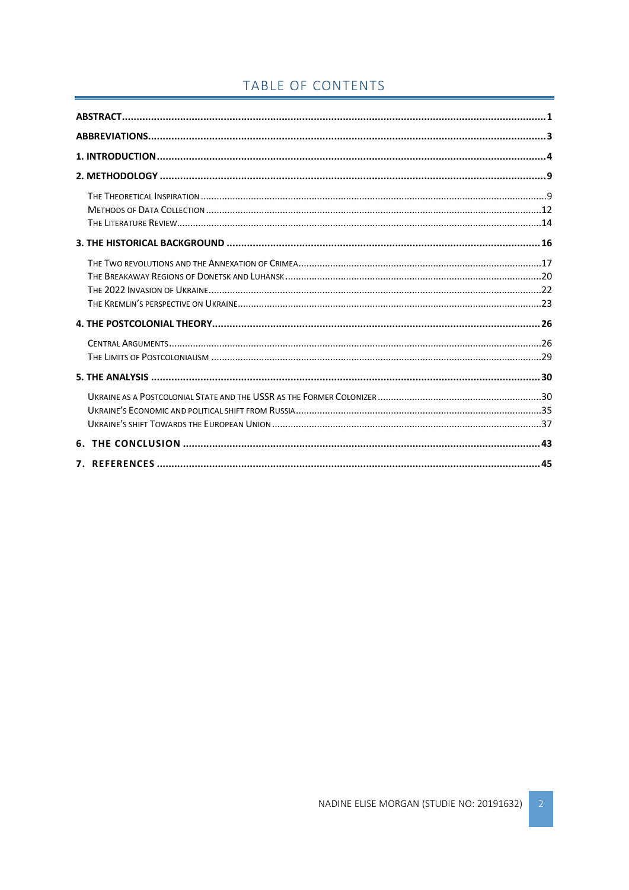# TABLE OF CONTENTS

**ABSTRACT** .......... 1

**ABBREVIATIONS** .......... 3

**1. INTRODUCTION** .......... 4

**2. METHODOLOGY** .......... 9

- The Theoretical Inspiration .......... 9
- Methods of Data Collection .......... 12
- The Literature Review .......... 14

**3. THE HISTORICAL BACKGROUND** .......... 16

- The Two revolutions and the Annexation of Crimea .......... 17
- The Breakaway Regions of Donetsk and Luhansk .......... 20
- The 2022 Invasion of Ukraine .......... 22
- The Kremlin's perspective on Ukraine .......... 23

**4. THE POSTCOLONIAL THEORY** .......... 26

- Central Arguments .......... 26
- The Limits of Postcolonialism .......... 29

**5. THE ANALYSIS** .......... 30

- Ukraine as a Postcolonial State and the USSR as the Former Colonizer .......... 30
- Ukraine's Economic and political shift from Russia .......... 35
- Ukraine's shift Towards the European Union .......... 37

**6. THE CONCLUSION** .......... 43

**7. REFERENCES** .......... 45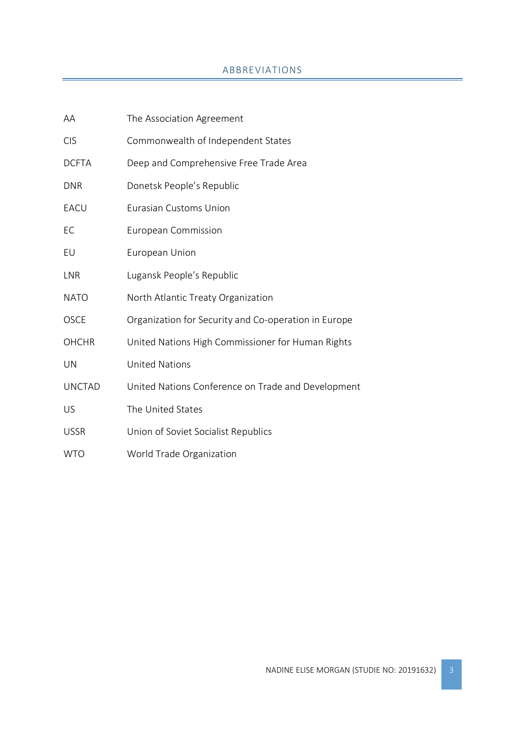## ABBREVIATIONS

| | |
|---|---|
| AA | The Association Agreement |
| CIS | Commonwealth of Independent States |
| DCFTA | Deep and Comprehensive Free Trade Area |
| DNR | Donetsk People's Republic |
| EACU | Eurasian Customs Union |
| EC | European Commission |
| EU | European Union |
| LNR | Lugansk People's Republic |
| NATO | North Atlantic Treaty Organization |
| OSCE | Organization for Security and Co-operation in Europe |
| OHCHR | United Nations High Commissioner for Human Rights |
| UN | United Nations |
| UNCTAD | United Nations Conference on Trade and Development |
| US | The United States |
| USSR | Union of Soviet Socialist Republics |
| WTO | World Trade Organization |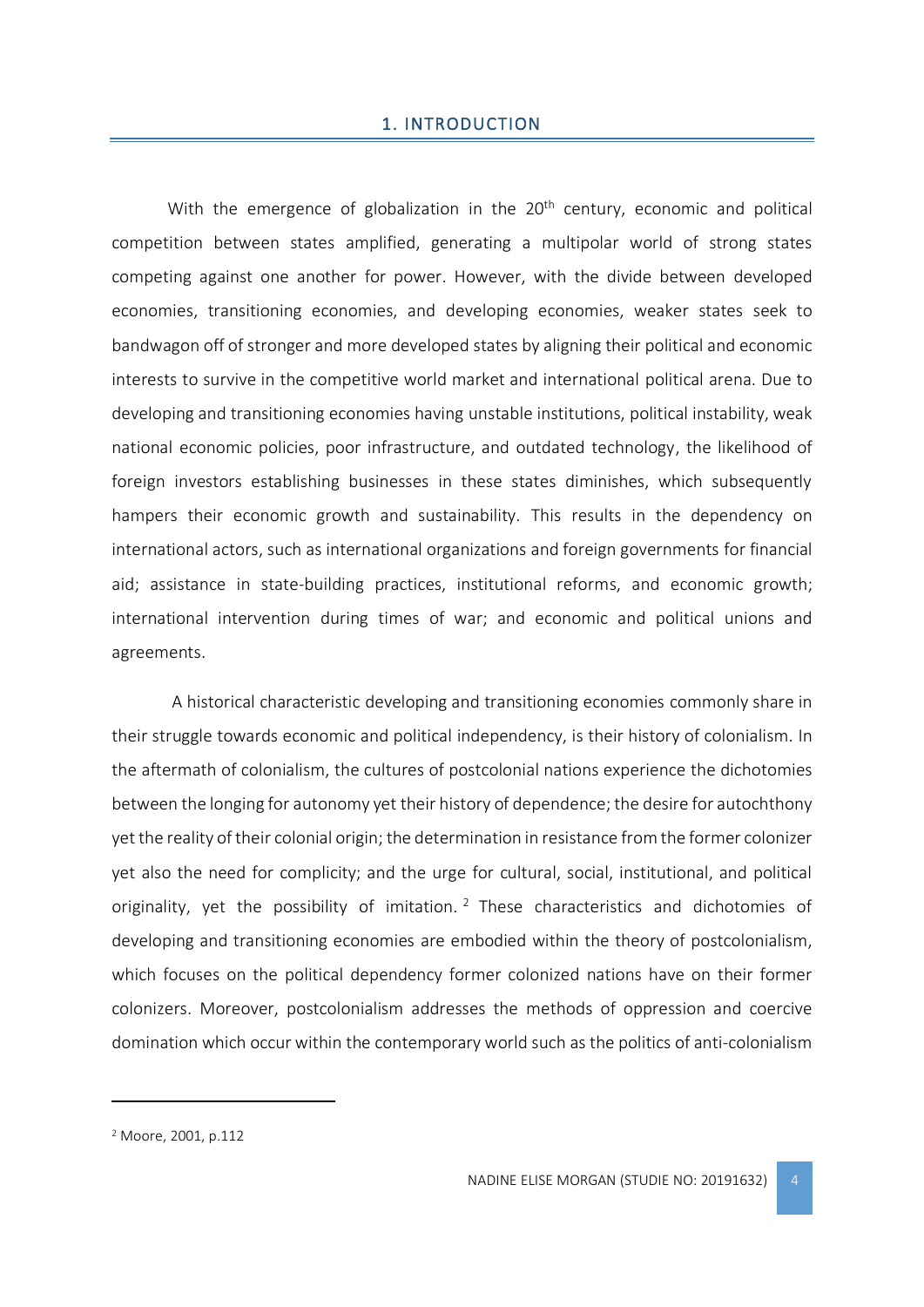# 1. INTRODUCTION

With the emergence of globalization in the 20th century, economic and political competition between states amplified, generating a multipolar world of strong states competing against one another for power. However, with the divide between developed economies, transitioning economies, and developing economies, weaker states seek to bandwagon off of stronger and more developed states by aligning their political and economic interests to survive in the competitive world market and international political arena. Due to developing and transitioning economies having unstable institutions, political instability, weak national economic policies, poor infrastructure, and outdated technology, the likelihood of foreign investors establishing businesses in these states diminishes, which subsequently hampers their economic growth and sustainability. This results in the dependency on international actors, such as international organizations and foreign governments for financial aid; assistance in state-building practices, institutional reforms, and economic growth; international intervention during times of war; and economic and political unions and agreements.

A historical characteristic developing and transitioning economies commonly share in their struggle towards economic and political independency, is their history of colonialism. In the aftermath of colonialism, the cultures of postcolonial nations experience the dichotomies between the longing for autonomy yet their history of dependence; the desire for autochthony yet the reality of their colonial origin; the determination in resistance from the former colonizer yet also the need for complicity; and the urge for cultural, social, institutional, and political originality, yet the possibility of imitation. [2] These characteristics and dichotomies of developing and transitioning economies are embodied within the theory of postcolonialism, which focuses on the political dependency former colonized nations have on their former colonizers. Moreover, postcolonialism addresses the methods of oppression and coercive domination which occur within the contemporary world such as the politics of anti-colonialism

[2] Moore, 2001, p.112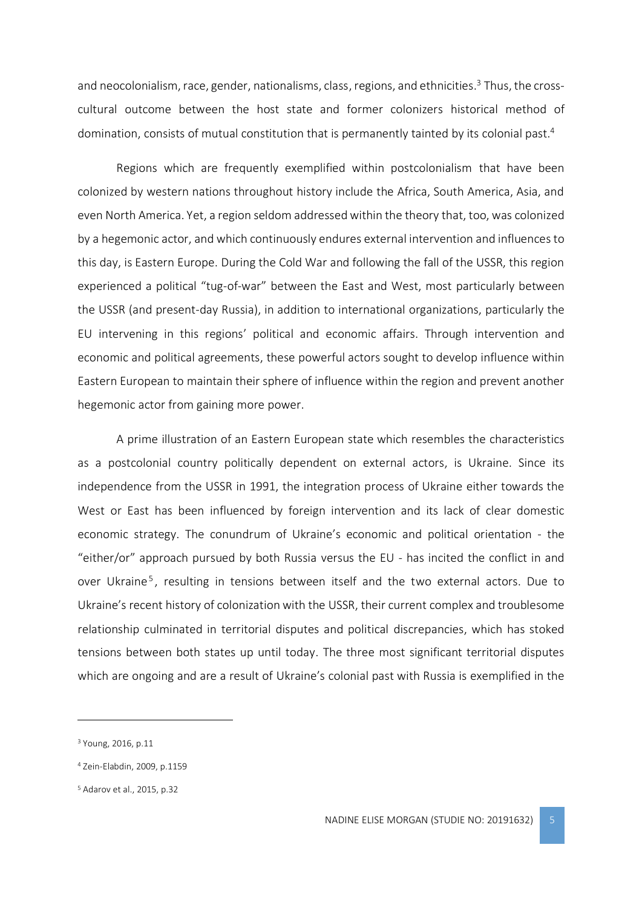and neocolonialism, race, gender, nationalisms, class, regions, and ethnicities.[3] Thus, the cross-cultural outcome between the host state and former colonizers historical method of domination, consists of mutual constitution that is permanently tainted by its colonial past.[4]

Regions which are frequently exemplified within postcolonialism that have been colonized by western nations throughout history include the Africa, South America, Asia, and even North America. Yet, a region seldom addressed within the theory that, too, was colonized by a hegemonic actor, and which continuously endures external intervention and influences to this day, is Eastern Europe. During the Cold War and following the fall of the USSR, this region experienced a political "tug-of-war" between the East and West, most particularly between the USSR (and present-day Russia), in addition to international organizations, particularly the EU intervening in this regions' political and economic affairs. Through intervention and economic and political agreements, these powerful actors sought to develop influence within Eastern European to maintain their sphere of influence within the region and prevent another hegemonic actor from gaining more power.

A prime illustration of an Eastern European state which resembles the characteristics as a postcolonial country politically dependent on external actors, is Ukraine. Since its independence from the USSR in 1991, the integration process of Ukraine either towards the West or East has been influenced by foreign intervention and its lack of clear domestic economic strategy. The conundrum of Ukraine's economic and political orientation - the "either/or" approach pursued by both Russia versus the EU - has incited the conflict in and over Ukraine[5], resulting in tensions between itself and the two external actors. Due to Ukraine's recent history of colonization with the USSR, their current complex and troublesome relationship culminated in territorial disputes and political discrepancies, which has stoked tensions between both states up until today. The three most significant territorial disputes which are ongoing and are a result of Ukraine's colonial past with Russia is exemplified in the

---

[3] Young, 2016, p.11

[4] Zein-Elabdin, 2009, p.1159

[5] Adarov et al., 2015, p.32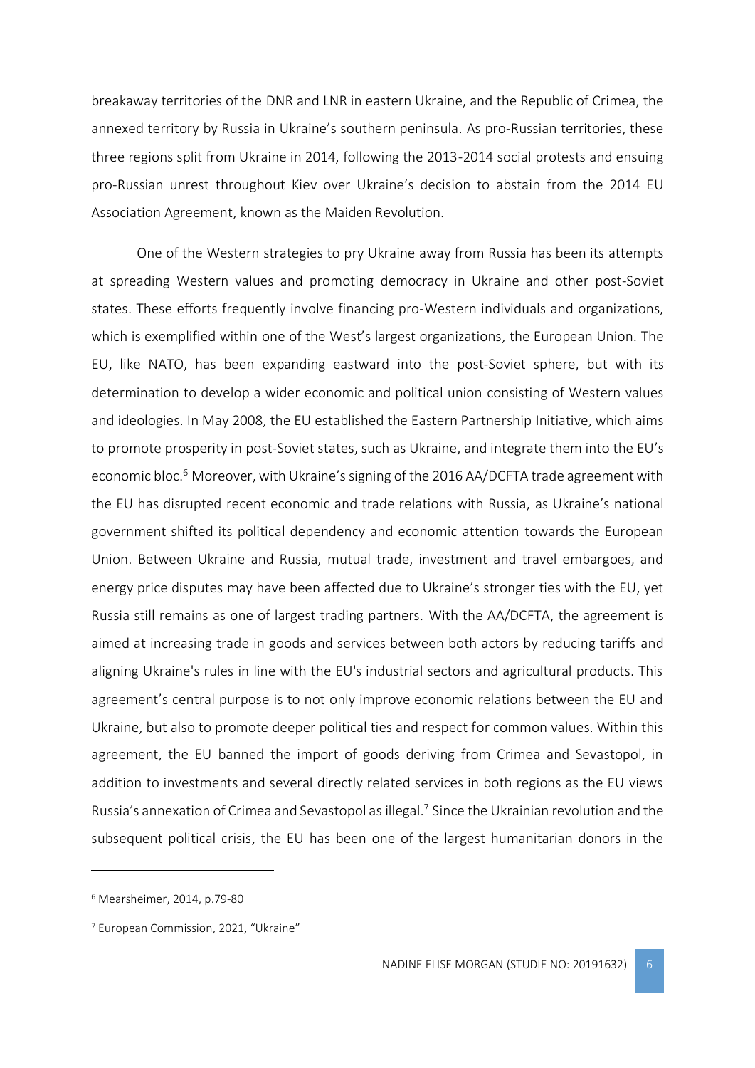breakaway territories of the DNR and LNR in eastern Ukraine, and the Republic of Crimea, the annexed territory by Russia in Ukraine's southern peninsula. As pro-Russian territories, these three regions split from Ukraine in 2014, following the 2013-2014 social protests and ensuing pro-Russian unrest throughout Kiev over Ukraine's decision to abstain from the 2014 EU Association Agreement, known as the Maiden Revolution.

One of the Western strategies to pry Ukraine away from Russia has been its attempts at spreading Western values and promoting democracy in Ukraine and other post-Soviet states. These efforts frequently involve financing pro-Western individuals and organizations, which is exemplified within one of the West's largest organizations, the European Union. The EU, like NATO, has been expanding eastward into the post-Soviet sphere, but with its determination to develop a wider economic and political union consisting of Western values and ideologies. In May 2008, the EU established the Eastern Partnership Initiative, which aims to promote prosperity in post-Soviet states, such as Ukraine, and integrate them into the EU's economic bloc.[6] Moreover, with Ukraine's signing of the 2016 AA/DCFTA trade agreement with the EU has disrupted recent economic and trade relations with Russia, as Ukraine's national government shifted its political dependency and economic attention towards the European Union. Between Ukraine and Russia, mutual trade, investment and travel embargoes, and energy price disputes may have been affected due to Ukraine's stronger ties with the EU, yet Russia still remains as one of largest trading partners. With the AA/DCFTA, the agreement is aimed at increasing trade in goods and services between both actors by reducing tariffs and aligning Ukraine's rules in line with the EU's industrial sectors and agricultural products. This agreement's central purpose is to not only improve economic relations between the EU and Ukraine, but also to promote deeper political ties and respect for common values. Within this agreement, the EU banned the import of goods deriving from Crimea and Sevastopol, in addition to investments and several directly related services in both regions as the EU views Russia's annexation of Crimea and Sevastopol as illegal.[7] Since the Ukrainian revolution and the subsequent political crisis, the EU has been one of the largest humanitarian donors in the

---

[6] Mearsheimer, 2014, p.79-80

[7] European Commission, 2021, "Ukraine"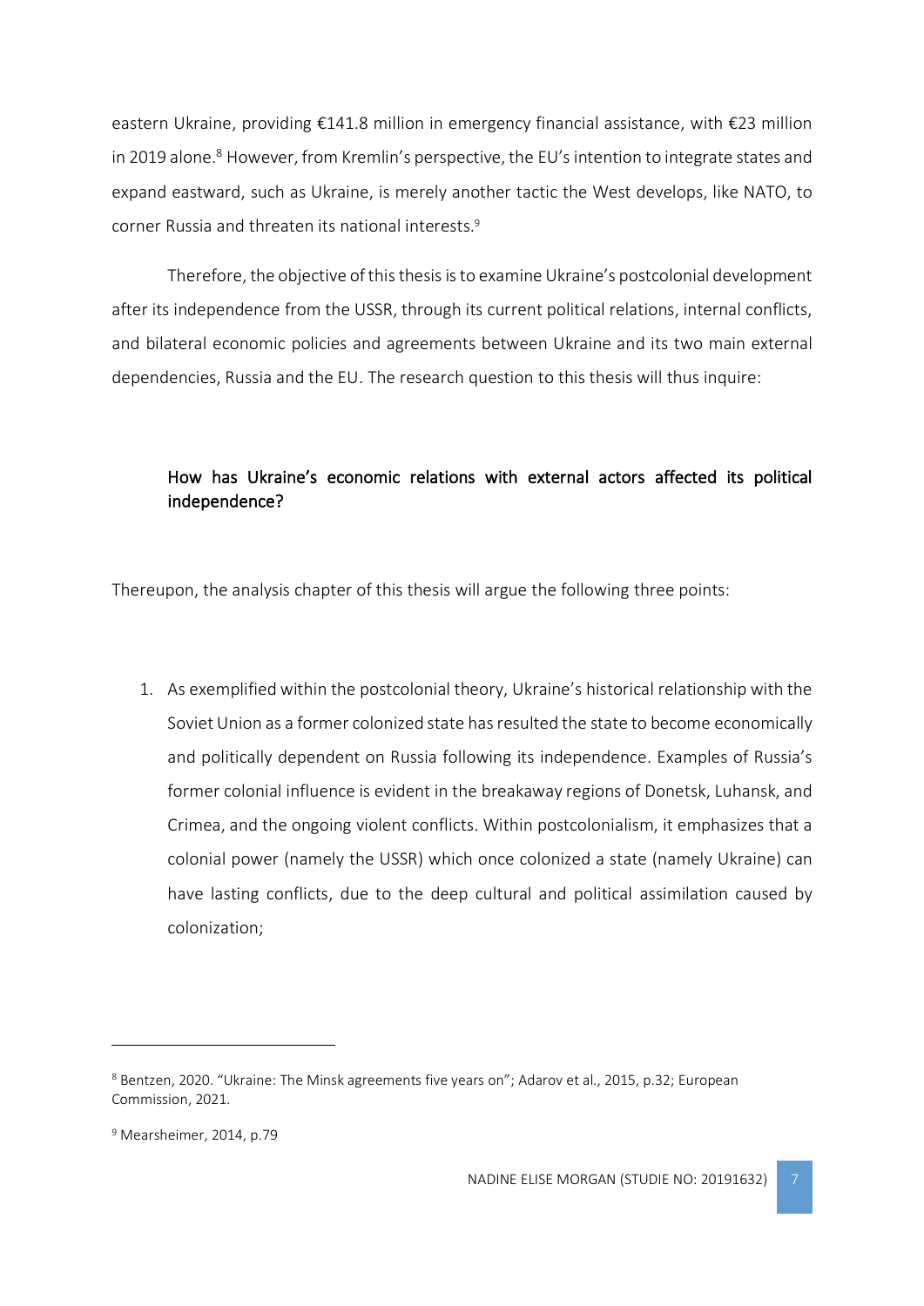eastern Ukraine, providing €141.8 million in emergency financial assistance, with €23 million in 2019 alone.[8] However, from Kremlin's perspective, the EU's intention to integrate states and expand eastward, such as Ukraine, is merely another tactic the West develops, like NATO, to corner Russia and threaten its national interests.[9]

Therefore, the objective of this thesis is to examine Ukraine's postcolonial development after its independence from the USSR, through its current political relations, internal conflicts, and bilateral economic policies and agreements between Ukraine and its two main external dependencies, Russia and the EU. The research question to this thesis will thus inquire:

> How has Ukraine's economic relations with external actors affected its political independence?

Thereupon, the analysis chapter of this thesis will argue the following three points:

1. As exemplified within the postcolonial theory, Ukraine's historical relationship with the Soviet Union as a former colonized state has resulted the state to become economically and politically dependent on Russia following its independence. Examples of Russia's former colonial influence is evident in the breakaway regions of Donetsk, Luhansk, and Crimea, and the ongoing violent conflicts. Within postcolonialism, it emphasizes that a colonial power (namely the USSR) which once colonized a state (namely Ukraine) can have lasting conflicts, due to the deep cultural and political assimilation caused by colonization;

---

[8] Bentzen, 2020. "Ukraine: The Minsk agreements five years on"; Adarov et al., 2015, p.32; European Commission, 2021.

[9] Mearsheimer, 2014, p.79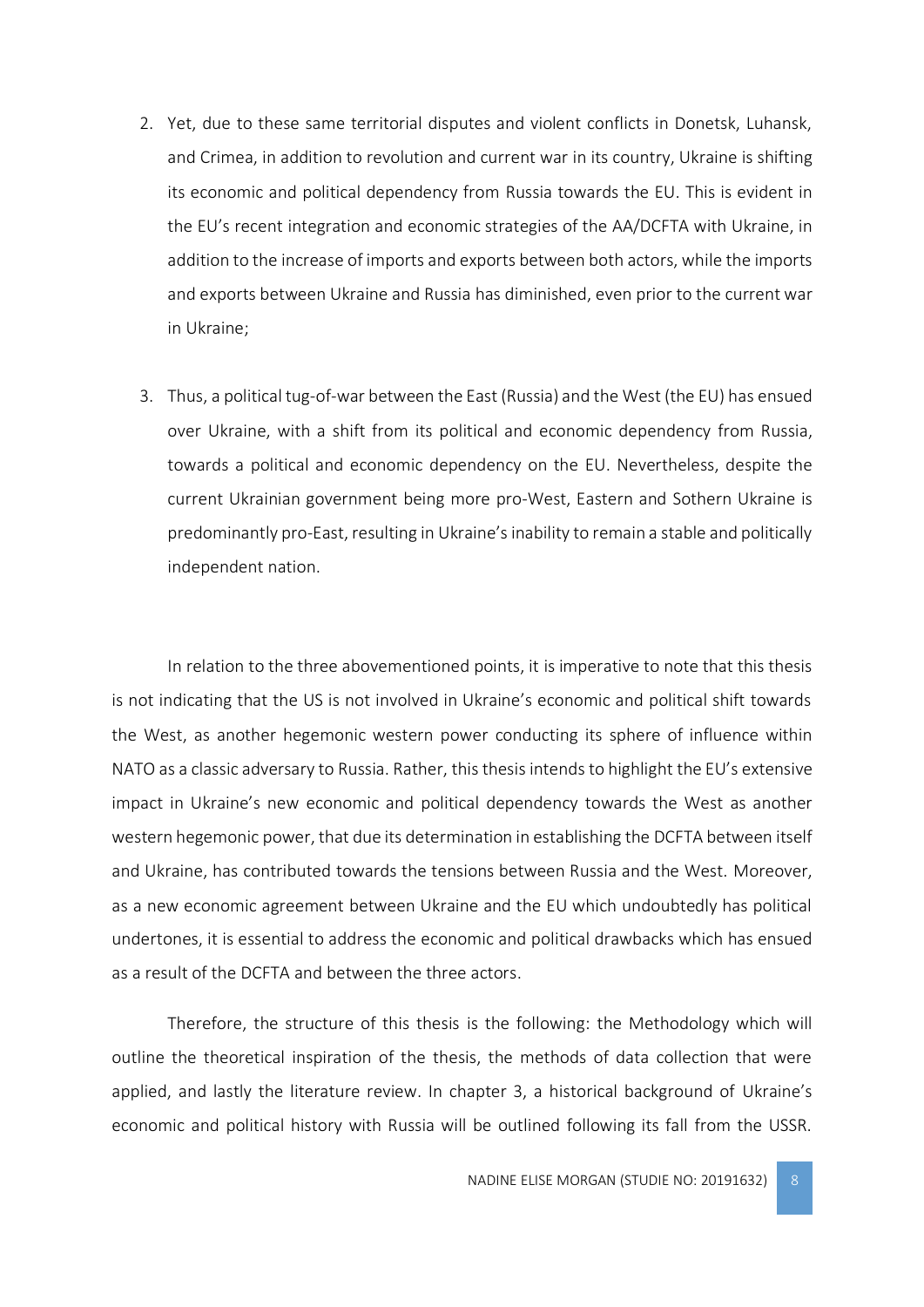2. Yet, due to these same territorial disputes and violent conflicts in Donetsk, Luhansk, and Crimea, in addition to revolution and current war in its country, Ukraine is shifting its economic and political dependency from Russia towards the EU. This is evident in the EU's recent integration and economic strategies of the AA/DCFTA with Ukraine, in addition to the increase of imports and exports between both actors, while the imports and exports between Ukraine and Russia has diminished, even prior to the current war in Ukraine;

3. Thus, a political tug-of-war between the East (Russia) and the West (the EU) has ensued over Ukraine, with a shift from its political and economic dependency from Russia, towards a political and economic dependency on the EU. Nevertheless, despite the current Ukrainian government being more pro-West, Eastern and Sothern Ukraine is predominantly pro-East, resulting in Ukraine's inability to remain a stable and politically independent nation.

In relation to the three abovementioned points, it is imperative to note that this thesis is not indicating that the US is not involved in Ukraine's economic and political shift towards the West, as another hegemonic western power conducting its sphere of influence within NATO as a classic adversary to Russia. Rather, this thesis intends to highlight the EU's extensive impact in Ukraine's new economic and political dependency towards the West as another western hegemonic power, that due its determination in establishing the DCFTA between itself and Ukraine, has contributed towards the tensions between Russia and the West. Moreover, as a new economic agreement between Ukraine and the EU which undoubtedly has political undertones, it is essential to address the economic and political drawbacks which has ensued as a result of the DCFTA and between the three actors.

Therefore, the structure of this thesis is the following: the Methodology which will outline the theoretical inspiration of the thesis, the methods of data collection that were applied, and lastly the literature review. In chapter 3, a historical background of Ukraine's economic and political history with Russia will be outlined following its fall from the USSR.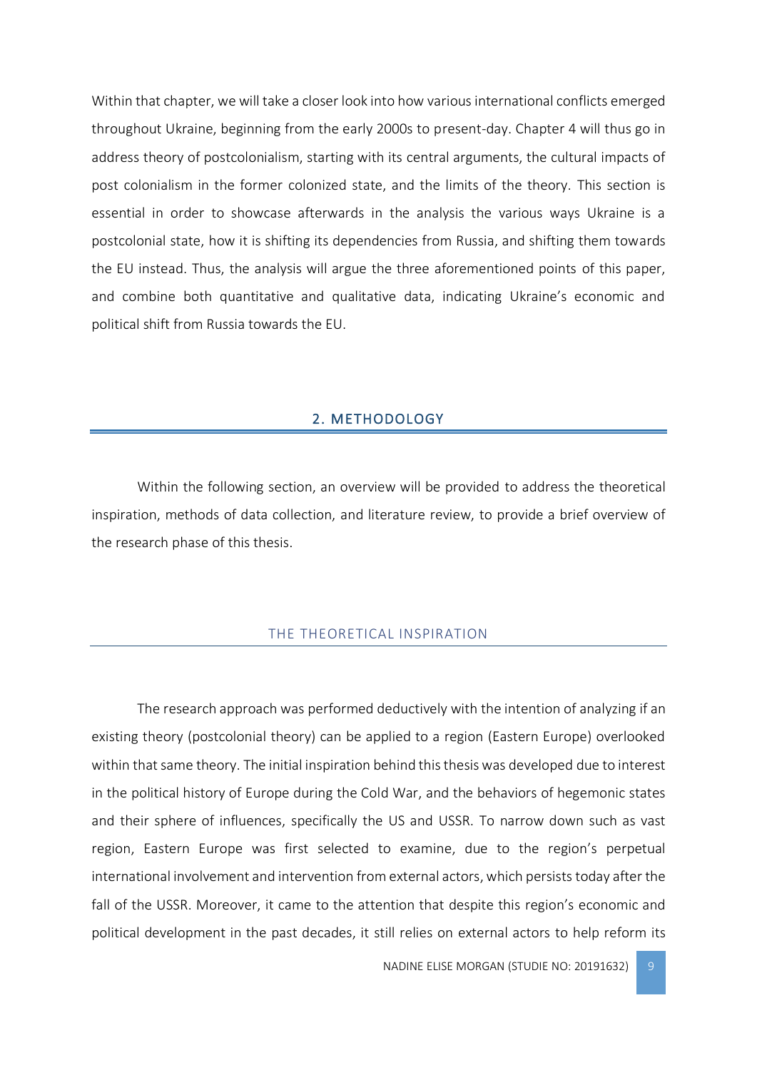Within that chapter, we will take a closer look into how various international conflicts emerged throughout Ukraine, beginning from the early 2000s to present-day. Chapter 4 will thus go in address theory of postcolonialism, starting with its central arguments, the cultural impacts of post colonialism in the former colonized state, and the limits of the theory. This section is essential in order to showcase afterwards in the analysis the various ways Ukraine is a postcolonial state, how it is shifting its dependencies from Russia, and shifting them towards the EU instead. Thus, the analysis will argue the three aforementioned points of this paper, and combine both quantitative and qualitative data, indicating Ukraine's economic and political shift from Russia towards the EU.

## 2. METHODOLOGY

Within the following section, an overview will be provided to address the theoretical inspiration, methods of data collection, and literature review, to provide a brief overview of the research phase of this thesis.

### THE THEORETICAL INSPIRATION

The research approach was performed deductively with the intention of analyzing if an existing theory (postcolonial theory) can be applied to a region (Eastern Europe) overlooked within that same theory. The initial inspiration behind this thesis was developed due to interest in the political history of Europe during the Cold War, and the behaviors of hegemonic states and their sphere of influences, specifically the US and USSR. To narrow down such as vast region, Eastern Europe was first selected to examine, due to the region's perpetual international involvement and intervention from external actors, which persists today after the fall of the USSR. Moreover, it came to the attention that despite this region's economic and political development in the past decades, it still relies on external actors to help reform its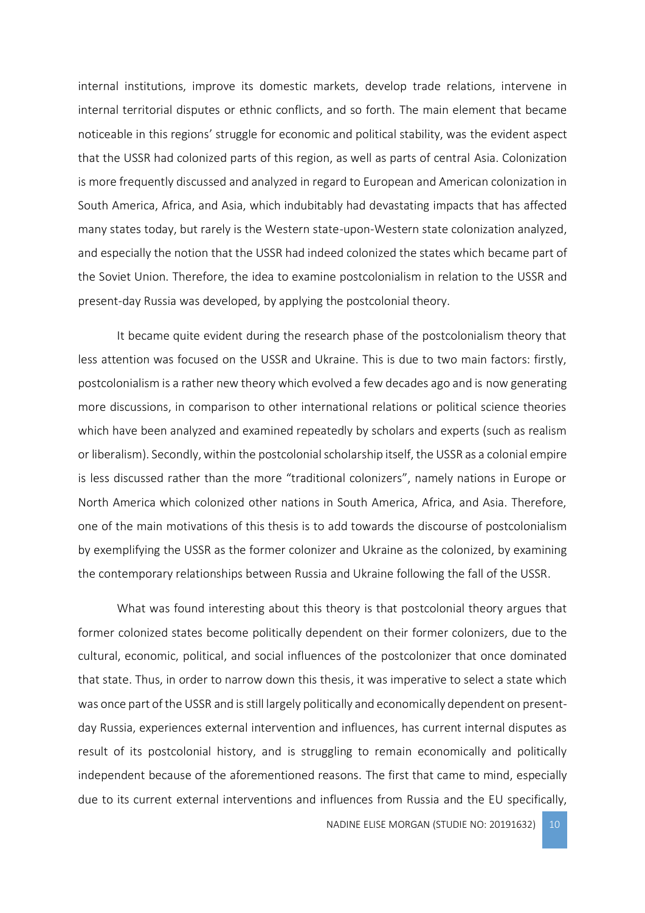internal institutions, improve its domestic markets, develop trade relations, intervene in internal territorial disputes or ethnic conflicts, and so forth. The main element that became noticeable in this regions' struggle for economic and political stability, was the evident aspect that the USSR had colonized parts of this region, as well as parts of central Asia. Colonization is more frequently discussed and analyzed in regard to European and American colonization in South America, Africa, and Asia, which indubitably had devastating impacts that has affected many states today, but rarely is the Western state-upon-Western state colonization analyzed, and especially the notion that the USSR had indeed colonized the states which became part of the Soviet Union. Therefore, the idea to examine postcolonialism in relation to the USSR and present-day Russia was developed, by applying the postcolonial theory.

It became quite evident during the research phase of the postcolonialism theory that less attention was focused on the USSR and Ukraine. This is due to two main factors: firstly, postcolonialism is a rather new theory which evolved a few decades ago and is now generating more discussions, in comparison to other international relations or political science theories which have been analyzed and examined repeatedly by scholars and experts (such as realism or liberalism). Secondly, within the postcolonial scholarship itself, the USSR as a colonial empire is less discussed rather than the more "traditional colonizers", namely nations in Europe or North America which colonized other nations in South America, Africa, and Asia. Therefore, one of the main motivations of this thesis is to add towards the discourse of postcolonialism by exemplifying the USSR as the former colonizer and Ukraine as the colonized, by examining the contemporary relationships between Russia and Ukraine following the fall of the USSR.

What was found interesting about this theory is that postcolonial theory argues that former colonized states become politically dependent on their former colonizers, due to the cultural, economic, political, and social influences of the postcolonizer that once dominated that state. Thus, in order to narrow down this thesis, it was imperative to select a state which was once part of the USSR and is still largely politically and economically dependent on present-day Russia, experiences external intervention and influences, has current internal disputes as result of its postcolonial history, and is struggling to remain economically and politically independent because of the aforementioned reasons. The first that came to mind, especially due to its current external interventions and influences from Russia and the EU specifically,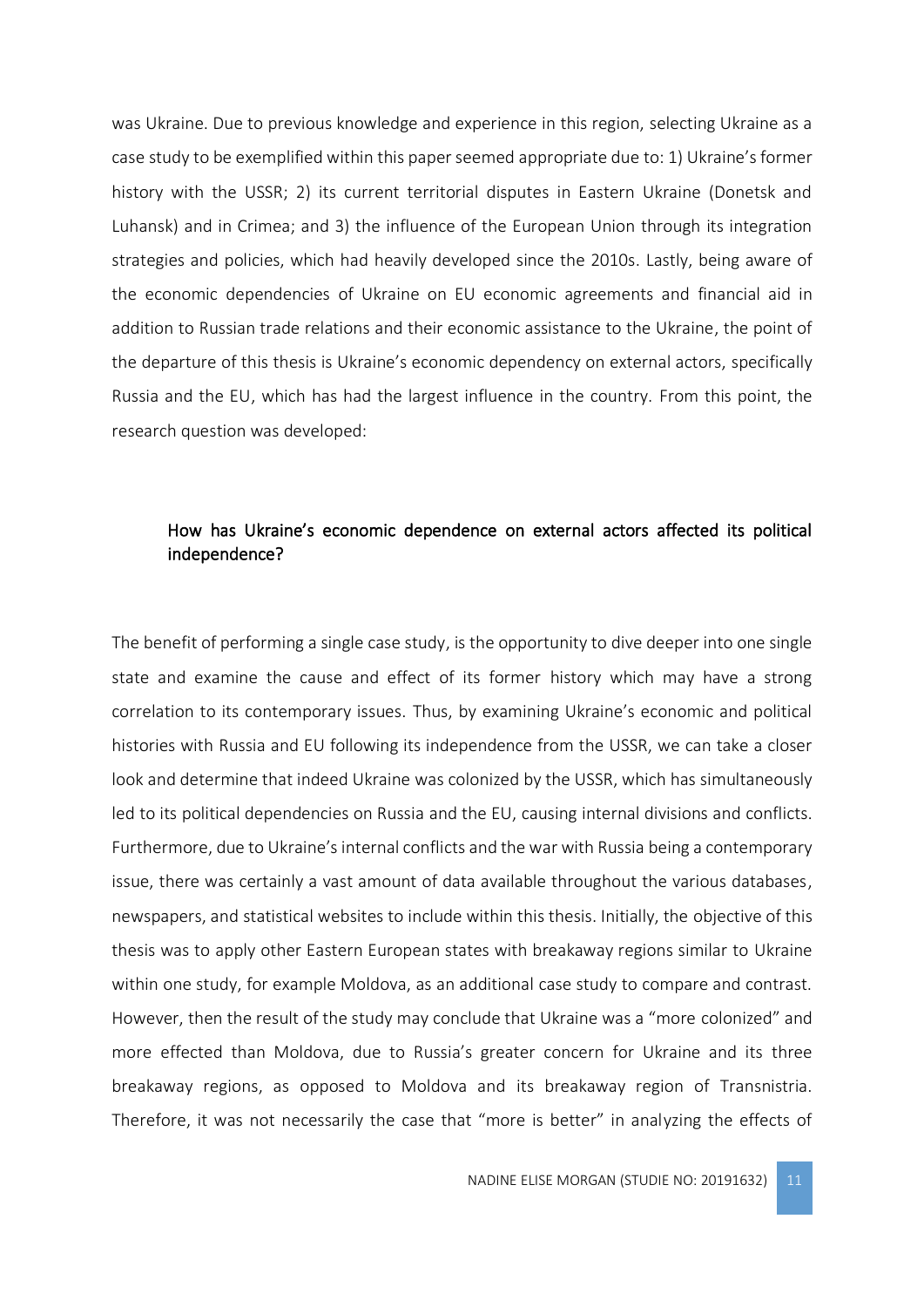was Ukraine. Due to previous knowledge and experience in this region, selecting Ukraine as a case study to be exemplified within this paper seemed appropriate due to: 1) Ukraine's former history with the USSR; 2) its current territorial disputes in Eastern Ukraine (Donetsk and Luhansk) and in Crimea; and 3) the influence of the European Union through its integration strategies and policies, which had heavily developed since the 2010s. Lastly, being aware of the economic dependencies of Ukraine on EU economic agreements and financial aid in addition to Russian trade relations and their economic assistance to the Ukraine, the point of the departure of this thesis is Ukraine's economic dependency on external actors, specifically Russia and the EU, which has had the largest influence in the country. From this point, the research question was developed:

> How has Ukraine's economic dependence on external actors affected its political independence?

The benefit of performing a single case study, is the opportunity to dive deeper into one single state and examine the cause and effect of its former history which may have a strong correlation to its contemporary issues. Thus, by examining Ukraine's economic and political histories with Russia and EU following its independence from the USSR, we can take a closer look and determine that indeed Ukraine was colonized by the USSR, which has simultaneously led to its political dependencies on Russia and the EU, causing internal divisions and conflicts. Furthermore, due to Ukraine's internal conflicts and the war with Russia being a contemporary issue, there was certainly a vast amount of data available throughout the various databases, newspapers, and statistical websites to include within this thesis. Initially, the objective of this thesis was to apply other Eastern European states with breakaway regions similar to Ukraine within one study, for example Moldova, as an additional case study to compare and contrast. However, then the result of the study may conclude that Ukraine was a "more colonized" and more effected than Moldova, due to Russia's greater concern for Ukraine and its three breakaway regions, as opposed to Moldova and its breakaway region of Transnistria. Therefore, it was not necessarily the case that "more is better" in analyzing the effects of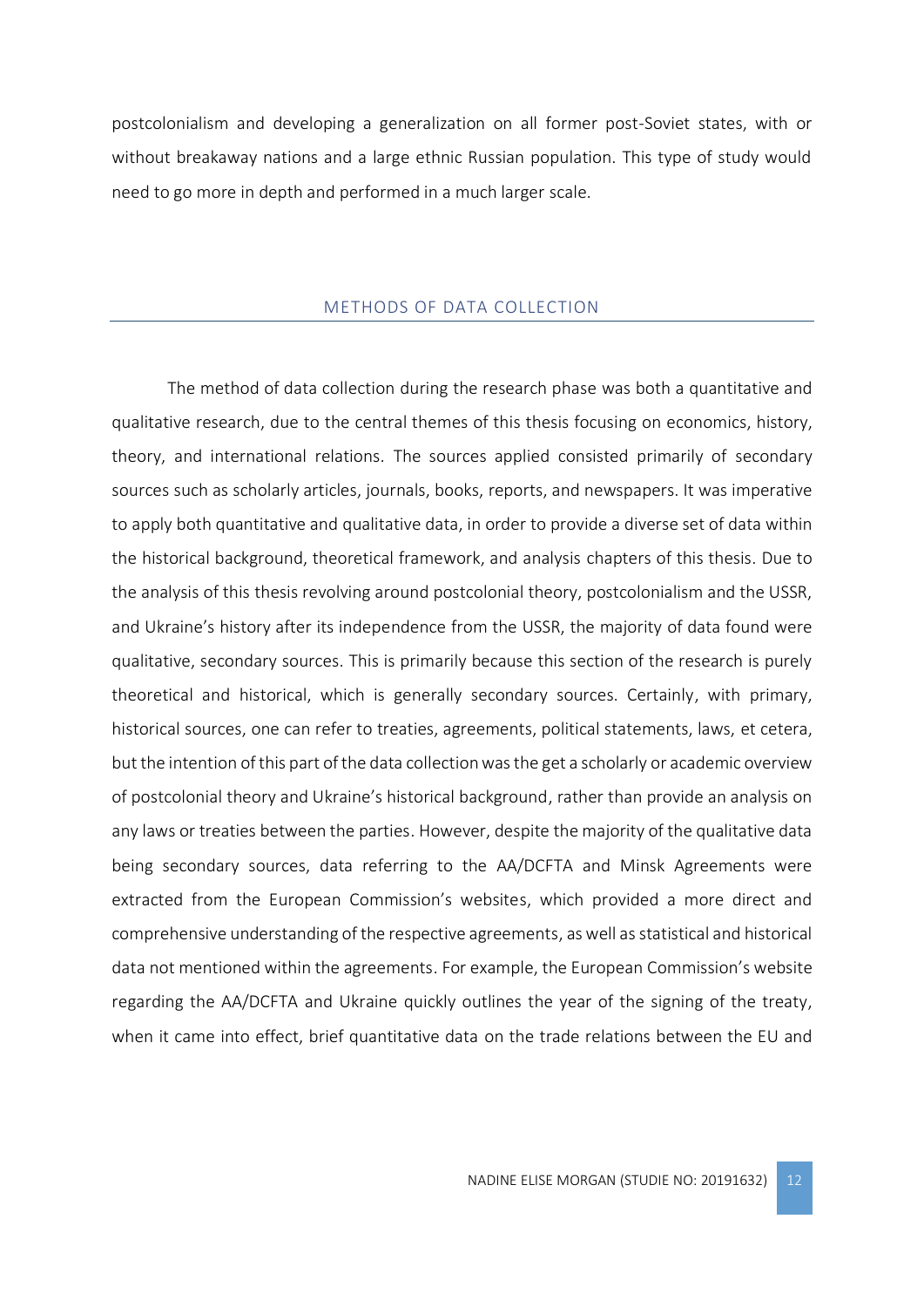postcolonialism and developing a generalization on all former post-Soviet states, with or without breakaway nations and a large ethnic Russian population. This type of study would need to go more in depth and performed in a much larger scale.

## METHODS OF DATA COLLECTION

The method of data collection during the research phase was both a quantitative and qualitative research, due to the central themes of this thesis focusing on economics, history, theory, and international relations. The sources applied consisted primarily of secondary sources such as scholarly articles, journals, books, reports, and newspapers. It was imperative to apply both quantitative and qualitative data, in order to provide a diverse set of data within the historical background, theoretical framework, and analysis chapters of this thesis. Due to the analysis of this thesis revolving around postcolonial theory, postcolonialism and the USSR, and Ukraine's history after its independence from the USSR, the majority of data found were qualitative, secondary sources. This is primarily because this section of the research is purely theoretical and historical, which is generally secondary sources. Certainly, with primary, historical sources, one can refer to treaties, agreements, political statements, laws, et cetera, but the intention of this part of the data collection was the get a scholarly or academic overview of postcolonial theory and Ukraine's historical background, rather than provide an analysis on any laws or treaties between the parties. However, despite the majority of the qualitative data being secondary sources, data referring to the AA/DCFTA and Minsk Agreements were extracted from the European Commission's websites, which provided a more direct and comprehensive understanding of the respective agreements, as well as statistical and historical data not mentioned within the agreements. For example, the European Commission's website regarding the AA/DCFTA and Ukraine quickly outlines the year of the signing of the treaty, when it came into effect, brief quantitative data on the trade relations between the EU and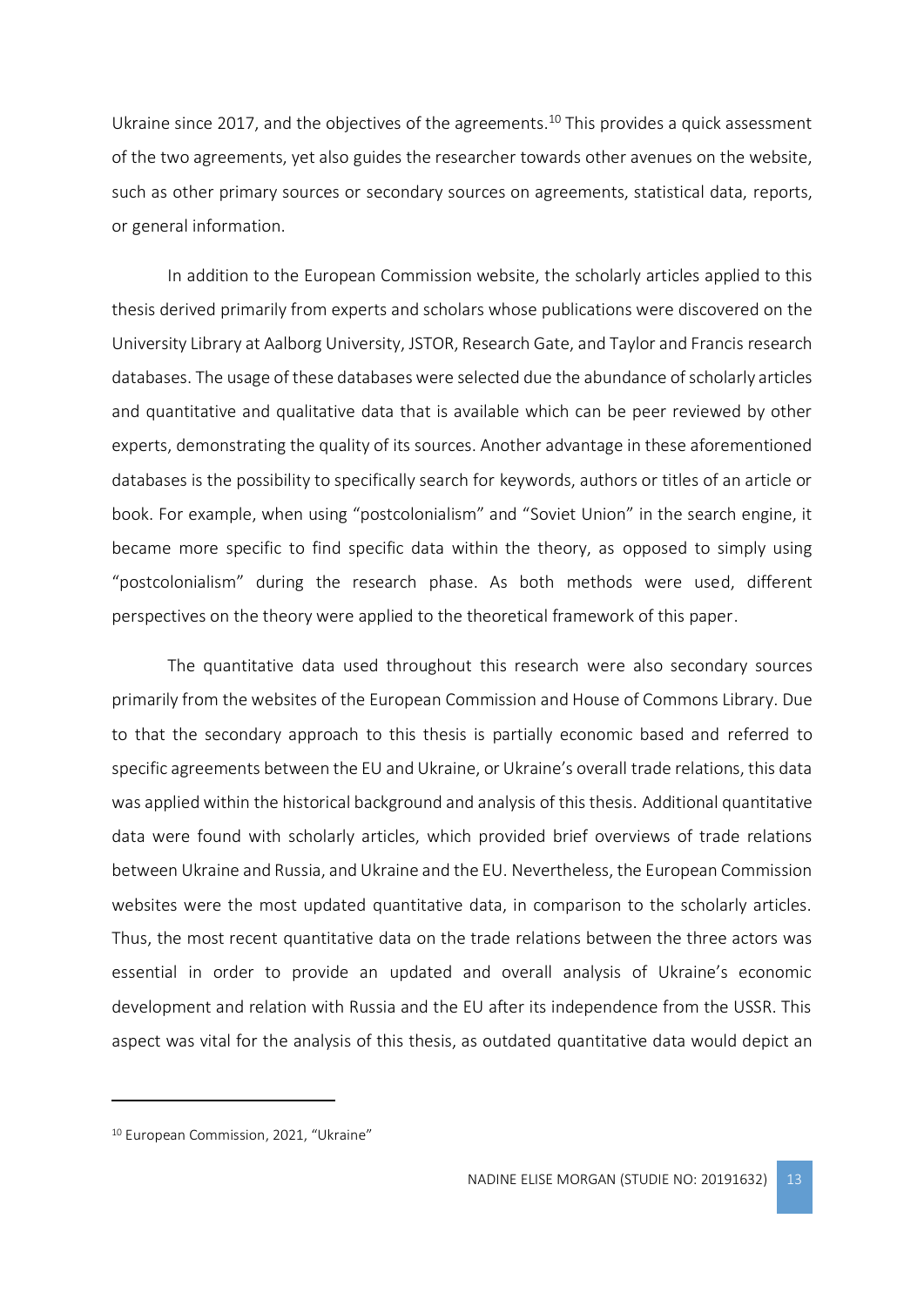Ukraine since 2017, and the objectives of the agreements.[10] This provides a quick assessment of the two agreements, yet also guides the researcher towards other avenues on the website, such as other primary sources or secondary sources on agreements, statistical data, reports, or general information.

In addition to the European Commission website, the scholarly articles applied to this thesis derived primarily from experts and scholars whose publications were discovered on the University Library at Aalborg University, JSTOR, Research Gate, and Taylor and Francis research databases. The usage of these databases were selected due the abundance of scholarly articles and quantitative and qualitative data that is available which can be peer reviewed by other experts, demonstrating the quality of its sources. Another advantage in these aforementioned databases is the possibility to specifically search for keywords, authors or titles of an article or book. For example, when using "postcolonialism" and "Soviet Union" in the search engine, it became more specific to find specific data within the theory, as opposed to simply using "postcolonialism" during the research phase. As both methods were used, different perspectives on the theory were applied to the theoretical framework of this paper.

The quantitative data used throughout this research were also secondary sources primarily from the websites of the European Commission and House of Commons Library. Due to that the secondary approach to this thesis is partially economic based and referred to specific agreements between the EU and Ukraine, or Ukraine's overall trade relations, this data was applied within the historical background and analysis of this thesis. Additional quantitative data were found with scholarly articles, which provided brief overviews of trade relations between Ukraine and Russia, and Ukraine and the EU. Nevertheless, the European Commission websites were the most updated quantitative data, in comparison to the scholarly articles. Thus, the most recent quantitative data on the trade relations between the three actors was essential in order to provide an updated and overall analysis of Ukraine's economic development and relation with Russia and the EU after its independence from the USSR. This aspect was vital for the analysis of this thesis, as outdated quantitative data would depict an

[10] European Commission, 2021, "Ukraine"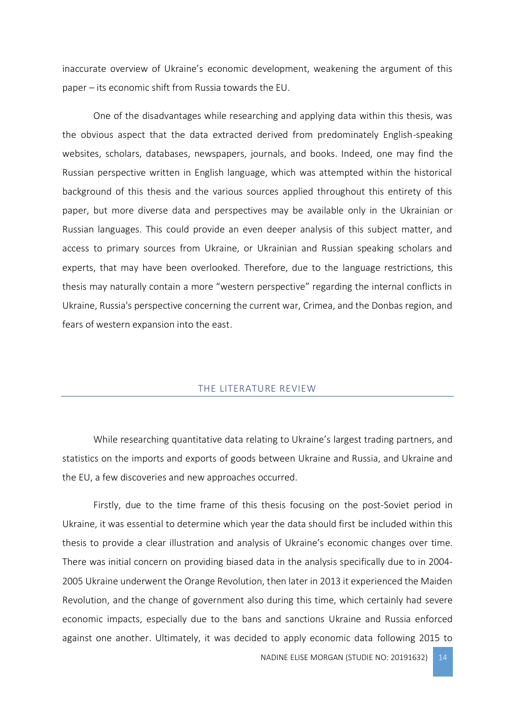inaccurate overview of Ukraine's economic development, weakening the argument of this paper – its economic shift from Russia towards the EU.

One of the disadvantages while researching and applying data within this thesis, was the obvious aspect that the data extracted derived from predominately English-speaking websites, scholars, databases, newspapers, journals, and books. Indeed, one may find the Russian perspective written in English language, which was attempted within the historical background of this thesis and the various sources applied throughout this entirety of this paper, but more diverse data and perspectives may be available only in the Ukrainian or Russian languages. This could provide an even deeper analysis of this subject matter, and access to primary sources from Ukraine, or Ukrainian and Russian speaking scholars and experts, that may have been overlooked. Therefore, due to the language restrictions, this thesis may naturally contain a more "western perspective" regarding the internal conflicts in Ukraine, Russia's perspective concerning the current war, Crimea, and the Donbas region, and fears of western expansion into the east.

## THE LITERATURE REVIEW

While researching quantitative data relating to Ukraine's largest trading partners, and statistics on the imports and exports of goods between Ukraine and Russia, and Ukraine and the EU, a few discoveries and new approaches occurred.

Firstly, due to the time frame of this thesis focusing on the post-Soviet period in Ukraine, it was essential to determine which year the data should first be included within this thesis to provide a clear illustration and analysis of Ukraine's economic changes over time. There was initial concern on providing biased data in the analysis specifically due to in 2004-2005 Ukraine underwent the Orange Revolution, then later in 2013 it experienced the Maiden Revolution, and the change of government also during this time, which certainly had severe economic impacts, especially due to the bans and sanctions Ukraine and Russia enforced against one another. Ultimately, it was decided to apply economic data following 2015 to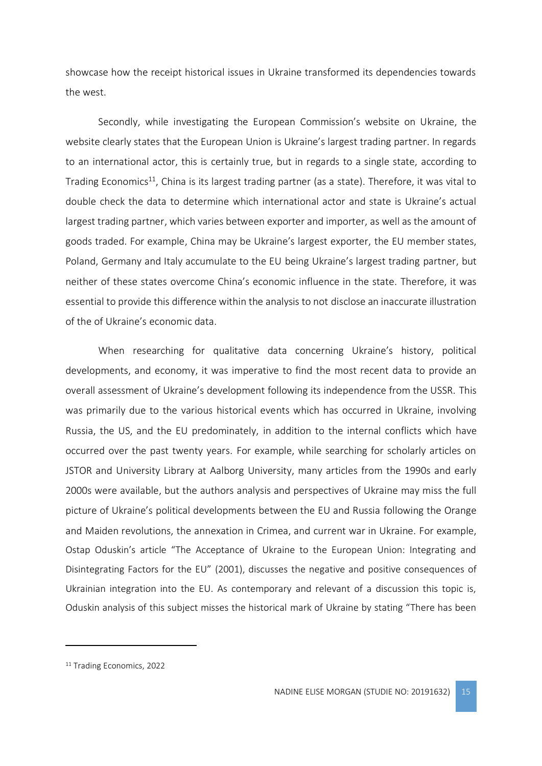showcase how the receipt historical issues in Ukraine transformed its dependencies towards the west.

Secondly, while investigating the European Commission's website on Ukraine, the website clearly states that the European Union is Ukraine's largest trading partner. In regards to an international actor, this is certainly true, but in regards to a single state, according to Trading Economics[11], China is its largest trading partner (as a state). Therefore, it was vital to double check the data to determine which international actor and state is Ukraine's actual largest trading partner, which varies between exporter and importer, as well as the amount of goods traded. For example, China may be Ukraine's largest exporter, the EU member states, Poland, Germany and Italy accumulate to the EU being Ukraine's largest trading partner, but neither of these states overcome China's economic influence in the state. Therefore, it was essential to provide this difference within the analysis to not disclose an inaccurate illustration of the of Ukraine's economic data.

When researching for qualitative data concerning Ukraine's history, political developments, and economy, it was imperative to find the most recent data to provide an overall assessment of Ukraine's development following its independence from the USSR. This was primarily due to the various historical events which has occurred in Ukraine, involving Russia, the US, and the EU predominately, in addition to the internal conflicts which have occurred over the past twenty years. For example, while searching for scholarly articles on JSTOR and University Library at Aalborg University, many articles from the 1990s and early 2000s were available, but the authors analysis and perspectives of Ukraine may miss the full picture of Ukraine's political developments between the EU and Russia following the Orange and Maiden revolutions, the annexation in Crimea, and current war in Ukraine. For example, Ostap Oduskin's article "The Acceptance of Ukraine to the European Union: Integrating and Disintegrating Factors for the EU" (2001), discusses the negative and positive consequences of Ukrainian integration into the EU. As contemporary and relevant of a discussion this topic is, Oduskin analysis of this subject misses the historical mark of Ukraine by stating "There has been

[11] Trading Economics, 2022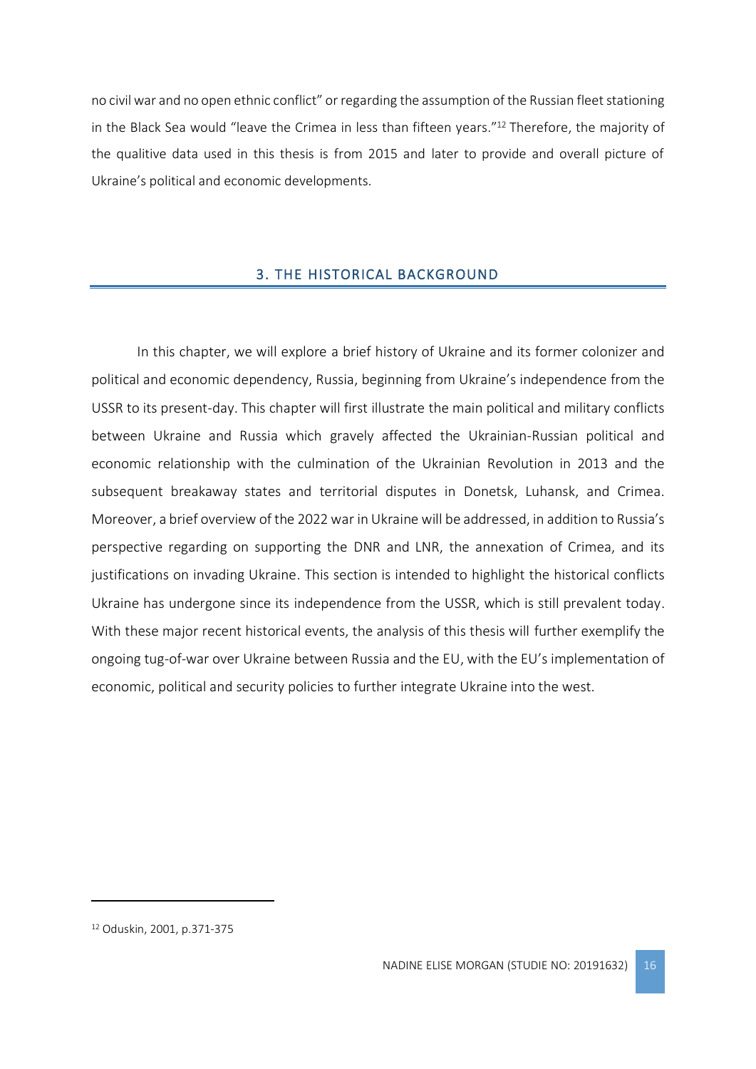no civil war and no open ethnic conflict" or regarding the assumption of the Russian fleet stationing in the Black Sea would "leave the Crimea in less than fifteen years."[12] Therefore, the majority of the qualitive data used in this thesis is from 2015 and later to provide and overall picture of Ukraine's political and economic developments.

## 3. THE HISTORICAL BACKGROUND

In this chapter, we will explore a brief history of Ukraine and its former colonizer and political and economic dependency, Russia, beginning from Ukraine's independence from the USSR to its present-day. This chapter will first illustrate the main political and military conflicts between Ukraine and Russia which gravely affected the Ukrainian-Russian political and economic relationship with the culmination of the Ukrainian Revolution in 2013 and the subsequent breakaway states and territorial disputes in Donetsk, Luhansk, and Crimea. Moreover, a brief overview of the 2022 war in Ukraine will be addressed, in addition to Russia's perspective regarding on supporting the DNR and LNR, the annexation of Crimea, and its justifications on invading Ukraine. This section is intended to highlight the historical conflicts Ukraine has undergone since its independence from the USSR, which is still prevalent today. With these major recent historical events, the analysis of this thesis will further exemplify the ongoing tug-of-war over Ukraine between Russia and the EU, with the EU's implementation of economic, political and security policies to further integrate Ukraine into the west.

---

[12] Oduskin, 2001, p.371-375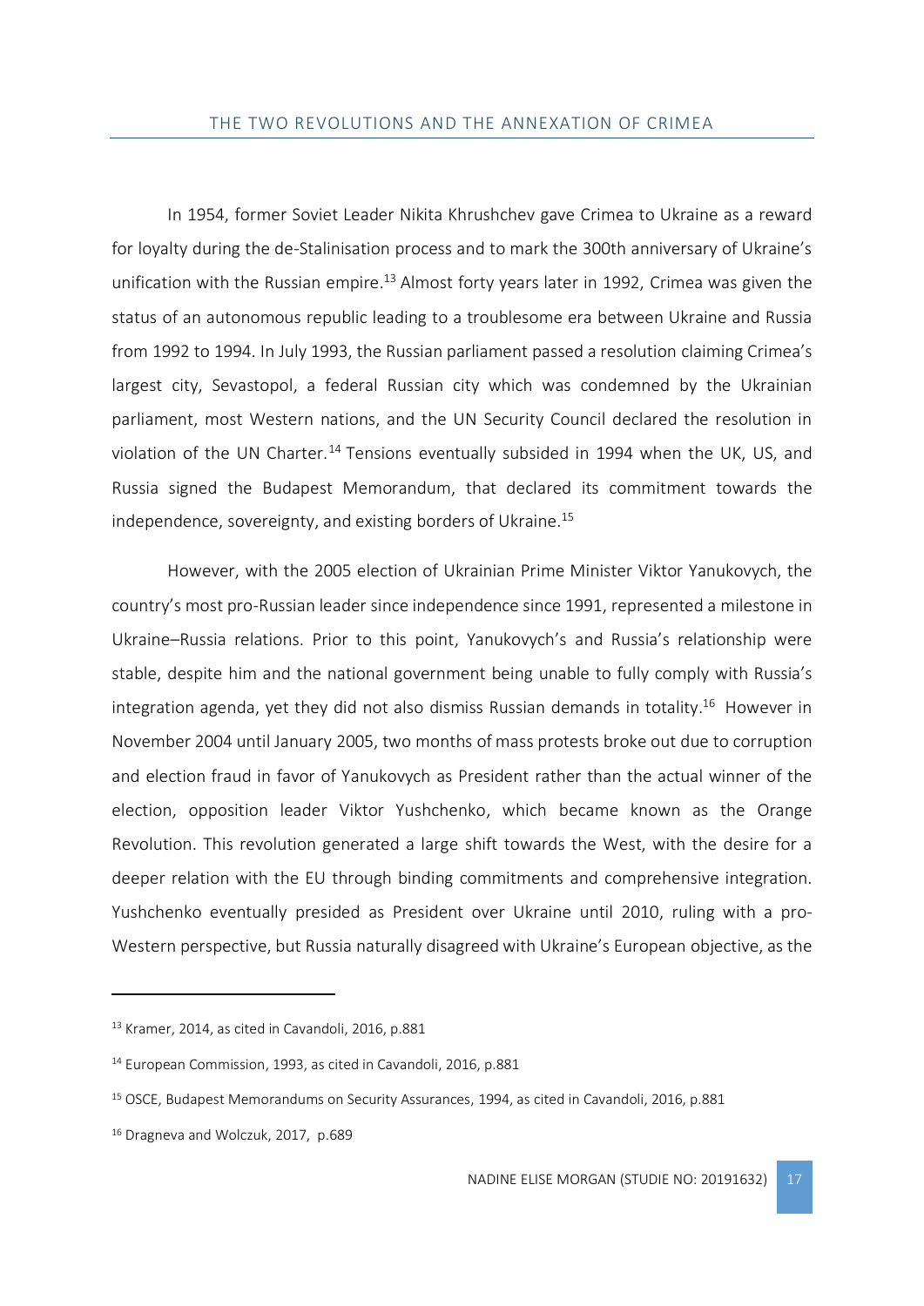In 1954, former Soviet Leader Nikita Khrushchev gave Crimea to Ukraine as a reward for loyalty during the de-Stalinisation process and to mark the 300th anniversary of Ukraine's unification with the Russian empire.[13] Almost forty years later in 1992, Crimea was given the status of an autonomous republic leading to a troublesome era between Ukraine and Russia from 1992 to 1994. In July 1993, the Russian parliament passed a resolution claiming Crimea's largest city, Sevastopol, a federal Russian city which was condemned by the Ukrainian parliament, most Western nations, and the UN Security Council declared the resolution in violation of the UN Charter.[14] Tensions eventually subsided in 1994 when the UK, US, and Russia signed the Budapest Memorandum, that declared its commitment towards the independence, sovereignty, and existing borders of Ukraine.[15]

However, with the 2005 election of Ukrainian Prime Minister Viktor Yanukovych, the country's most pro-Russian leader since independence since 1991, represented a milestone in Ukraine–Russia relations. Prior to this point, Yanukovych's and Russia's relationship were stable, despite him and the national government being unable to fully comply with Russia's integration agenda, yet they did not also dismiss Russian demands in totality.[16] However in November 2004 until January 2005, two months of mass protests broke out due to corruption and election fraud in favor of Yanukovych as President rather than the actual winner of the election, opposition leader Viktor Yushchenko, which became known as the Orange Revolution. This revolution generated a large shift towards the West, with the desire for a deeper relation with the EU through binding commitments and comprehensive integration. Yushchenko eventually presided as President over Ukraine until 2010, ruling with a pro-Western perspective, but Russia naturally disagreed with Ukraine's European objective, as the

---

[13] Kramer, 2014, as cited in Cavandoli, 2016, p.881

[14] European Commission, 1993, as cited in Cavandoli, 2016, p.881

[15] OSCE, Budapest Memorandums on Security Assurances, 1994, as cited in Cavandoli, 2016, p.881

[16] Dragneva and Wolczuk, 2017, p.689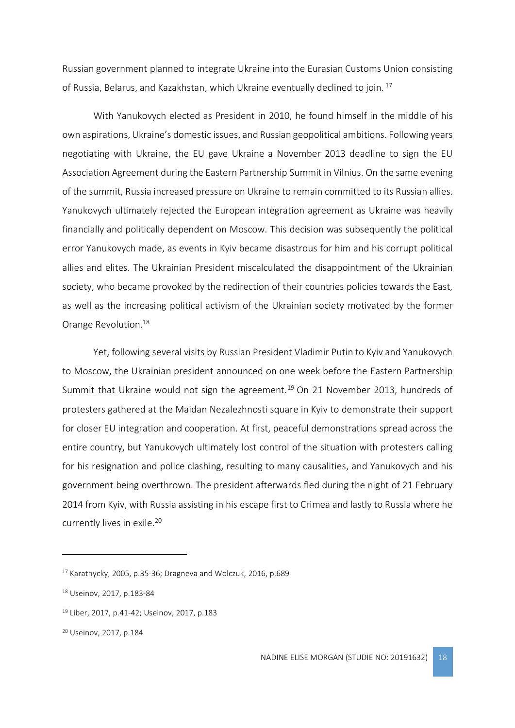Russian government planned to integrate Ukraine into the Eurasian Customs Union consisting of Russia, Belarus, and Kazakhstan, which Ukraine eventually declined to join.[17]

With Yanukovych elected as President in 2010, he found himself in the middle of his own aspirations, Ukraine's domestic issues, and Russian geopolitical ambitions. Following years negotiating with Ukraine, the EU gave Ukraine a November 2013 deadline to sign the EU Association Agreement during the Eastern Partnership Summit in Vilnius. On the same evening of the summit, Russia increased pressure on Ukraine to remain committed to its Russian allies. Yanukovych ultimately rejected the European integration agreement as Ukraine was heavily financially and politically dependent on Moscow. This decision was subsequently the political error Yanukovych made, as events in Kyiv became disastrous for him and his corrupt political allies and elites. The Ukrainian President miscalculated the disappointment of the Ukrainian society, who became provoked by the redirection of their countries policies towards the East, as well as the increasing political activism of the Ukrainian society motivated by the former Orange Revolution.[18]

Yet, following several visits by Russian President Vladimir Putin to Kyiv and Yanukovych to Moscow, the Ukrainian president announced on one week before the Eastern Partnership Summit that Ukraine would not sign the agreement.[19] On 21 November 2013, hundreds of protesters gathered at the Maidan Nezalezhnosti square in Kyiv to demonstrate their support for closer EU integration and cooperation. At first, peaceful demonstrations spread across the entire country, but Yanukovych ultimately lost control of the situation with protesters calling for his resignation and police clashing, resulting to many causalities, and Yanukovych and his government being overthrown. The president afterwards fled during the night of 21 February 2014 from Kyiv, with Russia assisting in his escape first to Crimea and lastly to Russia where he currently lives in exile.[20]

---

[17] Karatnycky, 2005, p.35-36; Dragneva and Wolczuk, 2016, p.689

[18] Useinov, 2017, p.183-84

[19] Liber, 2017, p.41-42; Useinov, 2017, p.183

[20] Useinov, 2017, p.184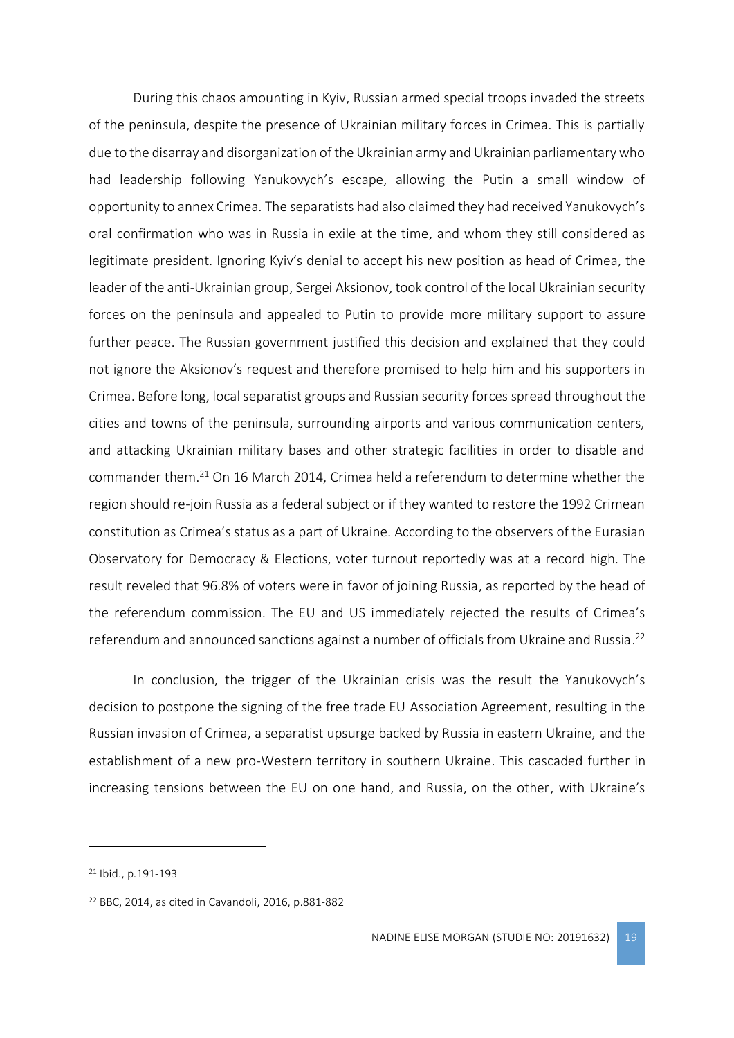During this chaos amounting in Kyiv, Russian armed special troops invaded the streets of the peninsula, despite the presence of Ukrainian military forces in Crimea. This is partially due to the disarray and disorganization of the Ukrainian army and Ukrainian parliamentary who had leadership following Yanukovych's escape, allowing the Putin a small window of opportunity to annex Crimea. The separatists had also claimed they had received Yanukovych's oral confirmation who was in Russia in exile at the time, and whom they still considered as legitimate president. Ignoring Kyiv's denial to accept his new position as head of Crimea, the leader of the anti-Ukrainian group, Sergei Aksionov, took control of the local Ukrainian security forces on the peninsula and appealed to Putin to provide more military support to assure further peace. The Russian government justified this decision and explained that they could not ignore the Aksionov's request and therefore promised to help him and his supporters in Crimea. Before long, local separatist groups and Russian security forces spread throughout the cities and towns of the peninsula, surrounding airports and various communication centers, and attacking Ukrainian military bases and other strategic facilities in order to disable and commander them.[21] On 16 March 2014, Crimea held a referendum to determine whether the region should re-join Russia as a federal subject or if they wanted to restore the 1992 Crimean constitution as Crimea's status as a part of Ukraine. According to the observers of the Eurasian Observatory for Democracy & Elections, voter turnout reportedly was at a record high. The result reveled that 96.8% of voters were in favor of joining Russia, as reported by the head of the referendum commission. The EU and US immediately rejected the results of Crimea's referendum and announced sanctions against a number of officials from Ukraine and Russia.[22]

In conclusion, the trigger of the Ukrainian crisis was the result the Yanukovych's decision to postpone the signing of the free trade EU Association Agreement, resulting in the Russian invasion of Crimea, a separatist upsurge backed by Russia in eastern Ukraine, and the establishment of a new pro-Western territory in southern Ukraine. This cascaded further in increasing tensions between the EU on one hand, and Russia, on the other, with Ukraine's

---

[21] Ibid., p.191-193

[22] BBC, 2014, as cited in Cavandoli, 2016, p.881-882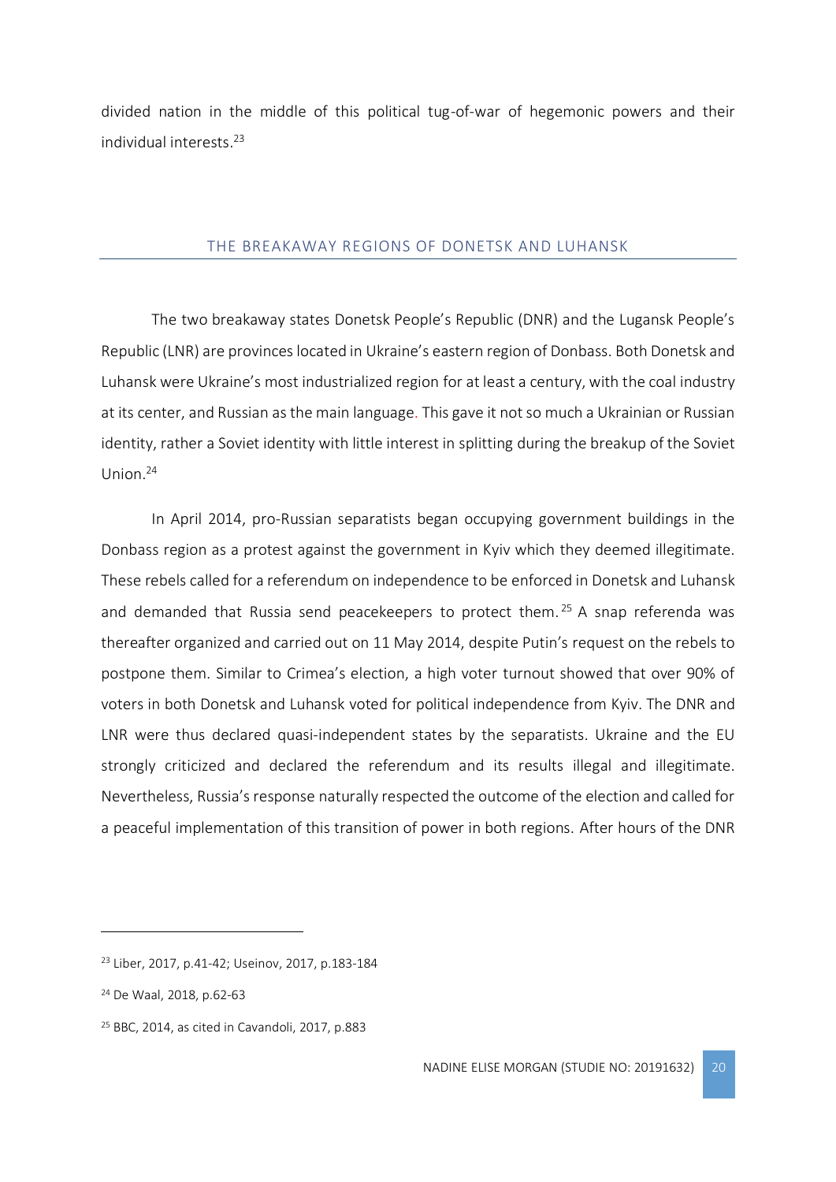divided nation in the middle of this political tug-of-war of hegemonic powers and their individual interests.[23]

## THE BREAKAWAY REGIONS OF DONETSK AND LUHANSK

The two breakaway states Donetsk People's Republic (DNR) and the Lugansk People's Republic (LNR) are provinces located in Ukraine's eastern region of Donbass. Both Donetsk and Luhansk were Ukraine's most industrialized region for at least a century, with the coal industry at its center, and Russian as the main language. This gave it not so much a Ukrainian or Russian identity, rather a Soviet identity with little interest in splitting during the breakup of the Soviet Union.[24]

In April 2014, pro-Russian separatists began occupying government buildings in the Donbass region as a protest against the government in Kyiv which they deemed illegitimate. These rebels called for a referendum on independence to be enforced in Donetsk and Luhansk and demanded that Russia send peacekeepers to protect them.[25] A snap referenda was thereafter organized and carried out on 11 May 2014, despite Putin's request on the rebels to postpone them. Similar to Crimea's election, a high voter turnout showed that over 90% of voters in both Donetsk and Luhansk voted for political independence from Kyiv. The DNR and LNR were thus declared quasi-independent states by the separatists. Ukraine and the EU strongly criticized and declared the referendum and its results illegal and illegitimate. Nevertheless, Russia's response naturally respected the outcome of the election and called for a peaceful implementation of this transition of power in both regions. After hours of the DNR

---

[23] Liber, 2017, p.41-42; Useinov, 2017, p.183-184

[24] De Waal, 2018, p.62-63

[25] BBC, 2014, as cited in Cavandoli, 2017, p.883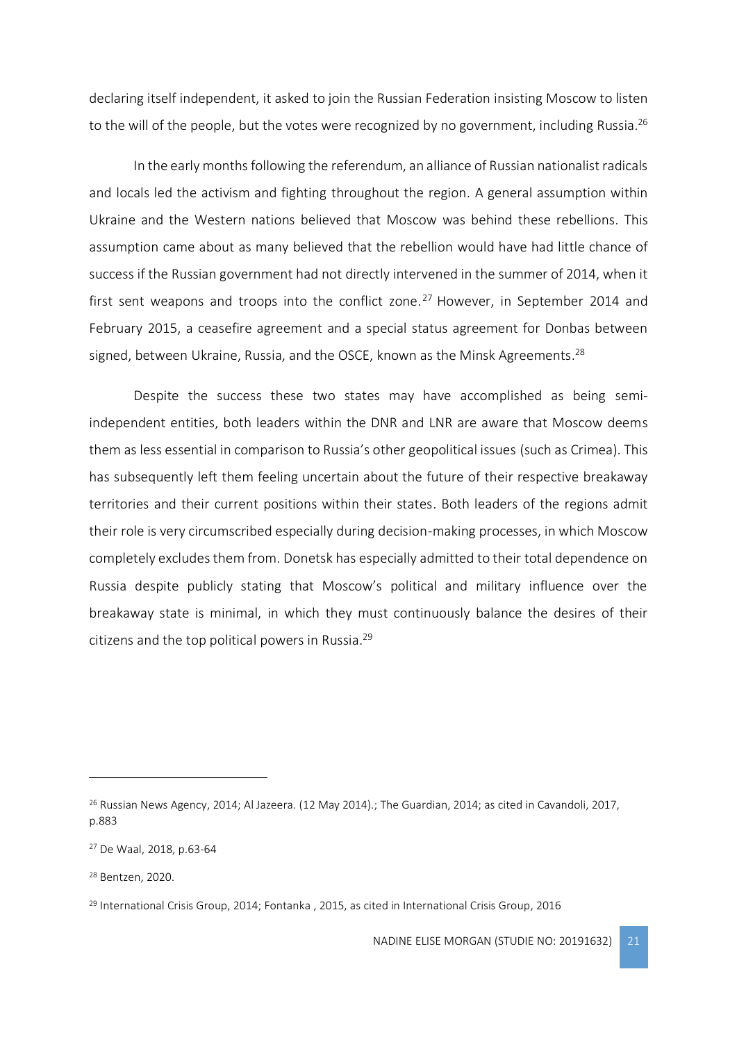declaring itself independent, it asked to join the Russian Federation insisting Moscow to listen to the will of the people, but the votes were recognized by no government, including Russia.[26]

In the early months following the referendum, an alliance of Russian nationalist radicals and locals led the activism and fighting throughout the region. A general assumption within Ukraine and the Western nations believed that Moscow was behind these rebellions. This assumption came about as many believed that the rebellion would have had little chance of success if the Russian government had not directly intervened in the summer of 2014, when it first sent weapons and troops into the conflict zone.[27] However, in September 2014 and February 2015, a ceasefire agreement and a special status agreement for Donbas between signed, between Ukraine, Russia, and the OSCE, known as the Minsk Agreements.[28]

Despite the success these two states may have accomplished as being semi-independent entities, both leaders within the DNR and LNR are aware that Moscow deems them as less essential in comparison to Russia's other geopolitical issues (such as Crimea). This has subsequently left them feeling uncertain about the future of their respective breakaway territories and their current positions within their states. Both leaders of the regions admit their role is very circumscribed especially during decision-making processes, in which Moscow completely excludes them from. Donetsk has especially admitted to their total dependence on Russia despite publicly stating that Moscow's political and military influence over the breakaway state is minimal, in which they must continuously balance the desires of their citizens and the top political powers in Russia.[29]

---

[26] Russian News Agency, 2014; Al Jazeera. (12 May 2014).; The Guardian, 2014; as cited in Cavandoli, 2017, p.883

[27] De Waal, 2018, p.63-64

[28] Bentzen, 2020.

[29] International Crisis Group, 2014; Fontanka , 2015, as cited in International Crisis Group, 2016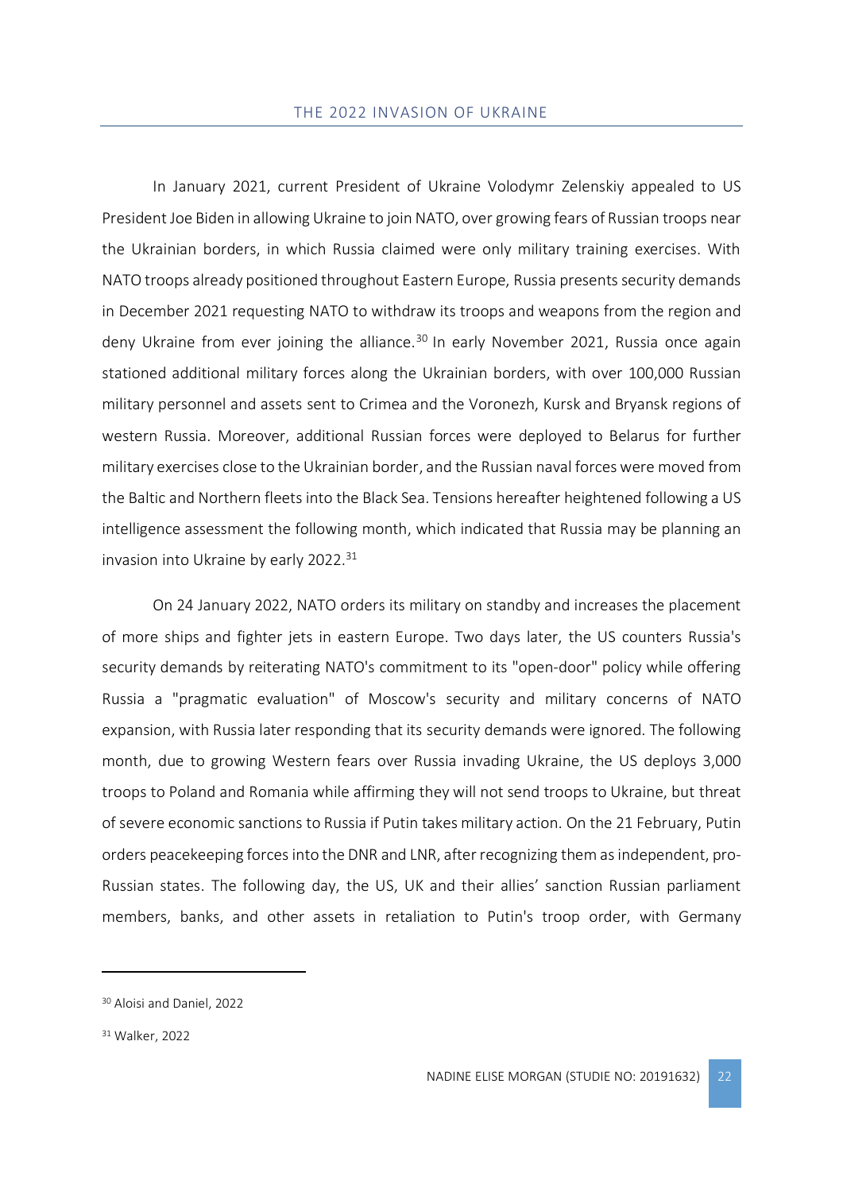In January 2021, current President of Ukraine Volodymr Zelenskiy appealed to US President Joe Biden in allowing Ukraine to join NATO, over growing fears of Russian troops near the Ukrainian borders, in which Russia claimed were only military training exercises. With NATO troops already positioned throughout Eastern Europe, Russia presents security demands in December 2021 requesting NATO to withdraw its troops and weapons from the region and deny Ukraine from ever joining the alliance.[30] In early November 2021, Russia once again stationed additional military forces along the Ukrainian borders, with over 100,000 Russian military personnel and assets sent to Crimea and the Voronezh, Kursk and Bryansk regions of western Russia. Moreover, additional Russian forces were deployed to Belarus for further military exercises close to the Ukrainian border, and the Russian naval forces were moved from the Baltic and Northern fleets into the Black Sea. Tensions hereafter heightened following a US intelligence assessment the following month, which indicated that Russia may be planning an invasion into Ukraine by early 2022.[31]

On 24 January 2022, NATO orders its military on standby and increases the placement of more ships and fighter jets in eastern Europe. Two days later, the US counters Russia's security demands by reiterating NATO's commitment to its "open-door" policy while offering Russia a "pragmatic evaluation" of Moscow's security and military concerns of NATO expansion, with Russia later responding that its security demands were ignored. The following month, due to growing Western fears over Russia invading Ukraine, the US deploys 3,000 troops to Poland and Romania while affirming they will not send troops to Ukraine, but threat of severe economic sanctions to Russia if Putin takes military action. On the 21 February, Putin orders peacekeeping forces into the DNR and LNR, after recognizing them as independent, pro-Russian states. The following day, the US, UK and their allies' sanction Russian parliament members, banks, and other assets in retaliation to Putin's troop order, with Germany

---

[30] Aloisi and Daniel, 2022

[31] Walker, 2022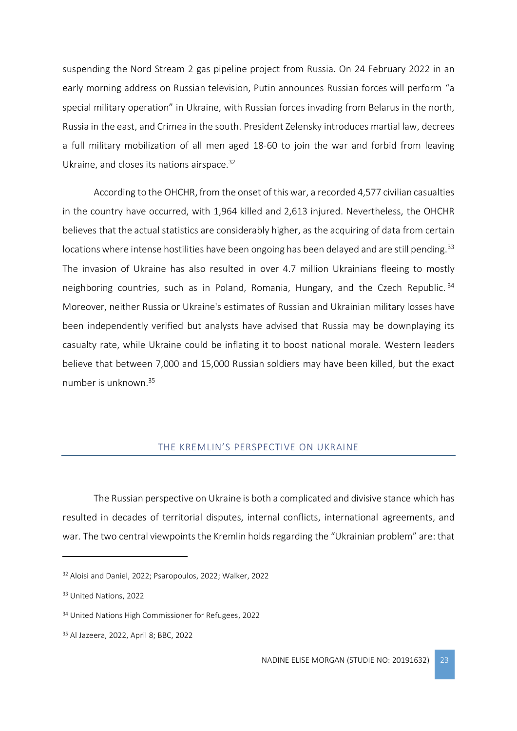suspending the Nord Stream 2 gas pipeline project from Russia. On 24 February 2022 in an early morning address on Russian television, Putin announces Russian forces will perform "a special military operation" in Ukraine, with Russian forces invading from Belarus in the north, Russia in the east, and Crimea in the south. President Zelensky introduces martial law, decrees a full military mobilization of all men aged 18-60 to join the war and forbid from leaving Ukraine, and closes its nations airspace.[32]

According to the OHCHR, from the onset of this war, a recorded 4,577 civilian casualties in the country have occurred, with 1,964 killed and 2,613 injured. Nevertheless, the OHCHR believes that the actual statistics are considerably higher, as the acquiring of data from certain locations where intense hostilities have been ongoing has been delayed and are still pending.[33] The invasion of Ukraine has also resulted in over 4.7 million Ukrainians fleeing to mostly neighboring countries, such as in Poland, Romania, Hungary, and the Czech Republic.[34] Moreover, neither Russia or Ukraine's estimates of Russian and Ukrainian military losses have been independently verified but analysts have advised that Russia may be downplaying its casualty rate, while Ukraine could be inflating it to boost national morale. Western leaders believe that between 7,000 and 15,000 Russian soldiers may have been killed, but the exact number is unknown.[35]

## THE KREMLIN'S PERSPECTIVE ON UKRAINE

The Russian perspective on Ukraine is both a complicated and divisive stance which has resulted in decades of territorial disputes, internal conflicts, international agreements, and war. The two central viewpoints the Kremlin holds regarding the "Ukrainian problem" are: that

---

[32] Aloisi and Daniel, 2022; Psaropoulos, 2022; Walker, 2022

[33] United Nations, 2022

[34] United Nations High Commissioner for Refugees, 2022

[35] Al Jazeera, 2022, April 8; BBC, 2022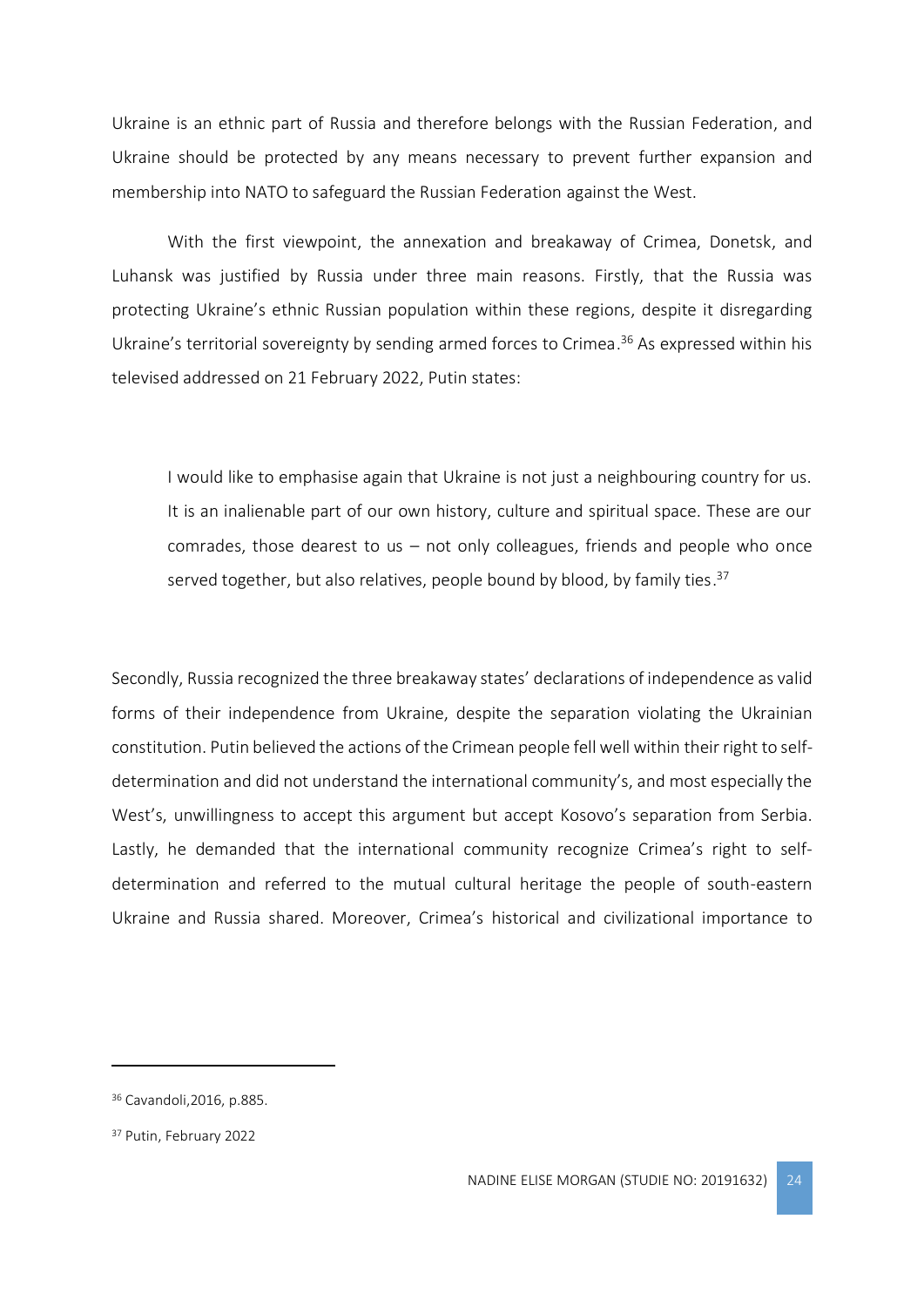Ukraine is an ethnic part of Russia and therefore belongs with the Russian Federation, and Ukraine should be protected by any means necessary to prevent further expansion and membership into NATO to safeguard the Russian Federation against the West.

With the first viewpoint, the annexation and breakaway of Crimea, Donetsk, and Luhansk was justified by Russia under three main reasons. Firstly, that the Russia was protecting Ukraine's ethnic Russian population within these regions, despite it disregarding Ukraine's territorial sovereignty by sending armed forces to Crimea.[36] As expressed within his televised addressed on 21 February 2022, Putin states:

> I would like to emphasise again that Ukraine is not just a neighbouring country for us. It is an inalienable part of our own history, culture and spiritual space. These are our comrades, those dearest to us – not only colleagues, friends and people who once served together, but also relatives, people bound by blood, by family ties.[37]

Secondly, Russia recognized the three breakaway states' declarations of independence as valid forms of their independence from Ukraine, despite the separation violating the Ukrainian constitution. Putin believed the actions of the Crimean people fell well within their right to self-determination and did not understand the international community's, and most especially the West's, unwillingness to accept this argument but accept Kosovo's separation from Serbia. Lastly, he demanded that the international community recognize Crimea's right to self-determination and referred to the mutual cultural heritage the people of south-eastern Ukraine and Russia shared. Moreover, Crimea's historical and civilizational importance to

---

[36] Cavandoli,2016, p.885.

[37] Putin, February 2022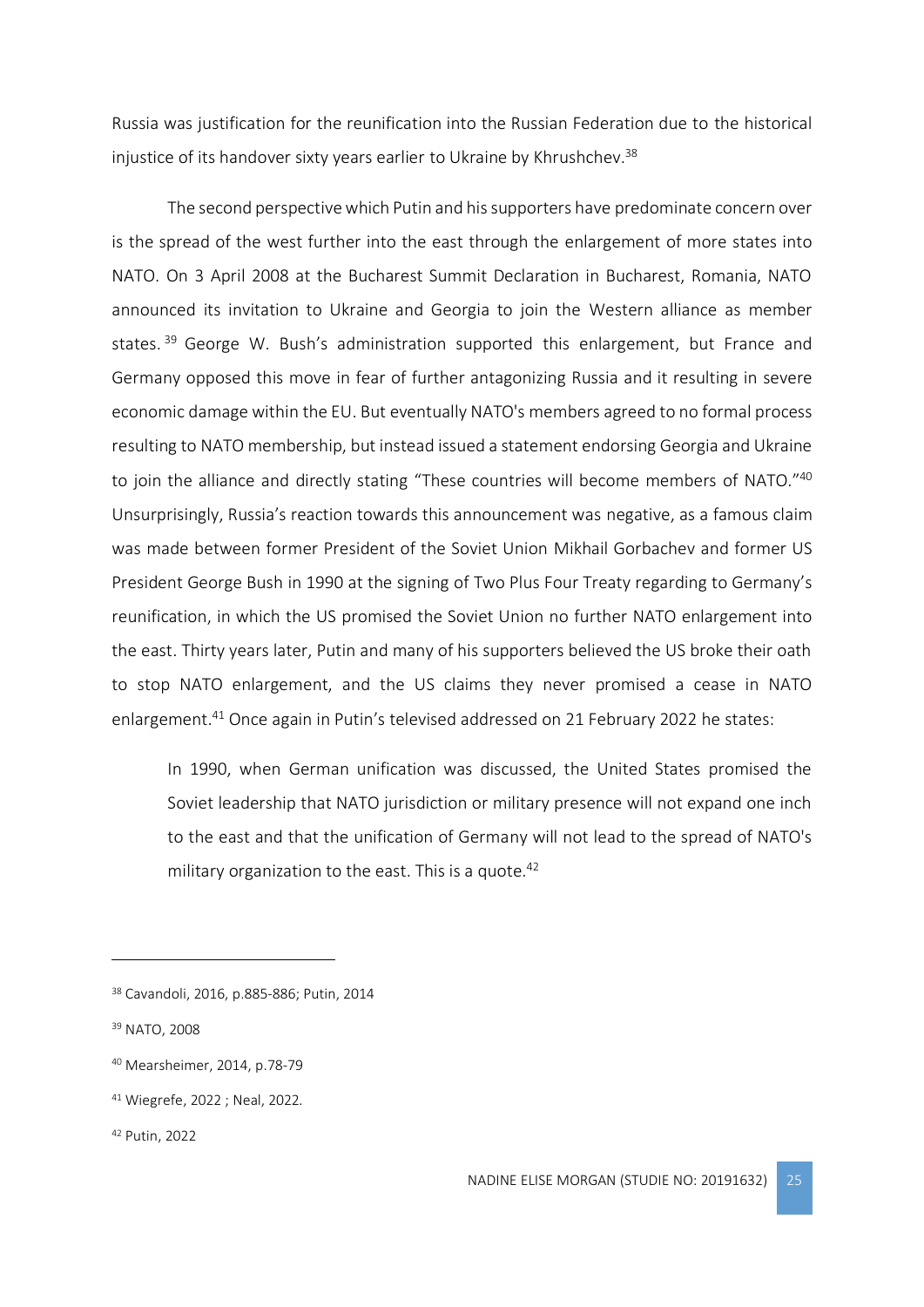Russia was justification for the reunification into the Russian Federation due to the historical injustice of its handover sixty years earlier to Ukraine by Khrushchev.[38]

The second perspective which Putin and his supporters have predominate concern over is the spread of the west further into the east through the enlargement of more states into NATO. On 3 April 2008 at the Bucharest Summit Declaration in Bucharest, Romania, NATO announced its invitation to Ukraine and Georgia to join the Western alliance as member states.[39] George W. Bush's administration supported this enlargement, but France and Germany opposed this move in fear of further antagonizing Russia and it resulting in severe economic damage within the EU. But eventually NATO's members agreed to no formal process resulting to NATO membership, but instead issued a statement endorsing Georgia and Ukraine to join the alliance and directly stating "These countries will become members of NATO."[40] Unsurprisingly, Russia's reaction towards this announcement was negative, as a famous claim was made between former President of the Soviet Union Mikhail Gorbachev and former US President George Bush in 1990 at the signing of Two Plus Four Treaty regarding to Germany's reunification, in which the US promised the Soviet Union no further NATO enlargement into the east. Thirty years later, Putin and many of his supporters believed the US broke their oath to stop NATO enlargement, and the US claims they never promised a cease in NATO enlargement.[41] Once again in Putin's televised addressed on 21 February 2022 he states:

> In 1990, when German unification was discussed, the United States promised the Soviet leadership that NATO jurisdiction or military presence will not expand one inch to the east and that the unification of Germany will not lead to the spread of NATO's military organization to the east. This is a quote.[42]

---

[38] Cavandoli, 2016, p.885-886; Putin, 2014

[39] NATO, 2008

[40] Mearsheimer, 2014, p.78-79

[41] Wiegrefe, 2022 ; Neal, 2022.

[42] Putin, 2022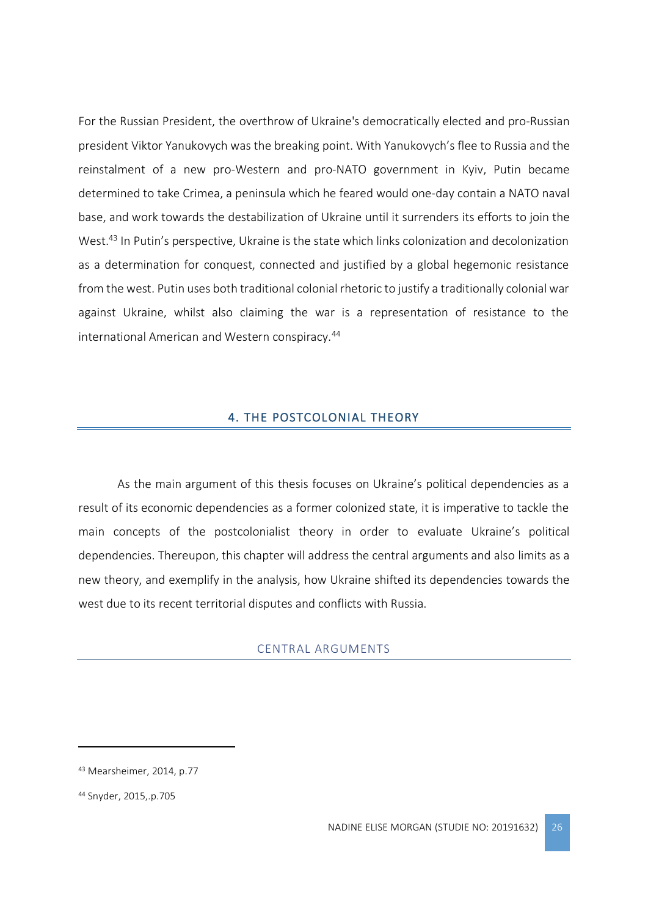For the Russian President, the overthrow of Ukraine's democratically elected and pro-Russian president Viktor Yanukovych was the breaking point. With Yanukovych's flee to Russia and the reinstalment of a new pro-Western and pro-NATO government in Kyiv, Putin became determined to take Crimea, a peninsula which he feared would one-day contain a NATO naval base, and work towards the destabilization of Ukraine until it surrenders its efforts to join the West.[43] In Putin's perspective, Ukraine is the state which links colonization and decolonization as a determination for conquest, connected and justified by a global hegemonic resistance from the west. Putin uses both traditional colonial rhetoric to justify a traditionally colonial war against Ukraine, whilst also claiming the war is a representation of resistance to the international American and Western conspiracy.[44]

## 4. THE POSTCOLONIAL THEORY

As the main argument of this thesis focuses on Ukraine's political dependencies as a result of its economic dependencies as a former colonized state, it is imperative to tackle the main concepts of the postcolonialist theory in order to evaluate Ukraine's political dependencies. Thereupon, this chapter will address the central arguments and also limits as a new theory, and exemplify in the analysis, how Ukraine shifted its dependencies towards the west due to its recent territorial disputes and conflicts with Russia.

### CENTRAL ARGUMENTS

---

[43] Mearsheimer, 2014, p.77

[44] Snyder, 2015,.p.705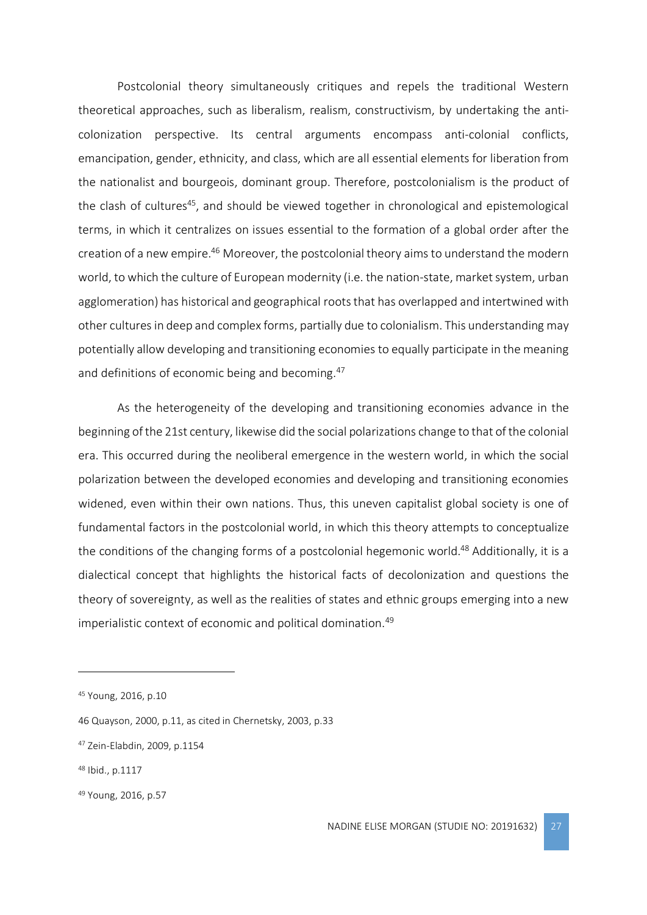Postcolonial theory simultaneously critiques and repels the traditional Western theoretical approaches, such as liberalism, realism, constructivism, by undertaking the anti-colonization perspective. Its central arguments encompass anti-colonial conflicts, emancipation, gender, ethnicity, and class, which are all essential elements for liberation from the nationalist and bourgeois, dominant group. Therefore, postcolonialism is the product of the clash of cultures[45], and should be viewed together in chronological and epistemological terms, in which it centralizes on issues essential to the formation of a global order after the creation of a new empire.[46] Moreover, the postcolonial theory aims to understand the modern world, to which the culture of European modernity (i.e. the nation-state, market system, urban agglomeration) has historical and geographical roots that has overlapped and intertwined with other cultures in deep and complex forms, partially due to colonialism. This understanding may potentially allow developing and transitioning economies to equally participate in the meaning and definitions of economic being and becoming.[47]

As the heterogeneity of the developing and transitioning economies advance in the beginning of the 21st century, likewise did the social polarizations change to that of the colonial era. This occurred during the neoliberal emergence in the western world, in which the social polarization between the developed economies and developing and transitioning economies widened, even within their own nations. Thus, this uneven capitalist global society is one of fundamental factors in the postcolonial world, in which this theory attempts to conceptualize the conditions of the changing forms of a postcolonial hegemonic world.[48] Additionally, it is a dialectical concept that highlights the historical facts of decolonization and questions the theory of sovereignty, as well as the realities of states and ethnic groups emerging into a new imperialistic context of economic and political domination.[49]

---

[45] Young, 2016, p.10

46 Quayson, 2000, p.11, as cited in Chernetsky, 2003, p.33

[47] Zein-Elabdin, 2009, p.1154

[48] Ibid., p.1117

[49] Young, 2016, p.57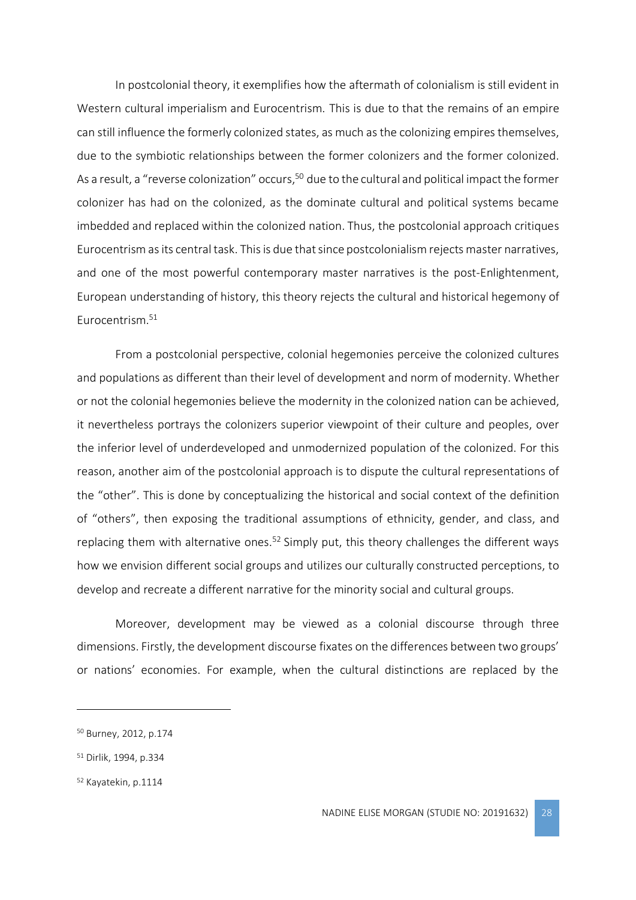In postcolonial theory, it exemplifies how the aftermath of colonialism is still evident in Western cultural imperialism and Eurocentrism. This is due to that the remains of an empire can still influence the formerly colonized states, as much as the colonizing empires themselves, due to the symbiotic relationships between the former colonizers and the former colonized. As a result, a "reverse colonization" occurs,[50] due to the cultural and political impact the former colonizer has had on the colonized, as the dominate cultural and political systems became imbedded and replaced within the colonized nation. Thus, the postcolonial approach critiques Eurocentrism as its central task. This is due that since postcolonialism rejects master narratives, and one of the most powerful contemporary master narratives is the post-Enlightenment, European understanding of history, this theory rejects the cultural and historical hegemony of Eurocentrism.[51]

From a postcolonial perspective, colonial hegemonies perceive the colonized cultures and populations as different than their level of development and norm of modernity. Whether or not the colonial hegemonies believe the modernity in the colonized nation can be achieved, it nevertheless portrays the colonizers superior viewpoint of their culture and peoples, over the inferior level of underdeveloped and unmodernized population of the colonized. For this reason, another aim of the postcolonial approach is to dispute the cultural representations of the "other". This is done by conceptualizing the historical and social context of the definition of "others", then exposing the traditional assumptions of ethnicity, gender, and class, and replacing them with alternative ones.[52] Simply put, this theory challenges the different ways how we envision different social groups and utilizes our culturally constructed perceptions, to develop and recreate a different narrative for the minority social and cultural groups.

Moreover, development may be viewed as a colonial discourse through three dimensions. Firstly, the development discourse fixates on the differences between two groups' or nations' economies. For example, when the cultural distinctions are replaced by the

[50] Burney, 2012, p.174

[51] Dirlik, 1994, p.334

[52] Kayatekin, p.1114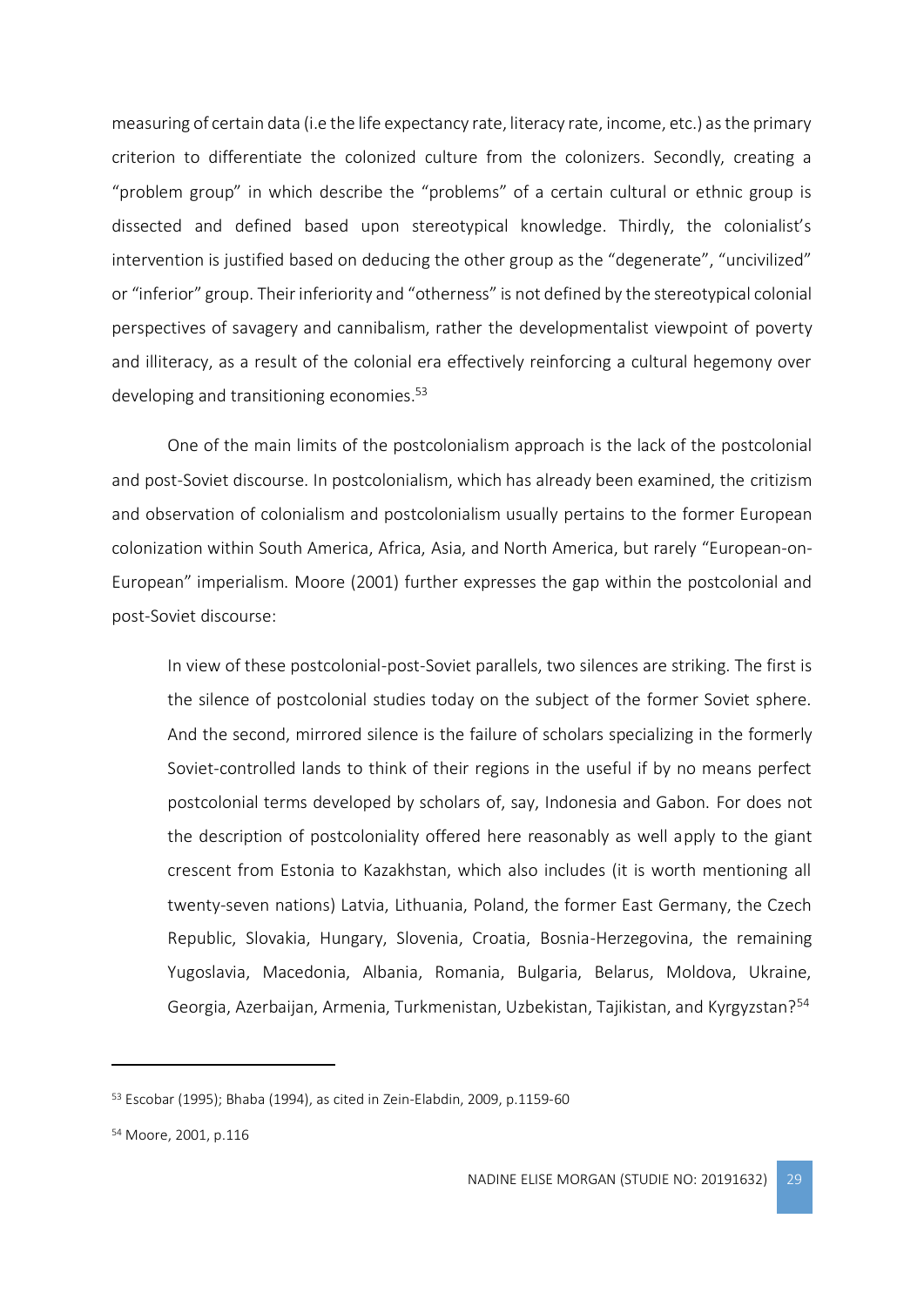measuring of certain data (i.e the life expectancy rate, literacy rate, income, etc.) as the primary criterion to differentiate the colonized culture from the colonizers. Secondly, creating a "problem group" in which describe the "problems" of a certain cultural or ethnic group is dissected and defined based upon stereotypical knowledge. Thirdly, the colonialist's intervention is justified based on deducing the other group as the "degenerate", "uncivilized" or "inferior" group. Their inferiority and "otherness" is not defined by the stereotypical colonial perspectives of savagery and cannibalism, rather the developmentalist viewpoint of poverty and illiteracy, as a result of the colonial era effectively reinforcing a cultural hegemony over developing and transitioning economies.[53]

One of the main limits of the postcolonialism approach is the lack of the postcolonial and post-Soviet discourse. In postcolonialism, which has already been examined, the critizism and observation of colonialism and postcolonialism usually pertains to the former European colonization within South America, Africa, Asia, and North America, but rarely "European-on-European" imperialism. Moore (2001) further expresses the gap within the postcolonial and post-Soviet discourse:

> In view of these postcolonial-post-Soviet parallels, two silences are striking. The first is the silence of postcolonial studies today on the subject of the former Soviet sphere. And the second, mirrored silence is the failure of scholars specializing in the formerly Soviet-controlled lands to think of their regions in the useful if by no means perfect postcolonial terms developed by scholars of, say, Indonesia and Gabon. For does not the description of postcoloniality offered here reasonably as well apply to the giant crescent from Estonia to Kazakhstan, which also includes (it is worth mentioning all twenty-seven nations) Latvia, Lithuania, Poland, the former East Germany, the Czech Republic, Slovakia, Hungary, Slovenia, Croatia, Bosnia-Herzegovina, the remaining Yugoslavia, Macedonia, Albania, Romania, Bulgaria, Belarus, Moldova, Ukraine, Georgia, Azerbaijan, Armenia, Turkmenistan, Uzbekistan, Tajikistan, and Kyrgyzstan?[54]

---

[53] Escobar (1995); Bhaba (1994), as cited in Zein-Elabdin, 2009, p.1159-60

[54] Moore, 2001, p.116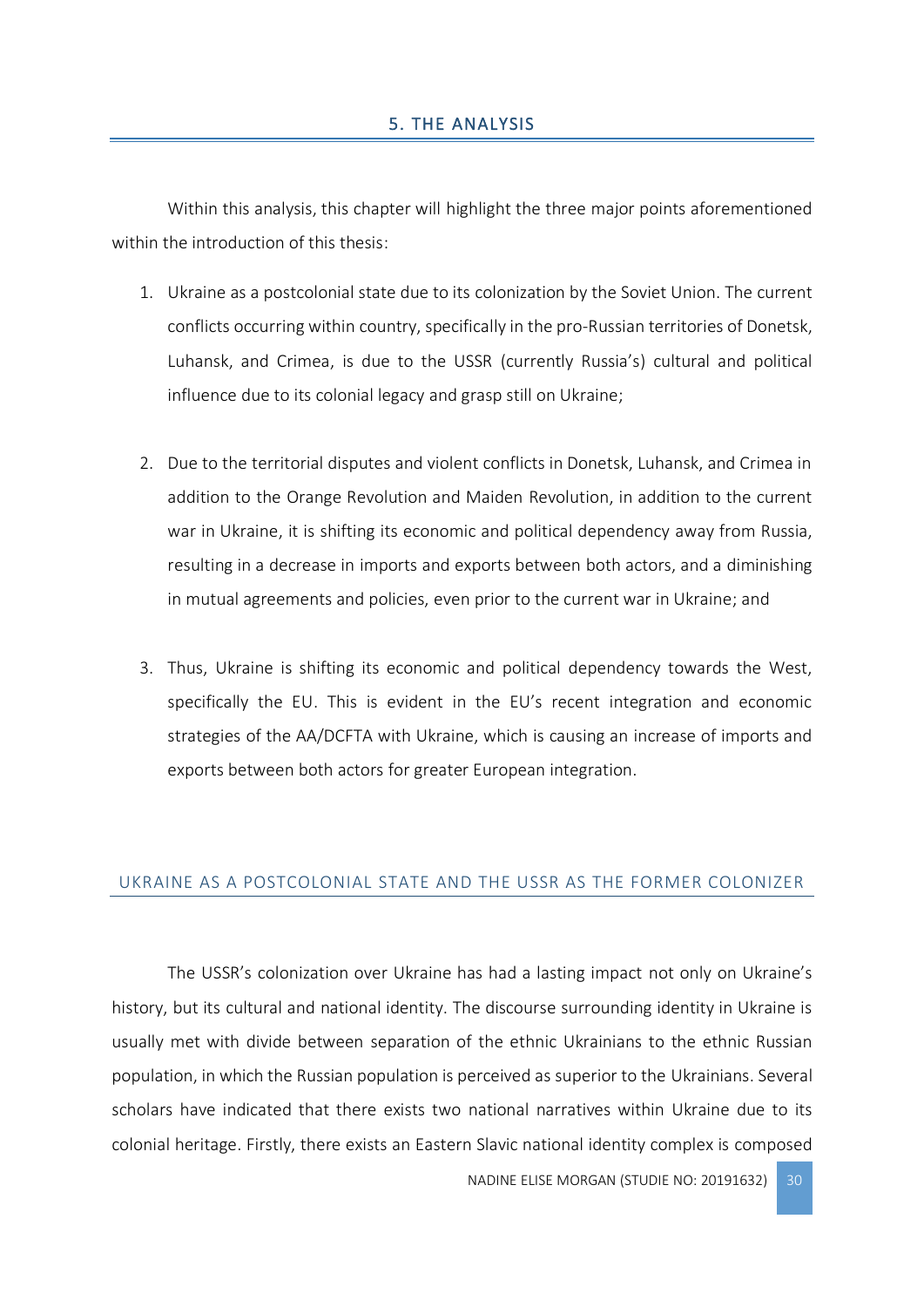# 5. THE ANALYSIS

Within this analysis, this chapter will highlight the three major points aforementioned within the introduction of this thesis:

1. Ukraine as a postcolonial state due to its colonization by the Soviet Union. The current conflicts occurring within country, specifically in the pro-Russian territories of Donetsk, Luhansk, and Crimea, is due to the USSR (currently Russia's) cultural and political influence due to its colonial legacy and grasp still on Ukraine;

2. Due to the territorial disputes and violent conflicts in Donetsk, Luhansk, and Crimea in addition to the Orange Revolution and Maiden Revolution, in addition to the current war in Ukraine, it is shifting its economic and political dependency away from Russia, resulting in a decrease in imports and exports between both actors, and a diminishing in mutual agreements and policies, even prior to the current war in Ukraine; and

3. Thus, Ukraine is shifting its economic and political dependency towards the West, specifically the EU. This is evident in the EU's recent integration and economic strategies of the AA/DCFTA with Ukraine, which is causing an increase of imports and exports between both actors for greater European integration.

## UKRAINE AS A POSTCOLONIAL STATE AND THE USSR AS THE FORMER COLONIZER

The USSR's colonization over Ukraine has had a lasting impact not only on Ukraine's history, but its cultural and national identity. The discourse surrounding identity in Ukraine is usually met with divide between separation of the ethnic Ukrainians to the ethnic Russian population, in which the Russian population is perceived as superior to the Ukrainians. Several scholars have indicated that there exists two national narratives within Ukraine due to its colonial heritage. Firstly, there exists an Eastern Slavic national identity complex is composed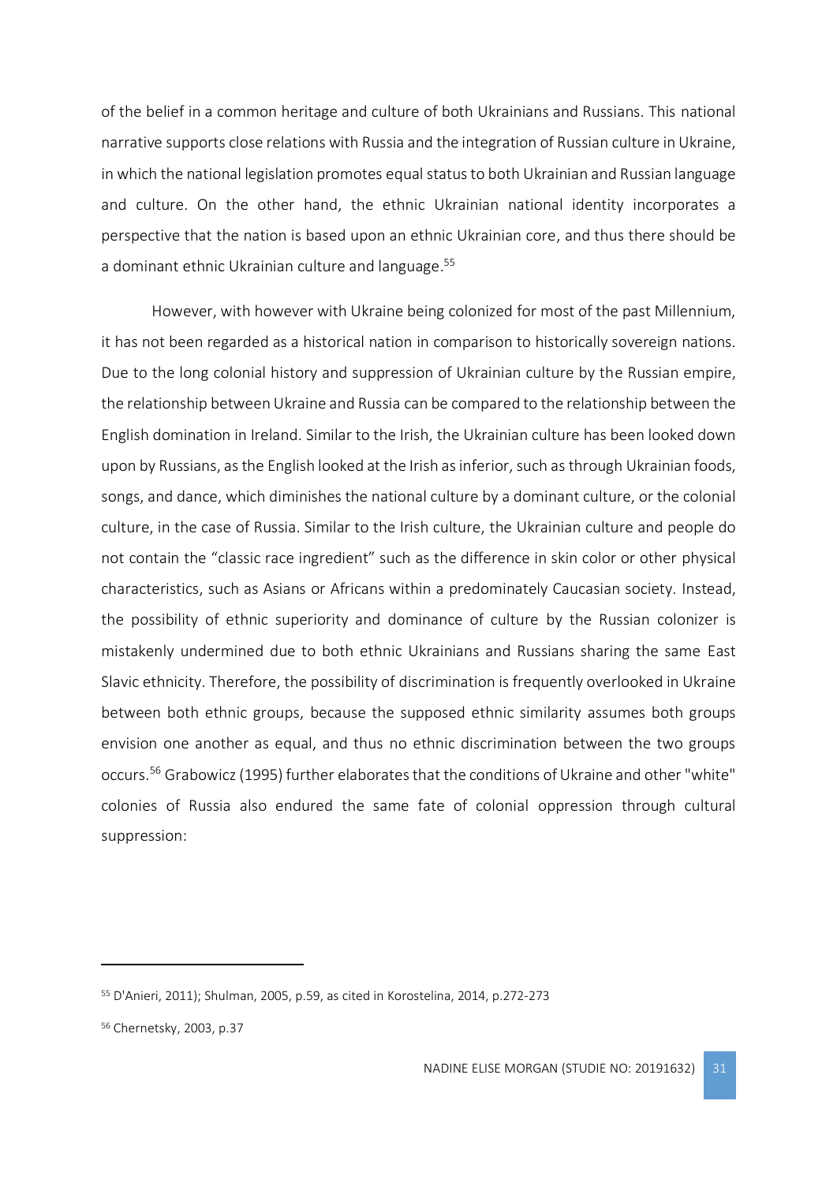of the belief in a common heritage and culture of both Ukrainians and Russians. This national narrative supports close relations with Russia and the integration of Russian culture in Ukraine, in which the national legislation promotes equal status to both Ukrainian and Russian language and culture. On the other hand, the ethnic Ukrainian national identity incorporates a perspective that the nation is based upon an ethnic Ukrainian core, and thus there should be a dominant ethnic Ukrainian culture and language.[55]

However, with however with Ukraine being colonized for most of the past Millennium, it has not been regarded as a historical nation in comparison to historically sovereign nations. Due to the long colonial history and suppression of Ukrainian culture by the Russian empire, the relationship between Ukraine and Russia can be compared to the relationship between the English domination in Ireland. Similar to the Irish, the Ukrainian culture has been looked down upon by Russians, as the English looked at the Irish as inferior, such as through Ukrainian foods, songs, and dance, which diminishes the national culture by a dominant culture, or the colonial culture, in the case of Russia. Similar to the Irish culture, the Ukrainian culture and people do not contain the "classic race ingredient" such as the difference in skin color or other physical characteristics, such as Asians or Africans within a predominately Caucasian society. Instead, the possibility of ethnic superiority and dominance of culture by the Russian colonizer is mistakenly undermined due to both ethnic Ukrainians and Russians sharing the same East Slavic ethnicity. Therefore, the possibility of discrimination is frequently overlooked in Ukraine between both ethnic groups, because the supposed ethnic similarity assumes both groups envision one another as equal, and thus no ethnic discrimination between the two groups occurs.[56] Grabowicz (1995) further elaborates that the conditions of Ukraine and other "white" colonies of Russia also endured the same fate of colonial oppression through cultural suppression:

---

[55] D'Anieri, 2011); Shulman, 2005, p.59, as cited in Korostelina, 2014, p.272-273

[56] Chernetsky, 2003, p.37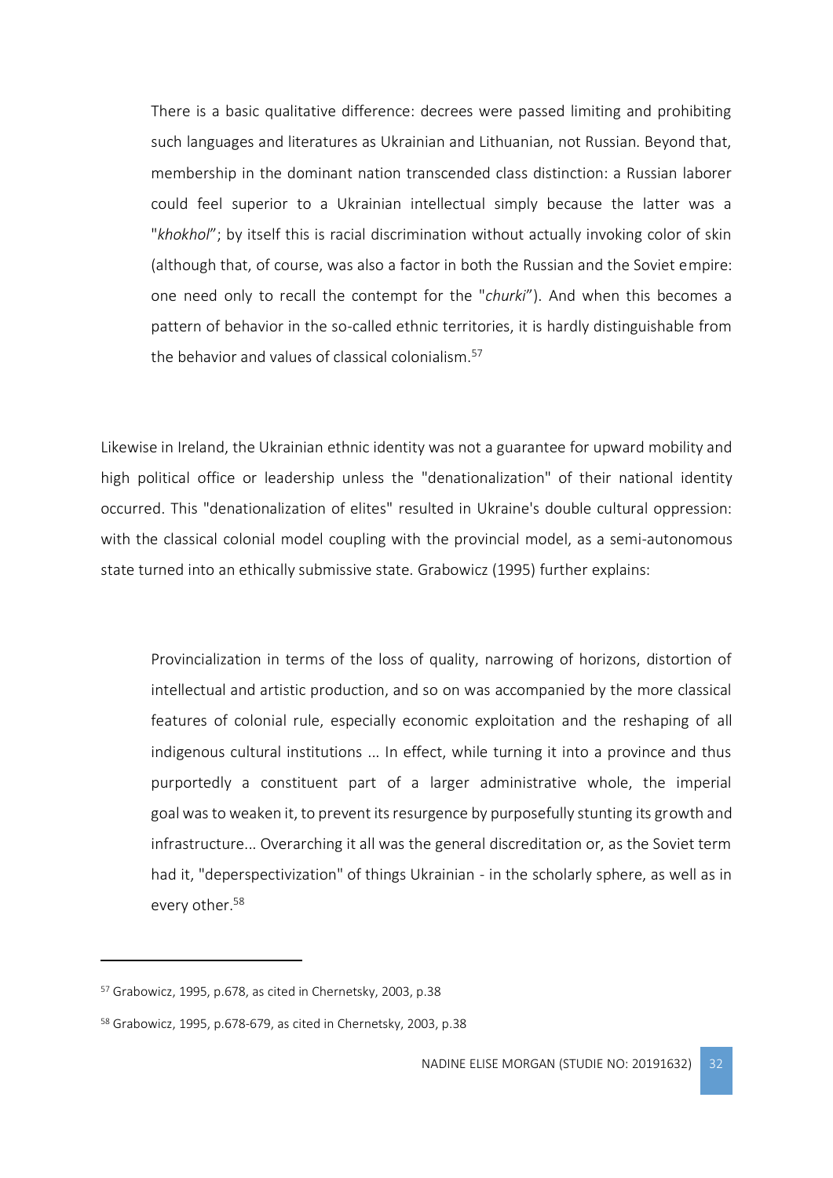> There is a basic qualitative difference: decrees were passed limiting and prohibiting such languages and literatures as Ukrainian and Lithuanian, not Russian. Beyond that, membership in the dominant nation transcended class distinction: a Russian laborer could feel superior to a Ukrainian intellectual simply because the latter was a "*khokhol*"; by itself this is racial discrimination without actually invoking color of skin (although that, of course, was also a factor in both the Russian and the Soviet empire: one need only to recall the contempt for the "*churki*"). And when this becomes a pattern of behavior in the so-called ethnic territories, it is hardly distinguishable from the behavior and values of classical colonialism.[57]

Likewise in Ireland, the Ukrainian ethnic identity was not a guarantee for upward mobility and high political office or leadership unless the "denationalization" of their national identity occurred. This "denationalization of elites" resulted in Ukraine's double cultural oppression: with the classical colonial model coupling with the provincial model, as a semi-autonomous state turned into an ethically submissive state. Grabowicz (1995) further explains:

> Provincialization in terms of the loss of quality, narrowing of horizons, distortion of intellectual and artistic production, and so on was accompanied by the more classical features of colonial rule, especially economic exploitation and the reshaping of all indigenous cultural institutions ... In effect, while turning it into a province and thus purportedly a constituent part of a larger administrative whole, the imperial goal was to weaken it, to prevent its resurgence by purposefully stunting its growth and infrastructure... Overarching it all was the general discreditation or, as the Soviet term had it, "deperspectivization" of things Ukrainian - in the scholarly sphere, as well as in every other.[58]

---

[57] Grabowicz, 1995, p.678, as cited in Chernetsky, 2003, p.38

[58] Grabowicz, 1995, p.678-679, as cited in Chernetsky, 2003, p.38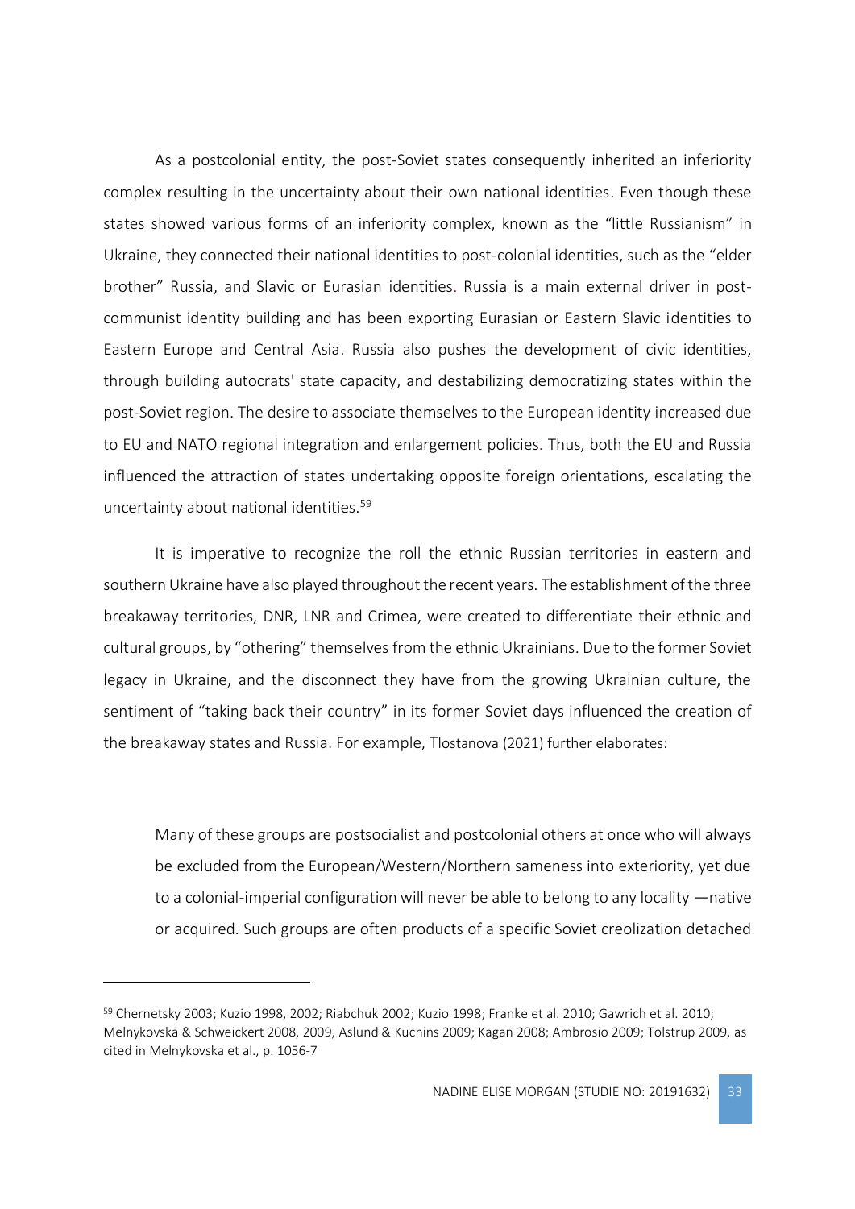As a postcolonial entity, the post-Soviet states consequently inherited an inferiority complex resulting in the uncertainty about their own national identities. Even though these states showed various forms of an inferiority complex, known as the "little Russianism" in Ukraine, they connected their national identities to post-colonial identities, such as the "elder brother" Russia, and Slavic or Eurasian identities. Russia is a main external driver in post-communist identity building and has been exporting Eurasian or Eastern Slavic identities to Eastern Europe and Central Asia. Russia also pushes the development of civic identities, through building autocrats' state capacity, and destabilizing democratizing states within the post-Soviet region. The desire to associate themselves to the European identity increased due to EU and NATO regional integration and enlargement policies. Thus, both the EU and Russia influenced the attraction of states undertaking opposite foreign orientations, escalating the uncertainty about national identities.[59]

It is imperative to recognize the roll the ethnic Russian territories in eastern and southern Ukraine have also played throughout the recent years. The establishment of the three breakaway territories, DNR, LNR and Crimea, were created to differentiate their ethnic and cultural groups, by "othering" themselves from the ethnic Ukrainians. Due to the former Soviet legacy in Ukraine, and the disconnect they have from the growing Ukrainian culture, the sentiment of "taking back their country" in its former Soviet days influenced the creation of the breakaway states and Russia. For example, Tlostanova (2021) further elaborates:

> Many of these groups are postsocialist and postcolonial others at once who will always be excluded from the European/Western/Northern sameness into exteriority, yet due to a colonial-imperial configuration will never be able to belong to any locality —native or acquired. Such groups are often products of a specific Soviet creolization detached

[59] Chernetsky 2003; Kuzio 1998, 2002; Riabchuk 2002; Kuzio 1998; Franke et al. 2010; Gawrich et al. 2010; Melnykovska & Schweickert 2008, 2009, Aslund & Kuchins 2009; Kagan 2008; Ambrosio 2009; Tolstrup 2009, as cited in Melnykovska et al., p. 1056-7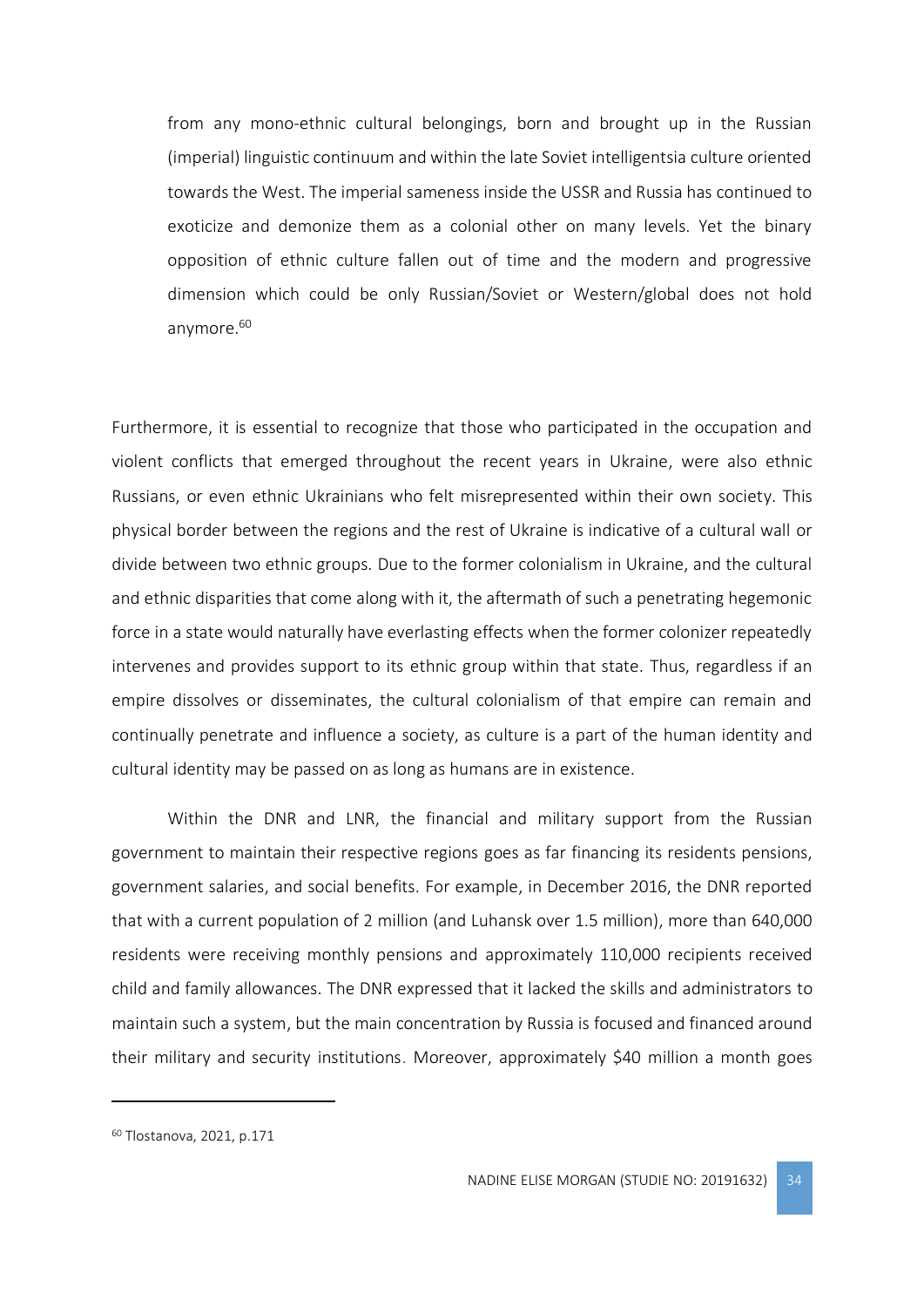> from any mono-ethnic cultural belongings, born and brought up in the Russian (imperial) linguistic continuum and within the late Soviet intelligentsia culture oriented towards the West. The imperial sameness inside the USSR and Russia has continued to exoticize and demonize them as a colonial other on many levels. Yet the binary opposition of ethnic culture fallen out of time and the modern and progressive dimension which could be only Russian/Soviet or Western/global does not hold anymore.[60]

Furthermore, it is essential to recognize that those who participated in the occupation and violent conflicts that emerged throughout the recent years in Ukraine, were also ethnic Russians, or even ethnic Ukrainians who felt misrepresented within their own society. This physical border between the regions and the rest of Ukraine is indicative of a cultural wall or divide between two ethnic groups. Due to the former colonialism in Ukraine, and the cultural and ethnic disparities that come along with it, the aftermath of such a penetrating hegemonic force in a state would naturally have everlasting effects when the former colonizer repeatedly intervenes and provides support to its ethnic group within that state. Thus, regardless if an empire dissolves or disseminates, the cultural colonialism of that empire can remain and continually penetrate and influence a society, as culture is a part of the human identity and cultural identity may be passed on as long as humans are in existence.

Within the DNR and LNR, the financial and military support from the Russian government to maintain their respective regions goes as far financing its residents pensions, government salaries, and social benefits. For example, in December 2016, the DNR reported that with a current population of 2 million (and Luhansk over 1.5 million), more than 640,000 residents were receiving monthly pensions and approximately 110,000 recipients received child and family allowances. The DNR expressed that it lacked the skills and administrators to maintain such a system, but the main concentration by Russia is focused and financed around their military and security institutions. Moreover, approximately $40 million a month goes

[60] Tlostanova, 2021, p.171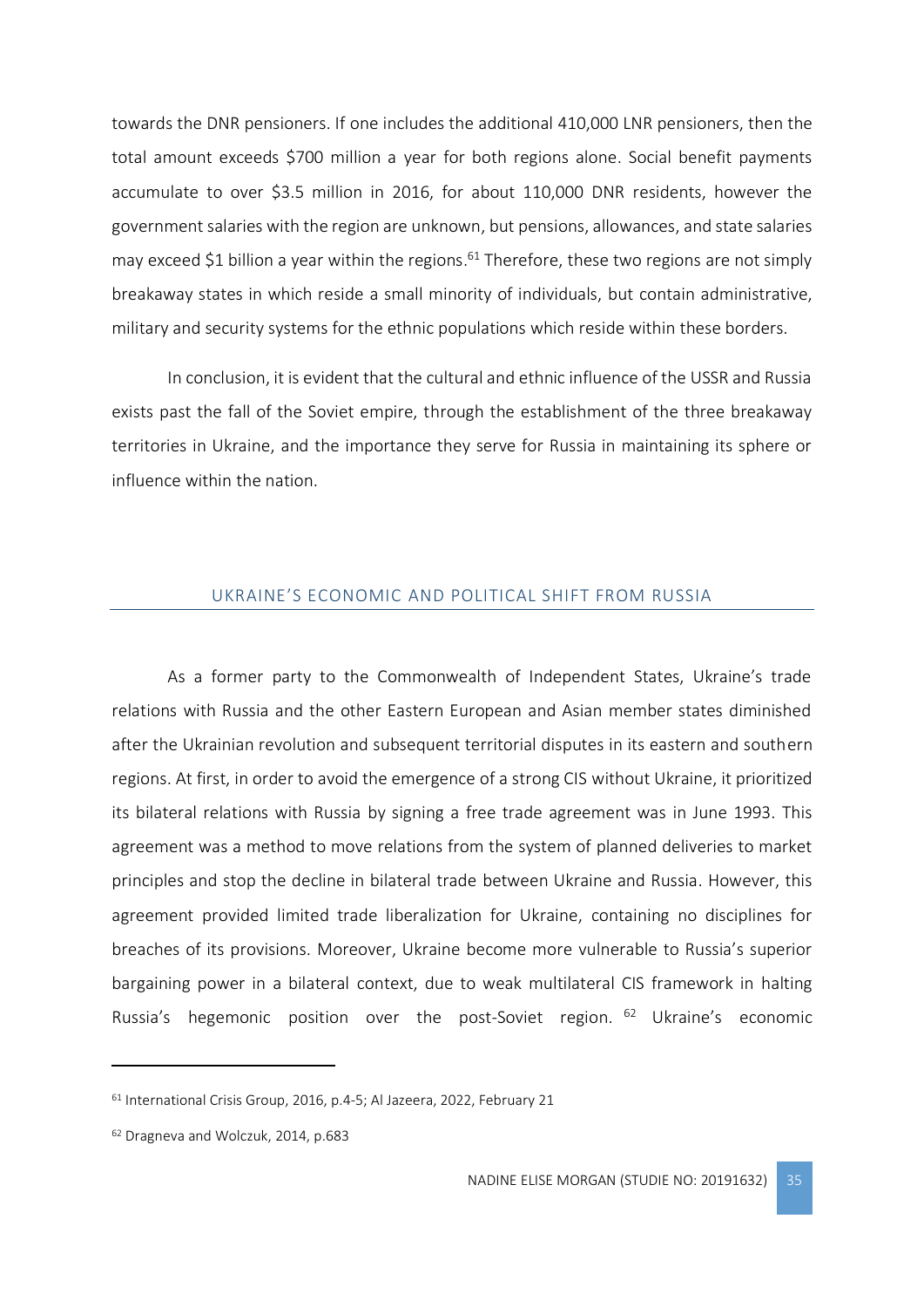towards the DNR pensioners. If one includes the additional 410,000 LNR pensioners, then the total amount exceeds $700 million a year for both regions alone. Social benefit payments accumulate to over $3.5 million in 2016, for about 110,000 DNR residents, however the government salaries with the region are unknown, but pensions, allowances, and state salaries may exceed $1 billion a year within the regions.[61] Therefore, these two regions are not simply breakaway states in which reside a small minority of individuals, but contain administrative, military and security systems for the ethnic populations which reside within these borders.

In conclusion, it is evident that the cultural and ethnic influence of the USSR and Russia exists past the fall of the Soviet empire, through the establishment of the three breakaway territories in Ukraine, and the importance they serve for Russia in maintaining its sphere or influence within the nation.

## UKRAINE'S ECONOMIC AND POLITICAL SHIFT FROM RUSSIA

As a former party to the Commonwealth of Independent States, Ukraine's trade relations with Russia and the other Eastern European and Asian member states diminished after the Ukrainian revolution and subsequent territorial disputes in its eastern and southern regions. At first, in order to avoid the emergence of a strong CIS without Ukraine, it prioritized its bilateral relations with Russia by signing a free trade agreement was in June 1993. This agreement was a method to move relations from the system of planned deliveries to market principles and stop the decline in bilateral trade between Ukraine and Russia. However, this agreement provided limited trade liberalization for Ukraine, containing no disciplines for breaches of its provisions. Moreover, Ukraine become more vulnerable to Russia's superior bargaining power in a bilateral context, due to weak multilateral CIS framework in halting Russia's hegemonic position over the post-Soviet region.[62] Ukraine's economic

---

[61] International Crisis Group, 2016, p.4-5; Al Jazeera, 2022, February 21

[62] Dragneva and Wolczuk, 2014, p.683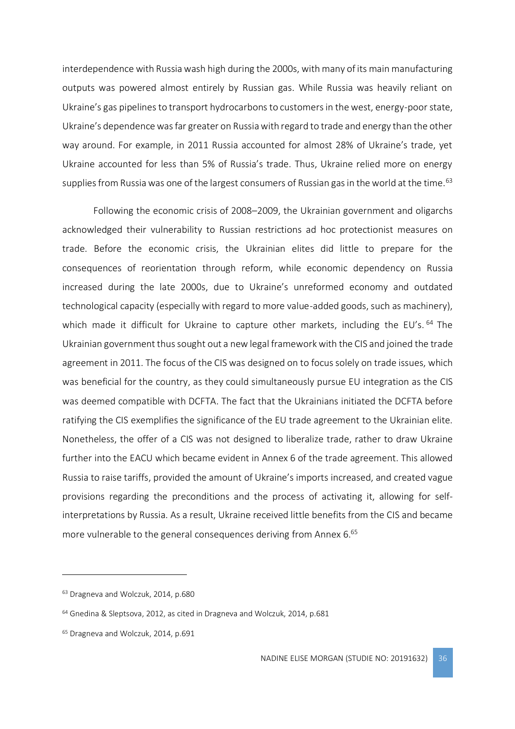interdependence with Russia wash high during the 2000s, with many of its main manufacturing outputs was powered almost entirely by Russian gas. While Russia was heavily reliant on Ukraine's gas pipelines to transport hydrocarbons to customers in the west, energy-poor state, Ukraine's dependence was far greater on Russia with regard to trade and energy than the other way around. For example, in 2011 Russia accounted for almost 28% of Ukraine's trade, yet Ukraine accounted for less than 5% of Russia's trade. Thus, Ukraine relied more on energy supplies from Russia was one of the largest consumers of Russian gas in the world at the time.[63]

Following the economic crisis of 2008–2009, the Ukrainian government and oligarchs acknowledged their vulnerability to Russian restrictions ad hoc protectionist measures on trade. Before the economic crisis, the Ukrainian elites did little to prepare for the consequences of reorientation through reform, while economic dependency on Russia increased during the late 2000s, due to Ukraine's unreformed economy and outdated technological capacity (especially with regard to more value-added goods, such as machinery), which made it difficult for Ukraine to capture other markets, including the EU's.[64] The Ukrainian government thus sought out a new legal framework with the CIS and joined the trade agreement in 2011. The focus of the CIS was designed on to focus solely on trade issues, which was beneficial for the country, as they could simultaneously pursue EU integration as the CIS was deemed compatible with DCFTA. The fact that the Ukrainians initiated the DCFTA before ratifying the CIS exemplifies the significance of the EU trade agreement to the Ukrainian elite. Nonetheless, the offer of a CIS was not designed to liberalize trade, rather to draw Ukraine further into the EACU which became evident in Annex 6 of the trade agreement. This allowed Russia to raise tariffs, provided the amount of Ukraine's imports increased, and created vague provisions regarding the preconditions and the process of activating it, allowing for self-interpretations by Russia. As a result, Ukraine received little benefits from the CIS and became more vulnerable to the general consequences deriving from Annex 6.[65]

---

[63] Dragneva and Wolczuk, 2014, p.680

[64] Gnedina & Sleptsova, 2012, as cited in Dragneva and Wolczuk, 2014, p.681

[65] Dragneva and Wolczuk, 2014, p.691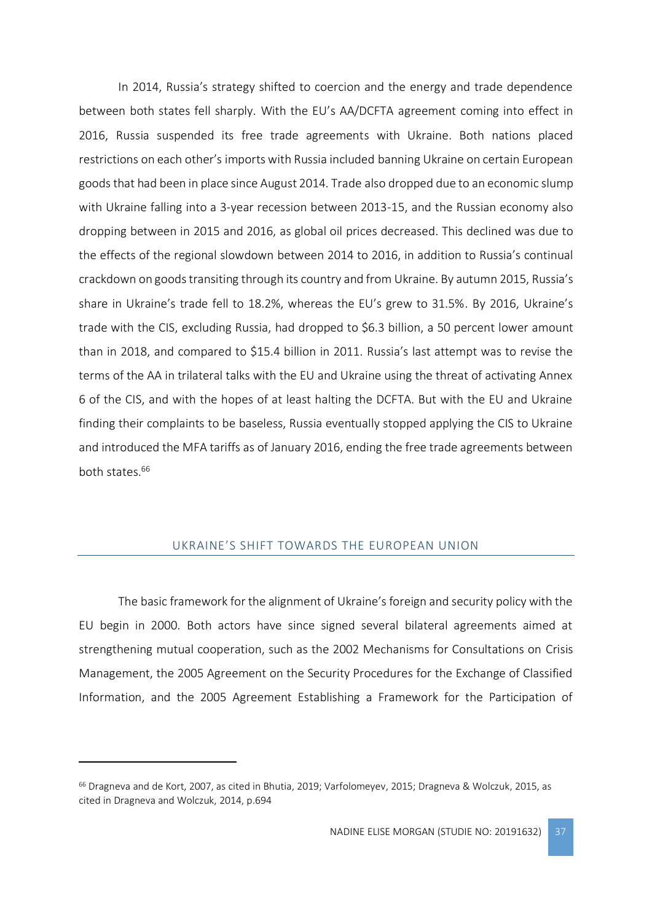In 2014, Russia's strategy shifted to coercion and the energy and trade dependence between both states fell sharply. With the EU's AA/DCFTA agreement coming into effect in 2016, Russia suspended its free trade agreements with Ukraine. Both nations placed restrictions on each other's imports with Russia included banning Ukraine on certain European goods that had been in place since August 2014. Trade also dropped due to an economic slump with Ukraine falling into a 3-year recession between 2013-15, and the Russian economy also dropping between in 2015 and 2016, as global oil prices decreased. This declined was due to the effects of the regional slowdown between 2014 to 2016, in addition to Russia's continual crackdown on goods transiting through its country and from Ukraine. By autumn 2015, Russia's share in Ukraine's trade fell to 18.2%, whereas the EU's grew to 31.5%. By 2016, Ukraine's trade with the CIS, excluding Russia, had dropped to \$6.3 billion, a 50 percent lower amount than in 2018, and compared to \$15.4 billion in 2011. Russia's last attempt was to revise the terms of the AA in trilateral talks with the EU and Ukraine using the threat of activating Annex 6 of the CIS, and with the hopes of at least halting the DCFTA. But with the EU and Ukraine finding their complaints to be baseless, Russia eventually stopped applying the CIS to Ukraine and introduced the MFA tariffs as of January 2016, ending the free trade agreements between both states.[66]

## UKRAINE'S SHIFT TOWARDS THE EUROPEAN UNION

The basic framework for the alignment of Ukraine's foreign and security policy with the EU begin in 2000. Both actors have since signed several bilateral agreements aimed at strengthening mutual cooperation, such as the 2002 Mechanisms for Consultations on Crisis Management, the 2005 Agreement on the Security Procedures for the Exchange of Classified Information, and the 2005 Agreement Establishing a Framework for the Participation of

[66] Dragneva and de Kort, 2007, as cited in Bhutia, 2019; Varfolomeyev, 2015; Dragneva & Wolczuk, 2015, as cited in Dragneva and Wolczuk, 2014, p.694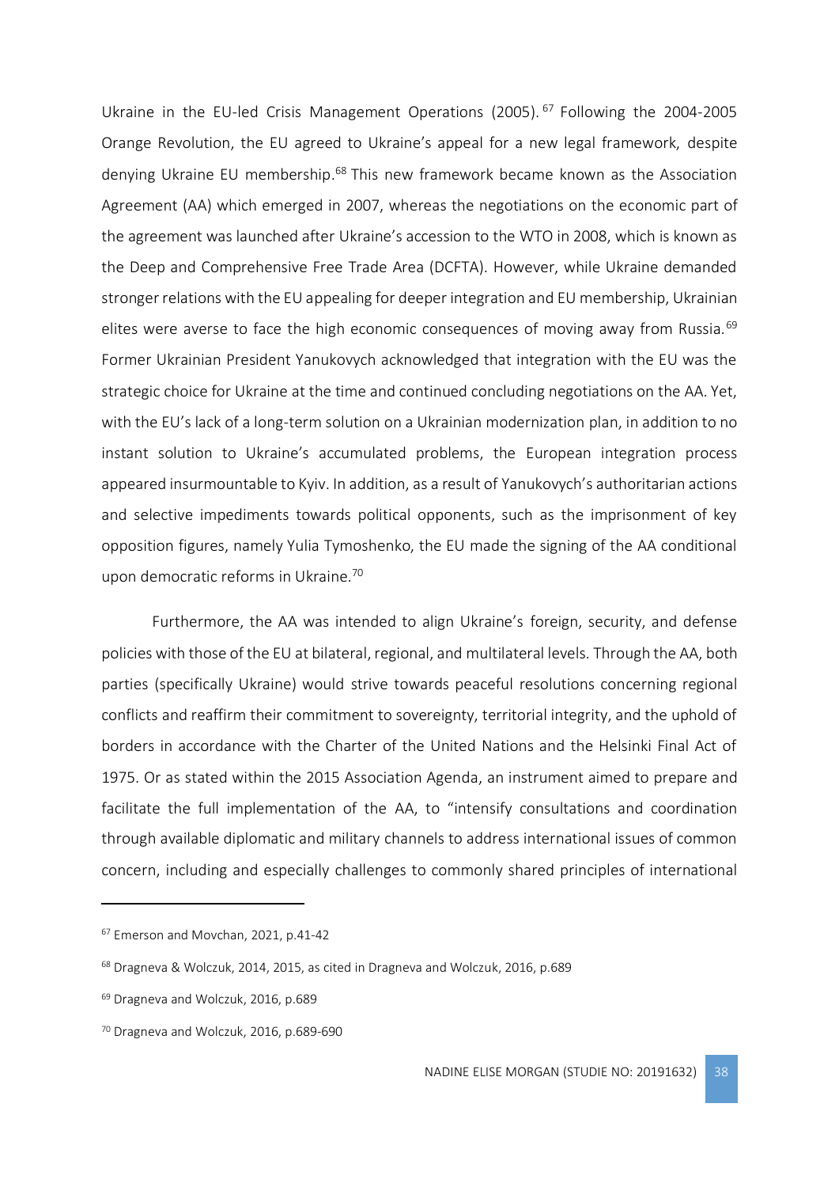Ukraine in the EU-led Crisis Management Operations (2005).[67] Following the 2004-2005 Orange Revolution, the EU agreed to Ukraine's appeal for a new legal framework, despite denying Ukraine EU membership.[68] This new framework became known as the Association Agreement (AA) which emerged in 2007, whereas the negotiations on the economic part of the agreement was launched after Ukraine's accession to the WTO in 2008, which is known as the Deep and Comprehensive Free Trade Area (DCFTA). However, while Ukraine demanded stronger relations with the EU appealing for deeper integration and EU membership, Ukrainian elites were averse to face the high economic consequences of moving away from Russia.[69] Former Ukrainian President Yanukovych acknowledged that integration with the EU was the strategic choice for Ukraine at the time and continued concluding negotiations on the AA. Yet, with the EU's lack of a long-term solution on a Ukrainian modernization plan, in addition to no instant solution to Ukraine's accumulated problems, the European integration process appeared insurmountable to Kyiv. In addition, as a result of Yanukovych's authoritarian actions and selective impediments towards political opponents, such as the imprisonment of key opposition figures, namely Yulia Tymoshenko, the EU made the signing of the AA conditional upon democratic reforms in Ukraine.[70]

Furthermore, the AA was intended to align Ukraine's foreign, security, and defense policies with those of the EU at bilateral, regional, and multilateral levels. Through the AA, both parties (specifically Ukraine) would strive towards peaceful resolutions concerning regional conflicts and reaffirm their commitment to sovereignty, territorial integrity, and the uphold of borders in accordance with the Charter of the United Nations and the Helsinki Final Act of 1975. Or as stated within the 2015 Association Agenda, an instrument aimed to prepare and facilitate the full implementation of the AA, to "intensify consultations and coordination through available diplomatic and military channels to address international issues of common concern, including and especially challenges to commonly shared principles of international

---

[67] Emerson and Movchan, 2021, p.41-42

[68] Dragneva & Wolczuk, 2014, 2015, as cited in Dragneva and Wolczuk, 2016, p.689

[69] Dragneva and Wolczuk, 2016, p.689

[70] Dragneva and Wolczuk, 2016, p.689-690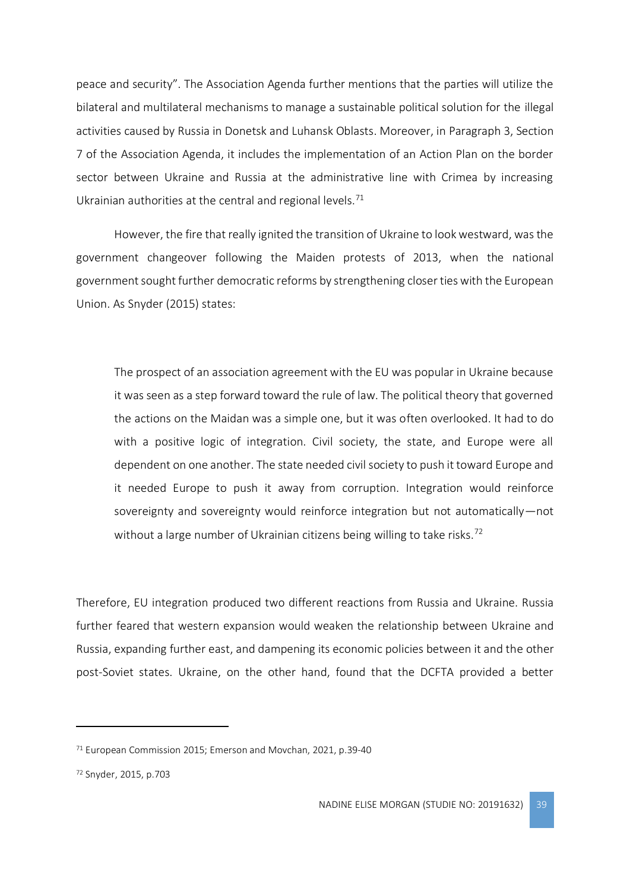peace and security". The Association Agenda further mentions that the parties will utilize the bilateral and multilateral mechanisms to manage a sustainable political solution for the illegal activities caused by Russia in Donetsk and Luhansk Oblasts. Moreover, in Paragraph 3, Section 7 of the Association Agenda, it includes the implementation of an Action Plan on the border sector between Ukraine and Russia at the administrative line with Crimea by increasing Ukrainian authorities at the central and regional levels.[71]

However, the fire that really ignited the transition of Ukraine to look westward, was the government changeover following the Maiden protests of 2013, when the national government sought further democratic reforms by strengthening closer ties with the European Union. As Snyder (2015) states:

> The prospect of an association agreement with the EU was popular in Ukraine because it was seen as a step forward toward the rule of law. The political theory that governed the actions on the Maidan was a simple one, but it was often overlooked. It had to do with a positive logic of integration. Civil society, the state, and Europe were all dependent on one another. The state needed civil society to push it toward Europe and it needed Europe to push it away from corruption. Integration would reinforce sovereignty and sovereignty would reinforce integration but not automatically—not without a large number of Ukrainian citizens being willing to take risks.[72]

Therefore, EU integration produced two different reactions from Russia and Ukraine. Russia further feared that western expansion would weaken the relationship between Ukraine and Russia, expanding further east, and dampening its economic policies between it and the other post-Soviet states. Ukraine, on the other hand, found that the DCFTA provided a better

---

[71] European Commission 2015; Emerson and Movchan, 2021, p.39-40

[72] Snyder, 2015, p.703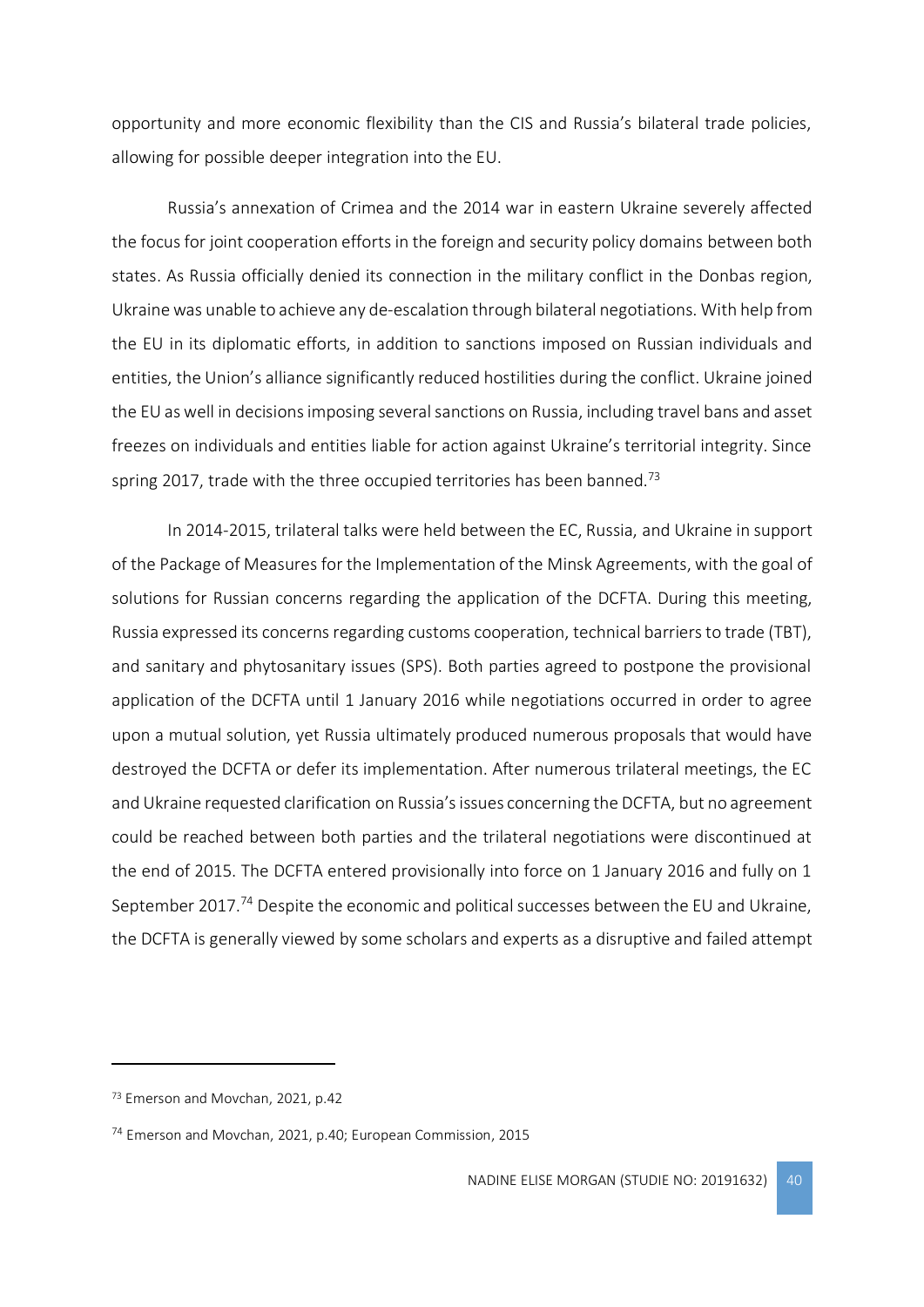opportunity and more economic flexibility than the CIS and Russia's bilateral trade policies, allowing for possible deeper integration into the EU.

Russia's annexation of Crimea and the 2014 war in eastern Ukraine severely affected the focus for joint cooperation efforts in the foreign and security policy domains between both states. As Russia officially denied its connection in the military conflict in the Donbas region, Ukraine was unable to achieve any de-escalation through bilateral negotiations. With help from the EU in its diplomatic efforts, in addition to sanctions imposed on Russian individuals and entities, the Union's alliance significantly reduced hostilities during the conflict. Ukraine joined the EU as well in decisions imposing several sanctions on Russia, including travel bans and asset freezes on individuals and entities liable for action against Ukraine's territorial integrity. Since spring 2017, trade with the three occupied territories has been banned.[73]

In 2014-2015, trilateral talks were held between the EC, Russia, and Ukraine in support of the Package of Measures for the Implementation of the Minsk Agreements, with the goal of solutions for Russian concerns regarding the application of the DCFTA. During this meeting, Russia expressed its concerns regarding customs cooperation, technical barriers to trade (TBT), and sanitary and phytosanitary issues (SPS). Both parties agreed to postpone the provisional application of the DCFTA until 1 January 2016 while negotiations occurred in order to agree upon a mutual solution, yet Russia ultimately produced numerous proposals that would have destroyed the DCFTA or defer its implementation. After numerous trilateral meetings, the EC and Ukraine requested clarification on Russia's issues concerning the DCFTA, but no agreement could be reached between both parties and the trilateral negotiations were discontinued at the end of 2015. The DCFTA entered provisionally into force on 1 January 2016 and fully on 1 September 2017.[74] Despite the economic and political successes between the EU and Ukraine, the DCFTA is generally viewed by some scholars and experts as a disruptive and failed attempt

---

[73] Emerson and Movchan, 2021, p.42

[74] Emerson and Movchan, 2021, p.40; European Commission, 2015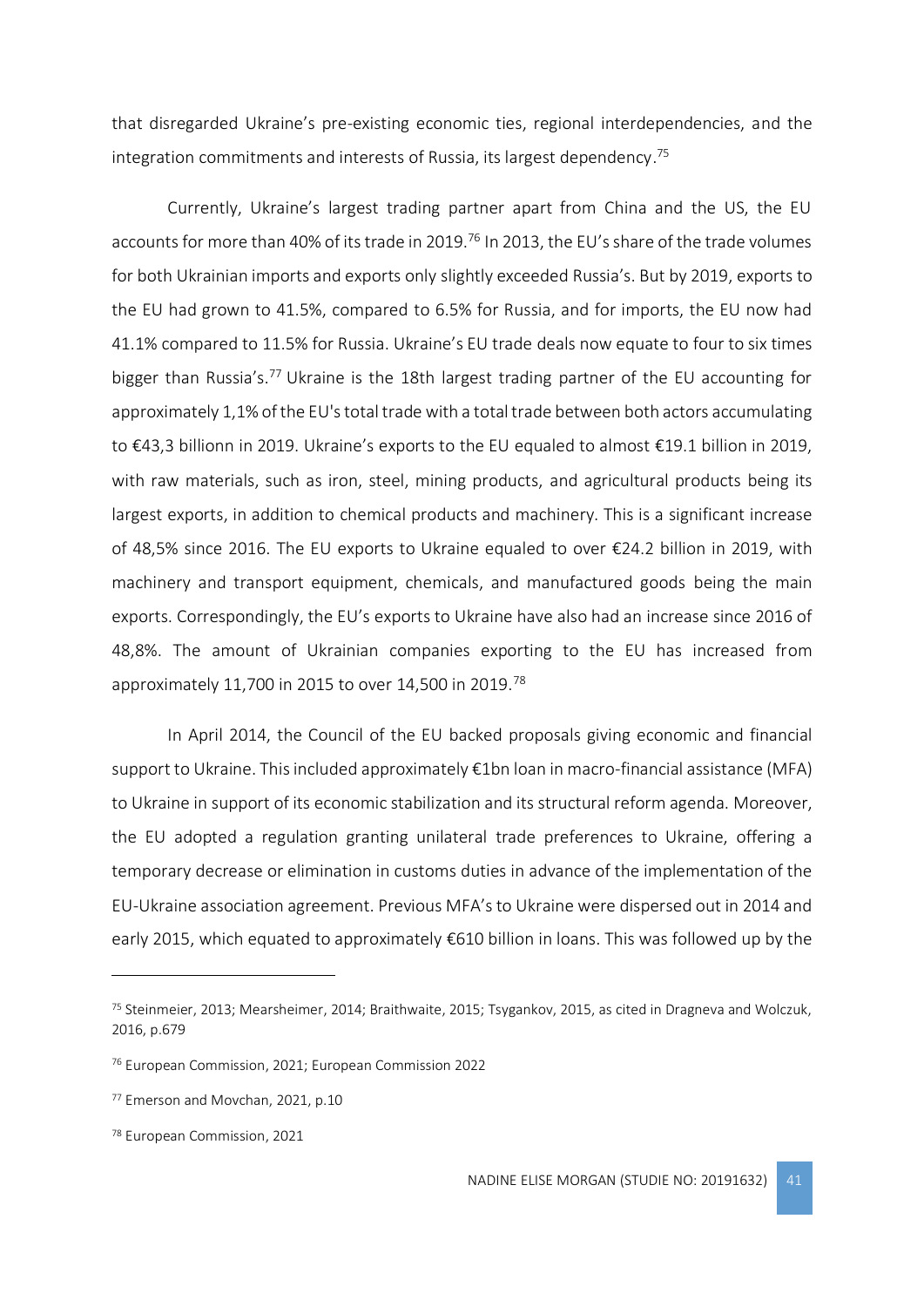that disregarded Ukraine's pre-existing economic ties, regional interdependencies, and the integration commitments and interests of Russia, its largest dependency.[75]

Currently, Ukraine's largest trading partner apart from China and the US, the EU accounts for more than 40% of its trade in 2019.[76] In 2013, the EU's share of the trade volumes for both Ukrainian imports and exports only slightly exceeded Russia's. But by 2019, exports to the EU had grown to 41.5%, compared to 6.5% for Russia, and for imports, the EU now had 41.1% compared to 11.5% for Russia. Ukraine's EU trade deals now equate to four to six times bigger than Russia's.[77] Ukraine is the 18th largest trading partner of the EU accounting for approximately 1,1% of the EU's total trade with a total trade between both actors accumulating to €43,3 billionn in 2019. Ukraine's exports to the EU equaled to almost €19.1 billion in 2019, with raw materials, such as iron, steel, mining products, and agricultural products being its largest exports, in addition to chemical products and machinery. This is a significant increase of 48,5% since 2016. The EU exports to Ukraine equaled to over €24.2 billion in 2019, with machinery and transport equipment, chemicals, and manufactured goods being the main exports. Correspondingly, the EU's exports to Ukraine have also had an increase since 2016 of 48,8%. The amount of Ukrainian companies exporting to the EU has increased from approximately 11,700 in 2015 to over 14,500 in 2019.[78]

In April 2014, the Council of the EU backed proposals giving economic and financial support to Ukraine. This included approximately €1bn loan in macro-financial assistance (MFA) to Ukraine in support of its economic stabilization and its structural reform agenda. Moreover, the EU adopted a regulation granting unilateral trade preferences to Ukraine, offering a temporary decrease or elimination in customs duties in advance of the implementation of the EU-Ukraine association agreement. Previous MFA's to Ukraine were dispersed out in 2014 and early 2015, which equated to approximately €610 billion in loans. This was followed up by the

---

[75] Steinmeier, 2013; Mearsheimer, 2014; Braithwaite, 2015; Tsygankov, 2015, as cited in Dragneva and Wolczuk, 2016, p.679

[76] European Commission, 2021; European Commission 2022

[77] Emerson and Movchan, 2021, p.10

[78] European Commission, 2021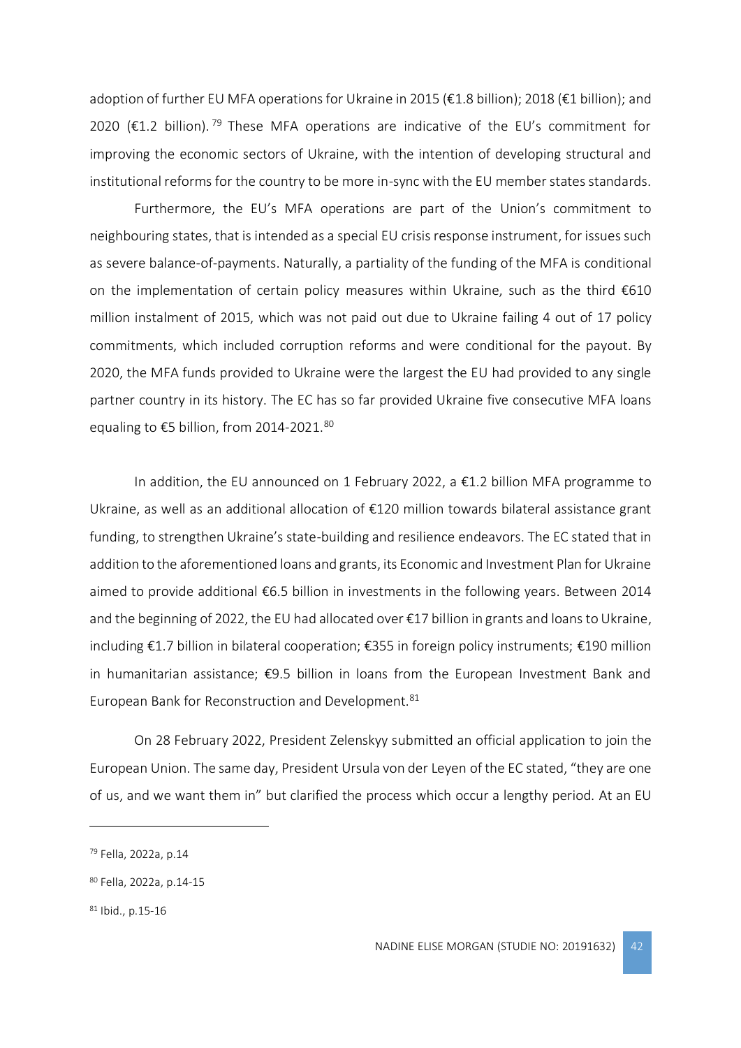adoption of further EU MFA operations for Ukraine in 2015 (€1.8 billion); 2018 (€1 billion); and 2020 (€1.2 billion).[79] These MFA operations are indicative of the EU's commitment for improving the economic sectors of Ukraine, with the intention of developing structural and institutional reforms for the country to be more in-sync with the EU member states standards.

Furthermore, the EU's MFA operations are part of the Union's commitment to neighbouring states, that is intended as a special EU crisis response instrument, for issues such as severe balance-of-payments. Naturally, a partiality of the funding of the MFA is conditional on the implementation of certain policy measures within Ukraine, such as the third €610 million instalment of 2015, which was not paid out due to Ukraine failing 4 out of 17 policy commitments, which included corruption reforms and were conditional for the payout. By 2020, the MFA funds provided to Ukraine were the largest the EU had provided to any single partner country in its history. The EC has so far provided Ukraine five consecutive MFA loans equaling to €5 billion, from 2014-2021.[80]

In addition, the EU announced on 1 February 2022, a €1.2 billion MFA programme to Ukraine, as well as an additional allocation of €120 million towards bilateral assistance grant funding, to strengthen Ukraine's state-building and resilience endeavors. The EC stated that in addition to the aforementioned loans and grants, its Economic and Investment Plan for Ukraine aimed to provide additional €6.5 billion in investments in the following years. Between 2014 and the beginning of 2022, the EU had allocated over €17 billion in grants and loans to Ukraine, including €1.7 billion in bilateral cooperation; €355 in foreign policy instruments; €190 million in humanitarian assistance; €9.5 billion in loans from the European Investment Bank and European Bank for Reconstruction and Development.[81]

On 28 February 2022, President Zelenskyy submitted an official application to join the European Union. The same day, President Ursula von der Leyen of the EC stated, "they are one of us, and we want them in" but clarified the process which occur a lengthy period. At an EU

---

[79] Fella, 2022a, p.14

[80] Fella, 2022a, p.14-15

[81] Ibid., p.15-16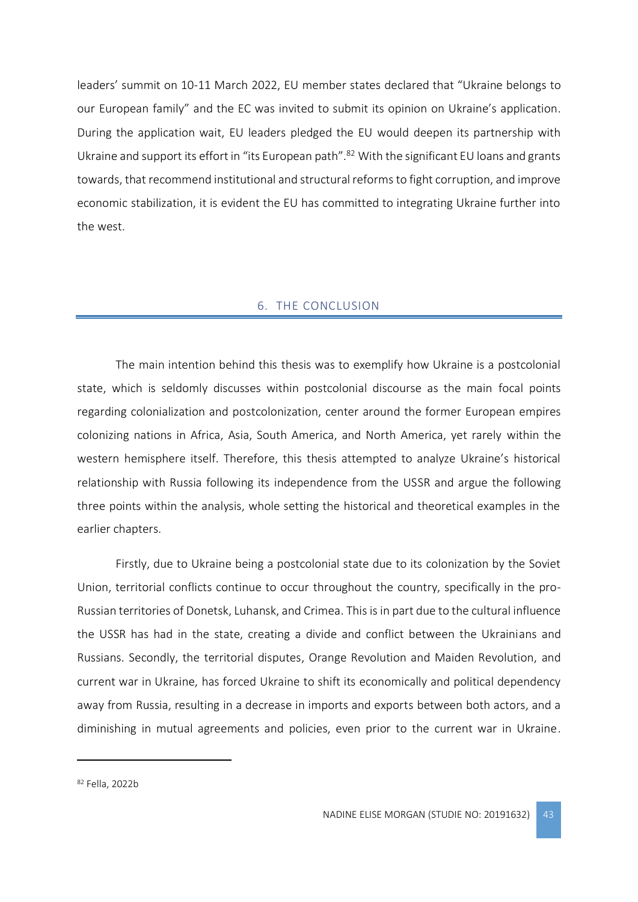leaders' summit on 10-11 March 2022, EU member states declared that "Ukraine belongs to our European family" and the EC was invited to submit its opinion on Ukraine's application. During the application wait, EU leaders pledged the EU would deepen its partnership with Ukraine and support its effort in "its European path".[82] With the significant EU loans and grants towards, that recommend institutional and structural reforms to fight corruption, and improve economic stabilization, it is evident the EU has committed to integrating Ukraine further into the west.

## 6. THE CONCLUSION

The main intention behind this thesis was to exemplify how Ukraine is a postcolonial state, which is seldomly discusses within postcolonial discourse as the main focal points regarding colonialization and postcolonization, center around the former European empires colonizing nations in Africa, Asia, South America, and North America, yet rarely within the western hemisphere itself. Therefore, this thesis attempted to analyze Ukraine's historical relationship with Russia following its independence from the USSR and argue the following three points within the analysis, whole setting the historical and theoretical examples in the earlier chapters.

Firstly, due to Ukraine being a postcolonial state due to its colonization by the Soviet Union, territorial conflicts continue to occur throughout the country, specifically in the pro-Russian territories of Donetsk, Luhansk, and Crimea. This is in part due to the cultural influence the USSR has had in the state, creating a divide and conflict between the Ukrainians and Russians. Secondly, the territorial disputes, Orange Revolution and Maiden Revolution, and current war in Ukraine, has forced Ukraine to shift its economically and political dependency away from Russia, resulting in a decrease in imports and exports between both actors, and a diminishing in mutual agreements and policies, even prior to the current war in Ukraine.

[82] Fella, 2022b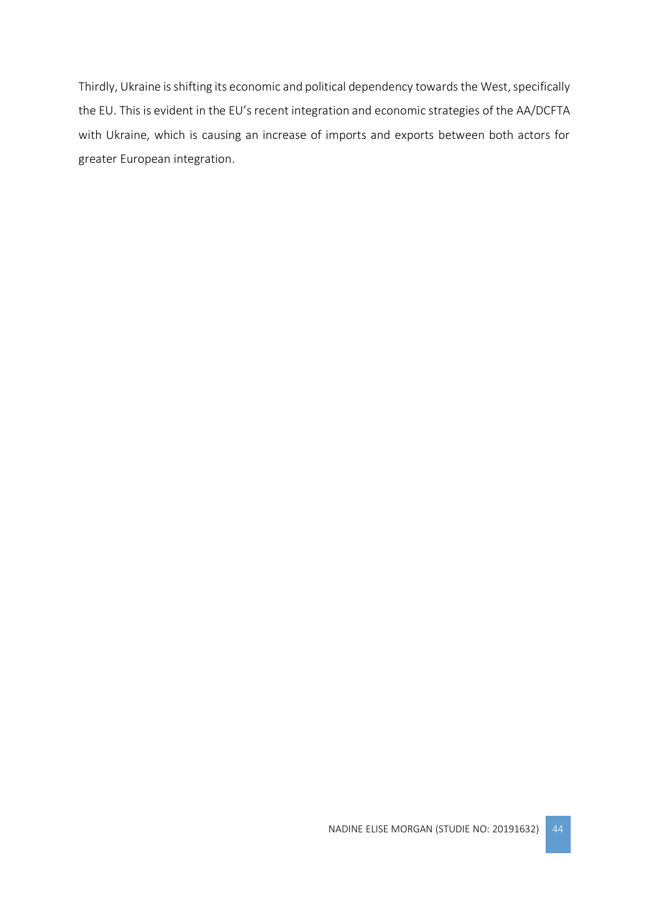Thirdly, Ukraine is shifting its economic and political dependency towards the West, specifically the EU. This is evident in the EU's recent integration and economic strategies of the AA/DCFTA with Ukraine, which is causing an increase of imports and exports between both actors for greater European integration.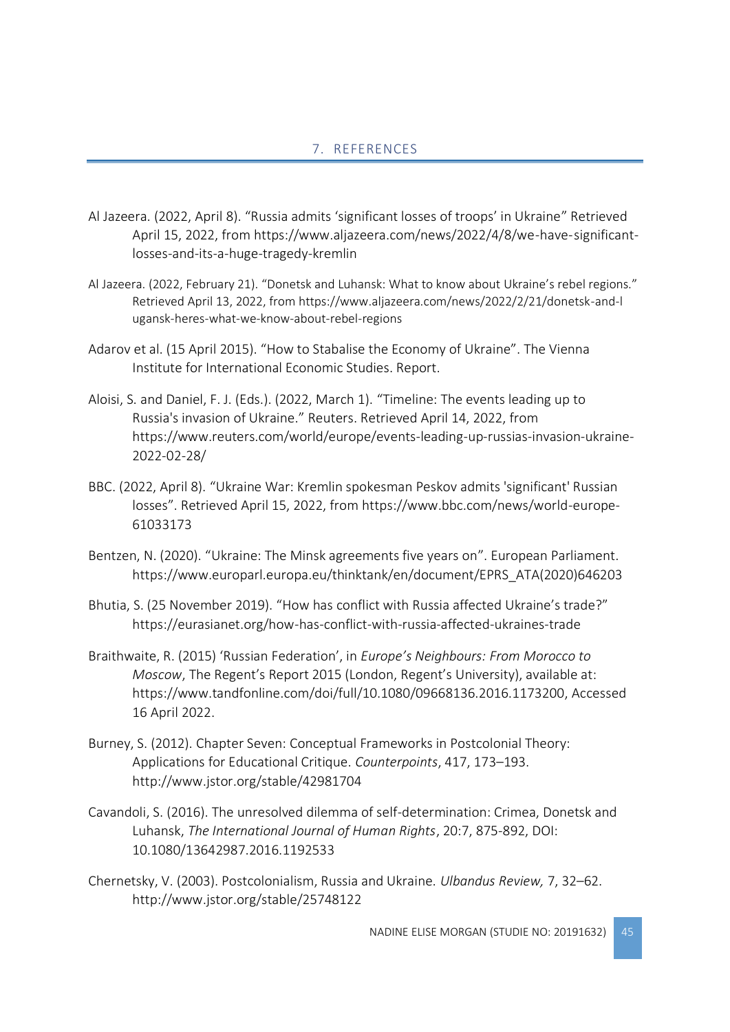# 7. REFERENCES

Al Jazeera. (2022, April 8). "Russia admits 'significant losses of troops' in Ukraine" Retrieved April 15, 2022, from https://www.aljazeera.com/news/2022/4/8/we-have-significant-losses-and-its-a-huge-tragedy-kremlin

Al Jazeera. (2022, February 21). "Donetsk and Luhansk: What to know about Ukraine's rebel regions." Retrieved April 13, 2022, from https://www.aljazeera.com/news/2022/2/21/donetsk-and-luhansk-heres-what-we-know-about-rebel-regions

Adarov et al. (15 April 2015). "How to Stabalise the Economy of Ukraine". The Vienna Institute for International Economic Studies. Report.

Aloisi, S. and Daniel, F. J. (Eds.). (2022, March 1). "Timeline: The events leading up to Russia's invasion of Ukraine." Reuters. Retrieved April 14, 2022, from https://www.reuters.com/world/europe/events-leading-up-russias-invasion-ukraine-2022-02-28/

BBC. (2022, April 8). "Ukraine War: Kremlin spokesman Peskov admits 'significant' Russian losses". Retrieved April 15, 2022, from https://www.bbc.com/news/world-europe-61033173

Bentzen, N. (2020). "Ukraine: The Minsk agreements five years on". European Parliament. https://www.europarl.europa.eu/thinktank/en/document/EPRS_ATA(2020)646203

Bhutia, S. (25 November 2019). "How has conflict with Russia affected Ukraine's trade?" https://eurasianet.org/how-has-conflict-with-russia-affected-ukraines-trade

Braithwaite, R. (2015) 'Russian Federation', in *Europe's Neighbours: From Morocco to Moscow*, The Regent's Report 2015 (London, Regent's University), available at: https://www.tandfonline.com/doi/full/10.1080/09668136.2016.1173200, Accessed 16 April 2022.

Burney, S. (2012). Chapter Seven: Conceptual Frameworks in Postcolonial Theory: Applications for Educational Critique. *Counterpoints*, 417, 173–193. http://www.jstor.org/stable/42981704

Cavandoli, S. (2016). The unresolved dilemma of self-determination: Crimea, Donetsk and Luhansk, *The International Journal of Human Rights*, 20:7, 875-892, DOI: 10.1080/13642987.2016.1192533

Chernetsky, V. (2003). Postcolonialism, Russia and Ukraine. *Ulbandus Review,* 7, 32–62. http://www.jstor.org/stable/25748122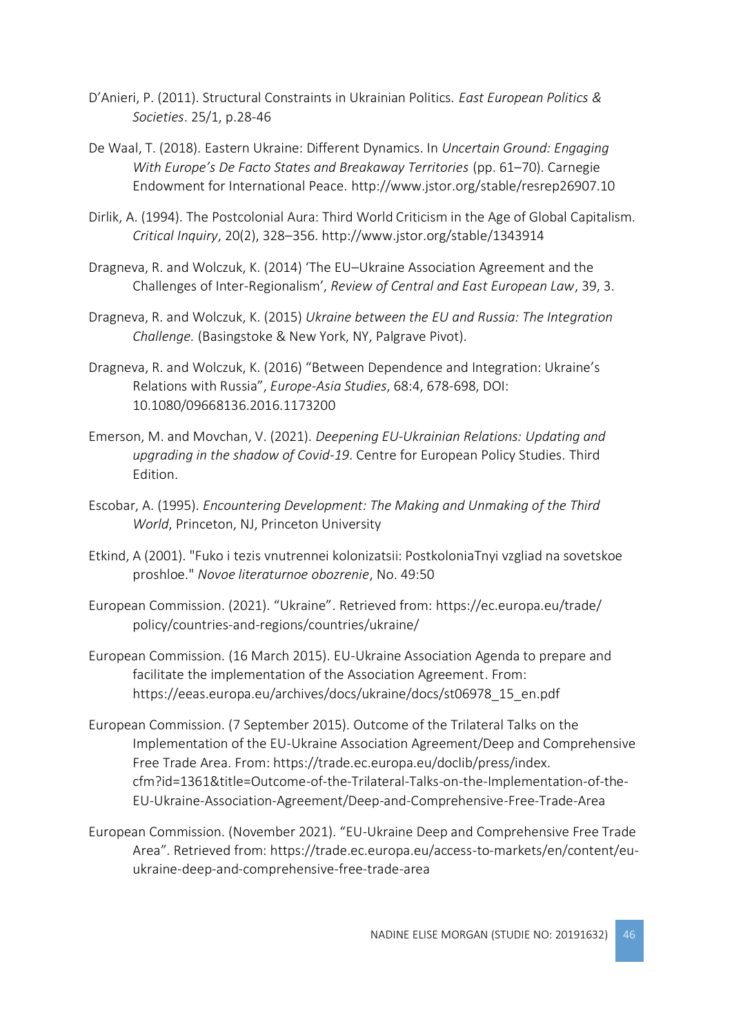D'Anieri, P. (2011). Structural Constraints in Ukrainian Politics. *East European Politics & Societies*. 25/1, p.28-46

De Waal, T. (2018). Eastern Ukraine: Different Dynamics. In *Uncertain Ground: Engaging With Europe's De Facto States and Breakaway Territories* (pp. 61–70). Carnegie Endowment for International Peace. http://www.jstor.org/stable/resrep26907.10

Dirlik, A. (1994). The Postcolonial Aura: Third World Criticism in the Age of Global Capitalism. *Critical Inquiry*, 20(2), 328–356. http://www.jstor.org/stable/1343914

Dragneva, R. and Wolczuk, K. (2014) 'The EU–Ukraine Association Agreement and the Challenges of Inter-Regionalism', *Review of Central and East European Law*, 39, 3.

Dragneva, R. and Wolczuk, K. (2015) *Ukraine between the EU and Russia: The Integration Challenge.* (Basingstoke & New York, NY, Palgrave Pivot).

Dragneva, R. and Wolczuk, K. (2016) "Between Dependence and Integration: Ukraine's Relations with Russia", *Europe-Asia Studies*, 68:4, 678-698, DOI: 10.1080/09668136.2016.1173200

Emerson, M. and Movchan, V. (2021). *Deepening EU-Ukrainian Relations: Updating and upgrading in the shadow of Covid-19*. Centre for European Policy Studies. Third Edition.

Escobar, A. (1995). *Encountering Development: The Making and Unmaking of the Third World*, Princeton, NJ, Princeton University

Etkind, A (2001). "Fuko i tezis vnutrennei kolonizatsii: PostkoloniaTnyi vzgliad na sovetskoe proshloe." *Novoe literaturnoe obozrenie*, No. 49:50

European Commission. (2021). "Ukraine". Retrieved from: https://ec.europa.eu/trade/policy/countries-and-regions/countries/ukraine/

European Commission. (16 March 2015). EU-Ukraine Association Agenda to prepare and facilitate the implementation of the Association Agreement. From: https://eeas.europa.eu/archives/docs/ukraine/docs/st06978_15_en.pdf

European Commission. (7 September 2015). Outcome of the Trilateral Talks on the Implementation of the EU-Ukraine Association Agreement/Deep and Comprehensive Free Trade Area. From: https://trade.ec.europa.eu/doclib/press/index.cfm?id=1361&title=Outcome-of-the-Trilateral-Talks-on-the-Implementation-of-the-EU-Ukraine-Association-Agreement/Deep-and-Comprehensive-Free-Trade-Area

European Commission. (November 2021). "EU-Ukraine Deep and Comprehensive Free Trade Area". Retrieved from: https://trade.ec.europa.eu/access-to-markets/en/content/eu-ukraine-deep-and-comprehensive-free-trade-area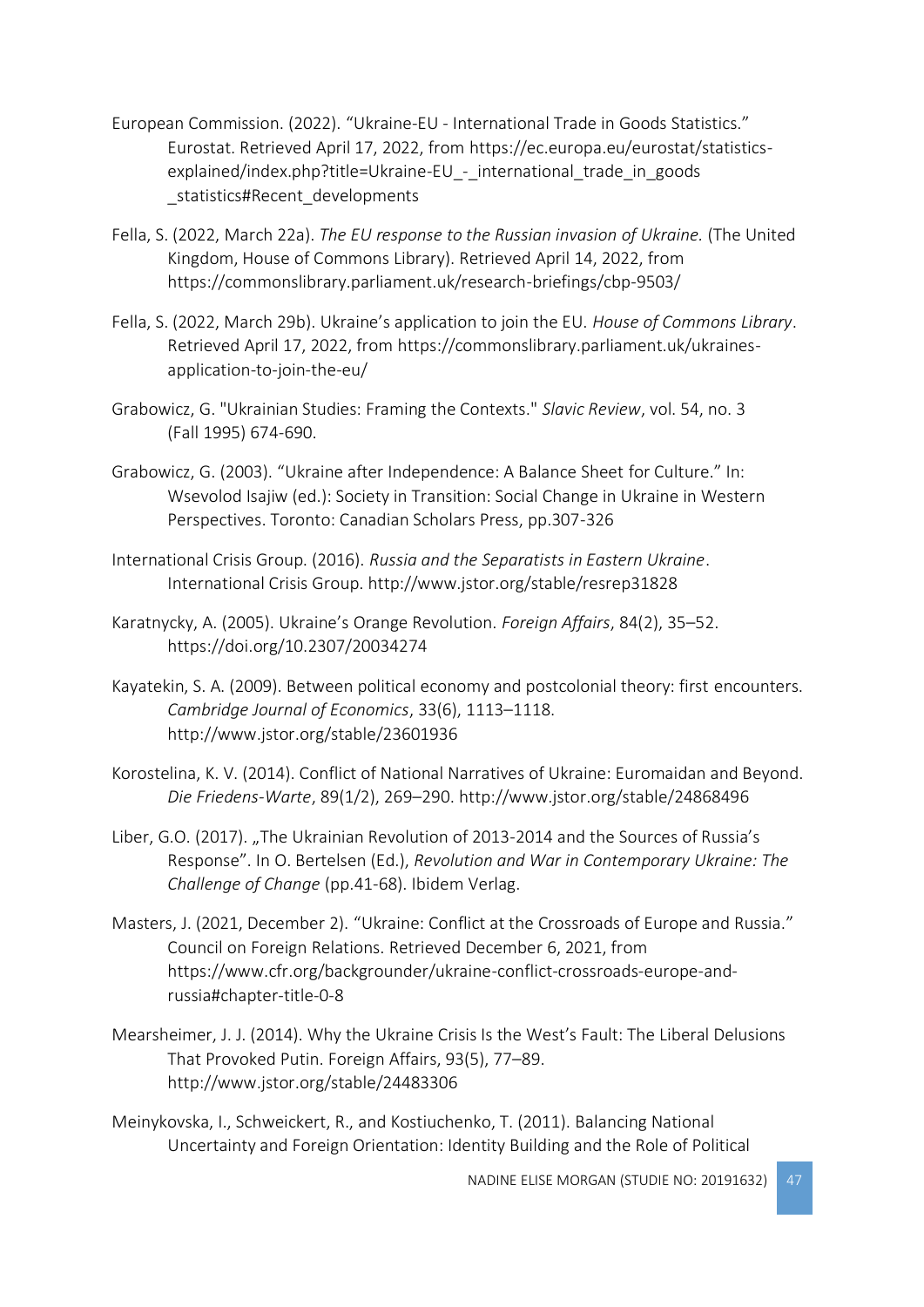European Commission. (2022). “Ukraine-EU - International Trade in Goods Statistics.” Eurostat. Retrieved April 17, 2022, from https://ec.europa.eu/eurostat/statistics-explained/index.php?title=Ukraine-EU_-_international_trade_in_goods _statistics#Recent_developments

Fella, S. (2022, March 22a). *The EU response to the Russian invasion of Ukraine.* (The United Kingdom, House of Commons Library). Retrieved April 14, 2022, from https://commonslibrary.parliament.uk/research-briefings/cbp-9503/

Fella, S. (2022, March 29b). Ukraine’s application to join the EU. *House of Commons Library*. Retrieved April 17, 2022, from https://commonslibrary.parliament.uk/ukraines-application-to-join-the-eu/

Grabowicz, G. "Ukrainian Studies: Framing the Contexts." *Slavic Review*, vol. 54, no. 3 (Fall 1995) 674-690.

Grabowicz, G. (2003). “Ukraine after Independence: A Balance Sheet for Culture.” In: Wsevolod Isajiw (ed.): Society in Transition: Social Change in Ukraine in Western Perspectives. Toronto: Canadian Scholars Press, pp.307-326

International Crisis Group. (2016). *Russia and the Separatists in Eastern Ukraine*. International Crisis Group. http://www.jstor.org/stable/resrep31828

Karatnycky, A. (2005). Ukraine’s Orange Revolution. *Foreign Affairs*, 84(2), 35–52. https://doi.org/10.2307/20034274

Kayatekin, S. A. (2009). Between political economy and postcolonial theory: first encounters. *Cambridge Journal of Economics*, 33(6), 1113–1118. http://www.jstor.org/stable/23601936

Korostelina, K. V. (2014). Conflict of National Narratives of Ukraine: Euromaidan and Beyond. *Die Friedens-Warte*, 89(1/2), 269–290. http://www.jstor.org/stable/24868496

Liber, G.O. (2017). „The Ukrainian Revolution of 2013-2014 and the Sources of Russia’s Response”. In O. Bertelsen (Ed.), *Revolution and War in Contemporary Ukraine: The Challenge of Change* (pp.41-68). Ibidem Verlag.

Masters, J. (2021, December 2). “Ukraine: Conflict at the Crossroads of Europe and Russia.” Council on Foreign Relations. Retrieved December 6, 2021, from https://www.cfr.org/backgrounder/ukraine-conflict-crossroads-europe-and-russia#chapter-title-0-8

Mearsheimer, J. J. (2014). Why the Ukraine Crisis Is the West’s Fault: The Liberal Delusions That Provoked Putin. Foreign Affairs, 93(5), 77–89. http://www.jstor.org/stable/24483306

Meinykovska, I., Schweickert, R., and Kostiuchenko, T. (2011). Balancing National Uncertainty and Foreign Orientation: Identity Building and the Role of Political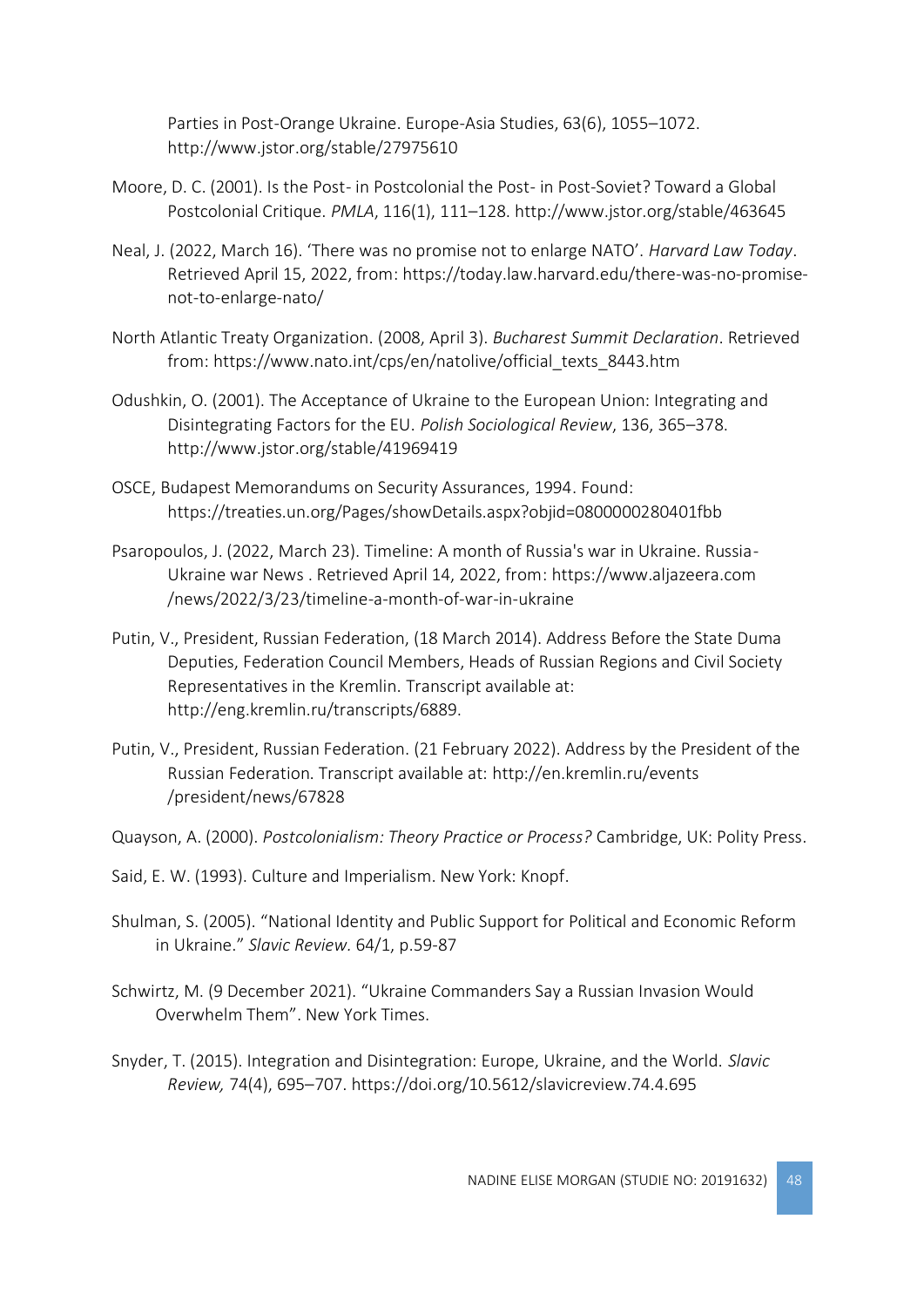Parties in Post-Orange Ukraine. Europe-Asia Studies, 63(6), 1055–1072. http://www.jstor.org/stable/27975610

Moore, D. C. (2001). Is the Post- in Postcolonial the Post- in Post-Soviet? Toward a Global Postcolonial Critique. *PMLA*, 116(1), 111–128. http://www.jstor.org/stable/463645

Neal, J. (2022, March 16). 'There was no promise not to enlarge NATO'. *Harvard Law Today*. Retrieved April 15, 2022, from: https://today.law.harvard.edu/there-was-no-promise-not-to-enlarge-nato/

North Atlantic Treaty Organization. (2008, April 3). *Bucharest Summit Declaration*. Retrieved from: https://www.nato.int/cps/en/natolive/official_texts_8443.htm

Odushkin, O. (2001). The Acceptance of Ukraine to the European Union: Integrating and Disintegrating Factors for the EU. *Polish Sociological Review*, 136, 365–378. http://www.jstor.org/stable/41969419

OSCE, Budapest Memorandums on Security Assurances, 1994. Found: https://treaties.un.org/Pages/showDetails.aspx?objid=0800000280401fbb

Psaropoulos, J. (2022, March 23). Timeline: A month of Russia's war in Ukraine. Russia-Ukraine war News . Retrieved April 14, 2022, from: https://www.aljazeera.com /news/2022/3/23/timeline-a-month-of-war-in-ukraine

Putin, V., President, Russian Federation, (18 March 2014). Address Before the State Duma Deputies, Federation Council Members, Heads of Russian Regions and Civil Society Representatives in the Kremlin. Transcript available at: http://eng.kremlin.ru/transcripts/6889.

Putin, V., President, Russian Federation. (21 February 2022). Address by the President of the Russian Federation. Transcript available at: http://en.kremlin.ru/events /president/news/67828

Quayson, A. (2000). *Postcolonialism: Theory Practice or Process?* Cambridge, UK: Polity Press.

Said, E. W. (1993). Culture and Imperialism. New York: Knopf.

Shulman, S. (2005). "National Identity and Public Support for Political and Economic Reform in Ukraine." *Slavic Review.* 64/1, p.59-87

Schwirtz, M. (9 December 2021). "Ukraine Commanders Say a Russian Invasion Would Overwhelm Them". New York Times.

Snyder, T. (2015). Integration and Disintegration: Europe, Ukraine, and the World. *Slavic Review,* 74(4), 695–707. https://doi.org/10.5612/slavicreview.74.4.695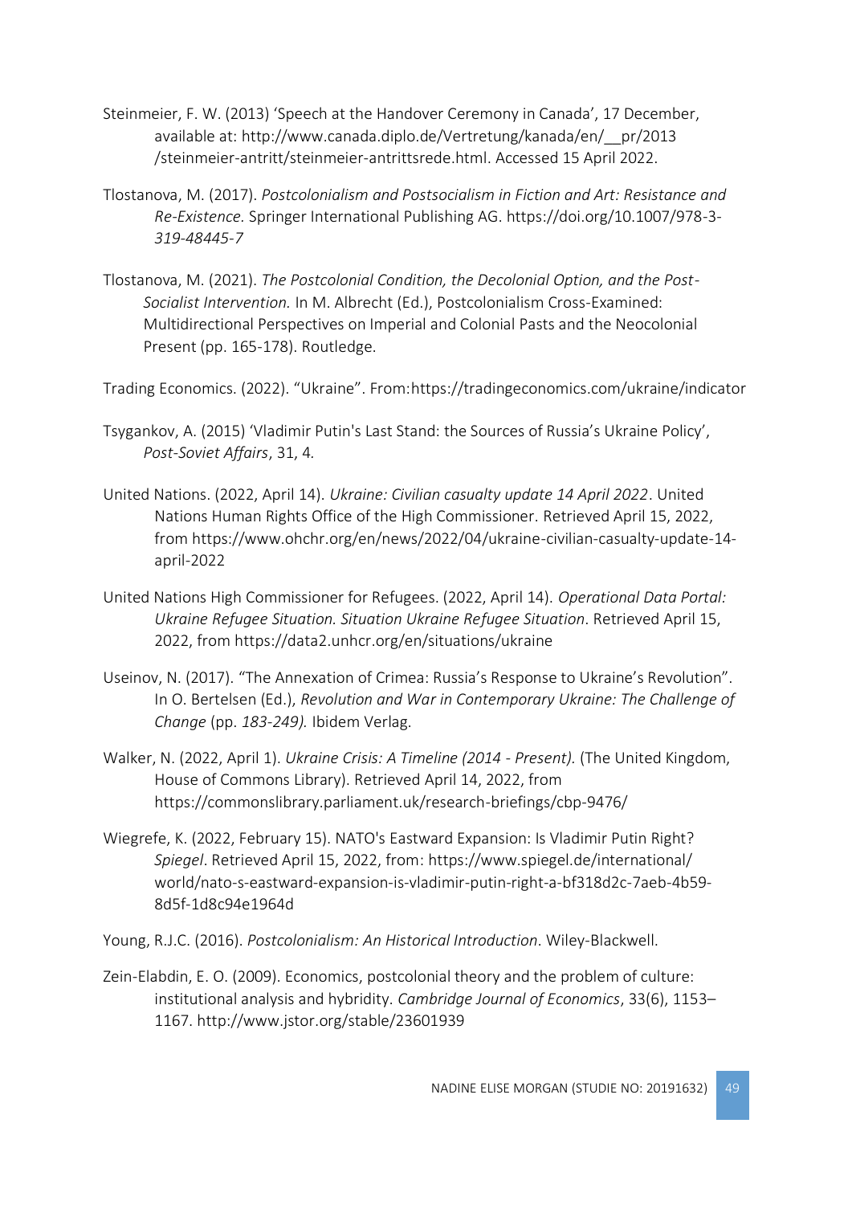Steinmeier, F. W. (2013) 'Speech at the Handover Ceremony in Canada', 17 December, available at: http://www.canada.diplo.de/Vertretung/kanada/en/__pr/2013/steinmeier-antritt/steinmeier-antrittsrede.html. Accessed 15 April 2022.

Tlostanova, M. (2017). *Postcolonialism and Postsocialism in Fiction and Art: Resistance and Re-Existence.* Springer International Publishing AG. https://doi.org/10.1007/978-3-*319-48445-7*

Tlostanova, M. (2021). *The Postcolonial Condition, the Decolonial Option, and the Post-Socialist Intervention.* In M. Albrecht (Ed.), Postcolonialism Cross-Examined: Multidirectional Perspectives on Imperial and Colonial Pasts and the Neocolonial Present (pp. 165-178). Routledge.

Trading Economics. (2022). "Ukraine". From:https://tradingeconomics.com/ukraine/indicator

Tsygankov, A. (2015) 'Vladimir Putin's Last Stand: the Sources of Russia's Ukraine Policy', *Post-Soviet Affairs*, 31, 4.

United Nations. (2022, April 14). *Ukraine: Civilian casualty update 14 April 2022*. United Nations Human Rights Office of the High Commissioner. Retrieved April 15, 2022, from https://www.ohchr.org/en/news/2022/04/ukraine-civilian-casualty-update-14-april-2022

United Nations High Commissioner for Refugees. (2022, April 14). *Operational Data Portal: Ukraine Refugee Situation. Situation Ukraine Refugee Situation*. Retrieved April 15, 2022, from https://data2.unhcr.org/en/situations/ukraine

Useinov, N. (2017). "The Annexation of Crimea: Russia's Response to Ukraine's Revolution". In O. Bertelsen (Ed.), *Revolution and War in Contemporary Ukraine: The Challenge of Change* (pp. *183-249).* Ibidem Verlag.

Walker, N. (2022, April 1). *Ukraine Crisis: A Timeline (2014 - Present).* (The United Kingdom, House of Commons Library). Retrieved April 14, 2022, from https://commonslibrary.parliament.uk/research-briefings/cbp-9476/

Wiegrefe, K. (2022, February 15). NATO's Eastward Expansion: Is Vladimir Putin Right? *Spiegel*. Retrieved April 15, 2022, from: https://www.spiegel.de/international/world/nato-s-eastward-expansion-is-vladimir-putin-right-a-bf318d2c-7aeb-4b59-8d5f-1d8c94e1964d

Young, R.J.C. (2016). *Postcolonialism: An Historical Introduction*. Wiley-Blackwell.

Zein-Elabdin, E. O. (2009). Economics, postcolonial theory and the problem of culture: institutional analysis and hybridity. *Cambridge Journal of Economics*, 33(6), 1153–1167. http://www.jstor.org/stable/23601939